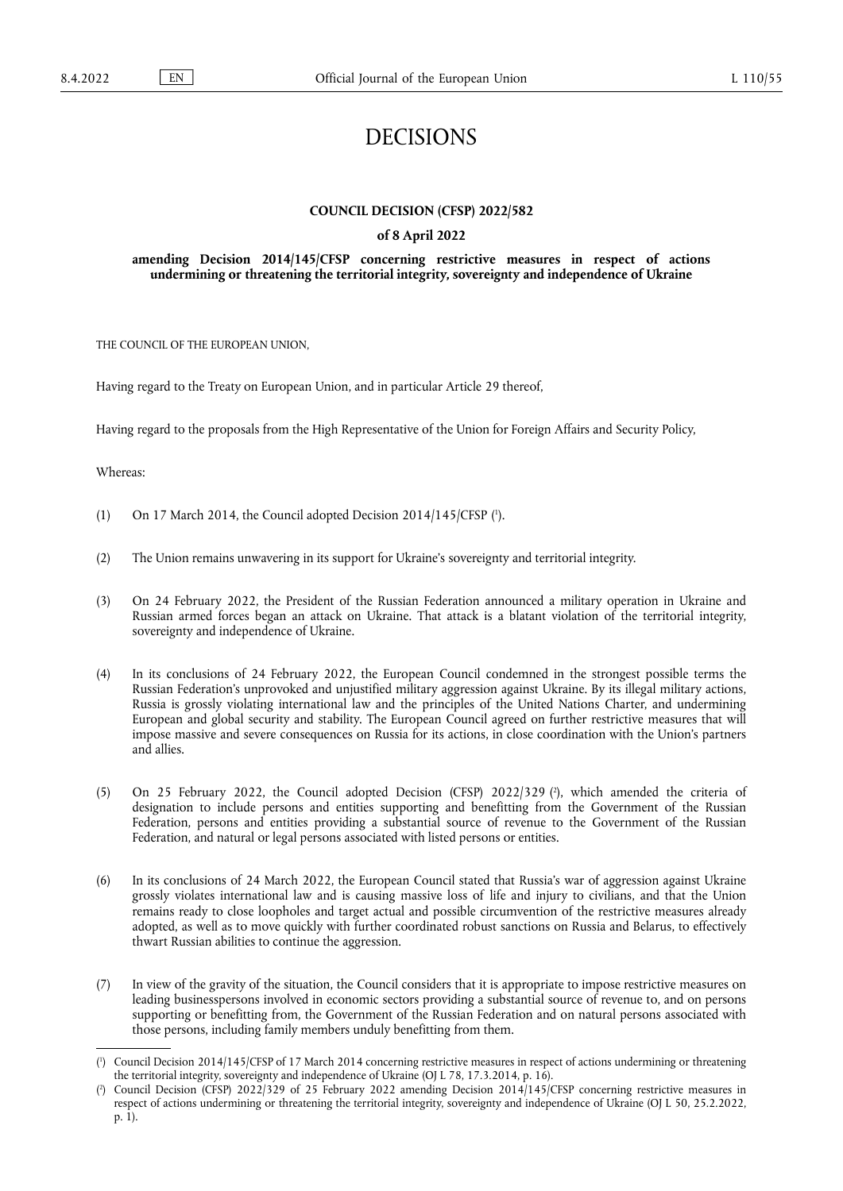# DECISIONS

## COUNCIL DECISION (CFSP) 2022/582

### of 8 April 2022

### amending Decision 2014/145/CFSP concerning restrictive measures in respect of actions undermining or threatening the territorial integrity, sovereignty and independence of Ukraine

THE COUNCIL OF THE EUROPEAN UNION,

Having regard to the Treaty on European Union, and in particular Article 29 thereof,

Having regard to the proposals from the High Representative of the Union for Foreign Affairs and Security Policy,

Whereas:

(1) On 17 March 2014, the Council adopted Decision 2014/145/CFSP [1].

(2) The Union remains unwavering in its support for Ukraine's sovereignty and territorial integrity.

(3) On 24 February 2022, the President of the Russian Federation announced a military operation in Ukraine and Russian armed forces began an attack on Ukraine. That attack is a blatant violation of the territorial integrity, sovereignty and independence of Ukraine.

(4) In its conclusions of 24 February 2022, the European Council condemned in the strongest possible terms the Russian Federation's unprovoked and unjustified military aggression against Ukraine. By its illegal military actions, Russia is grossly violating international law and the principles of the United Nations Charter, and undermining European and global security and stability. The European Council agreed on further restrictive measures that will impose massive and severe consequences on Russia for its actions, in close coordination with the Union's partners and allies.

(5) On 25 February 2022, the Council adopted Decision (CFSP) 2022/329 [2], which amended the criteria of designation to include persons and entities supporting and benefitting from the Government of the Russian Federation, persons and entities providing a substantial source of revenue to the Government of the Russian Federation, and natural or legal persons associated with listed persons or entities.

(6) In its conclusions of 24 March 2022, the European Council stated that Russia's war of aggression against Ukraine grossly violates international law and is causing massive loss of life and injury to civilians, and that the Union remains ready to close loopholes and target actual and possible circumvention of the restrictive measures already adopted, as well as to move quickly with further coordinated robust sanctions on Russia and Belarus, to effectively thwart Russian abilities to continue the aggression.

(7) In view of the gravity of the situation, the Council considers that it is appropriate to impose restrictive measures on leading businesspersons involved in economic sectors providing a substantial source of revenue to, and on persons supporting or benefitting from, the Government of the Russian Federation and on natural persons associated with those persons, including family members unduly benefitting from them.

---

[1] Council Decision 2014/145/CFSP of 17 March 2014 concerning restrictive measures in respect of actions undermining or threatening the territorial integrity, sovereignty and independence of Ukraine (OJ L 78, 17.3.2014, p. 16).

[2] Council Decision (CFSP) 2022/329 of 25 February 2022 amending Decision 2014/145/CFSP concerning restrictive measures in respect of actions undermining or threatening the territorial integrity, sovereignty and independence of Ukraine (OJ L 50, 25.2.2022, p. 1).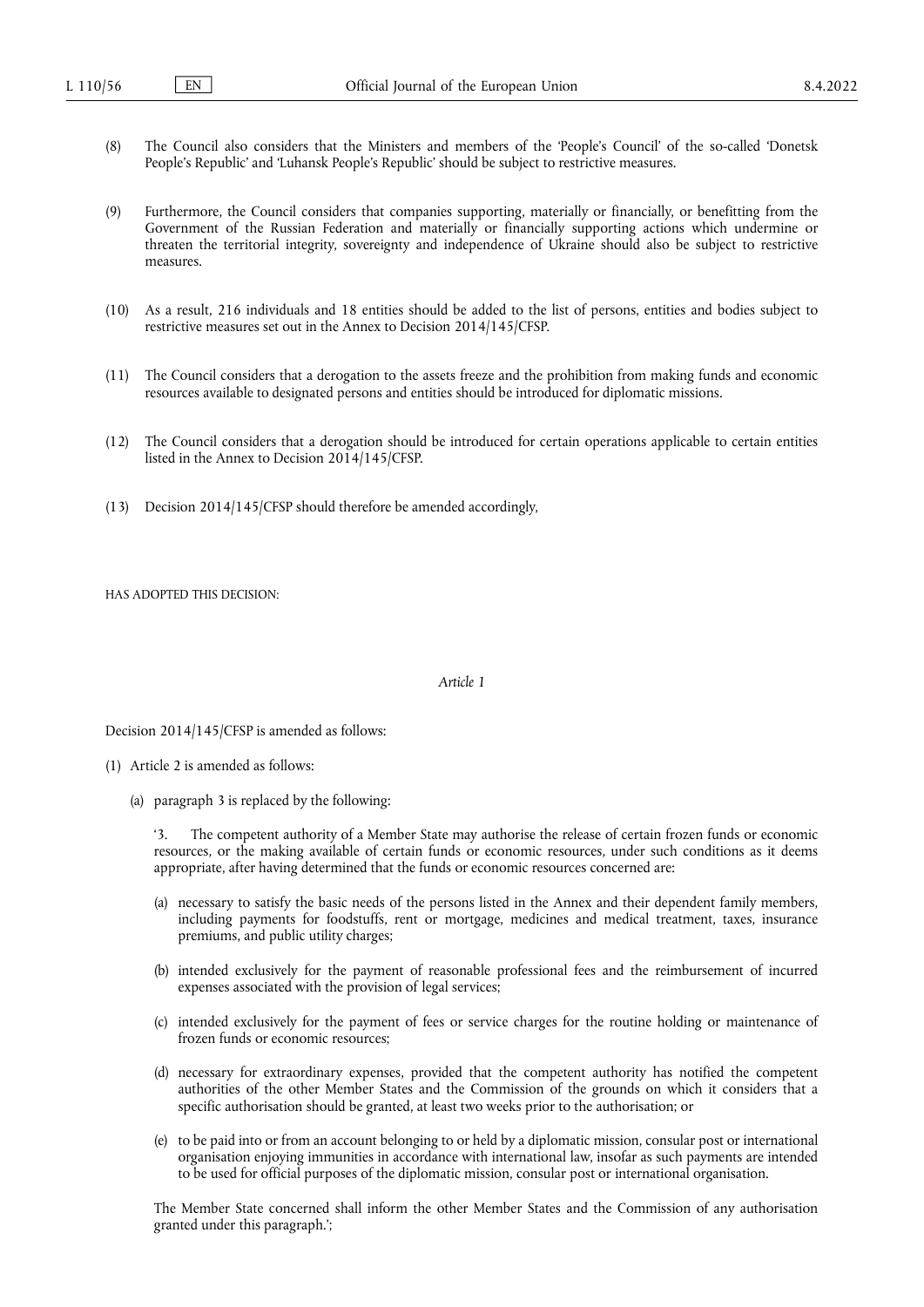(8) The Council also considers that the Ministers and members of the 'People's Council' of the so-called 'Donetsk People's Republic' and 'Luhansk People's Republic' should be subject to restrictive measures.

(9) Furthermore, the Council considers that companies supporting, materially or financially, or benefitting from the Government of the Russian Federation and materially or financially supporting actions which undermine or threaten the territorial integrity, sovereignty and independence of Ukraine should also be subject to restrictive measures.

(10) As a result, 216 individuals and 18 entities should be added to the list of persons, entities and bodies subject to restrictive measures set out in the Annex to Decision 2014/145/CFSP.

(11) The Council considers that a derogation to the assets freeze and the prohibition from making funds and economic resources available to designated persons and entities should be introduced for diplomatic missions.

(12) The Council considers that a derogation should be introduced for certain operations applicable to certain entities listed in the Annex to Decision 2014/145/CFSP.

(13) Decision 2014/145/CFSP should therefore be amended accordingly,

HAS ADOPTED THIS DECISION:

*Article 1*

Decision 2014/145/CFSP is amended as follows:

(1) Article 2 is amended as follows:

(a) paragraph 3 is replaced by the following:

'3. The competent authority of a Member State may authorise the release of certain frozen funds or economic resources, or the making available of certain funds or economic resources, under such conditions as it deems appropriate, after having determined that the funds or economic resources concerned are:

(a) necessary to satisfy the basic needs of the persons listed in the Annex and their dependent family members, including payments for foodstuffs, rent or mortgage, medicines and medical treatment, taxes, insurance premiums, and public utility charges;

(b) intended exclusively for the payment of reasonable professional fees and the reimbursement of incurred expenses associated with the provision of legal services;

(c) intended exclusively for the payment of fees or service charges for the routine holding or maintenance of frozen funds or economic resources;

(d) necessary for extraordinary expenses, provided that the competent authority has notified the competent authorities of the other Member States and the Commission of the grounds on which it considers that a specific authorisation should be granted, at least two weeks prior to the authorisation; or

(e) to be paid into or from an account belonging to or held by a diplomatic mission, consular post or international organisation enjoying immunities in accordance with international law, insofar as such payments are intended to be used for official purposes of the diplomatic mission, consular post or international organisation.

The Member State concerned shall inform the other Member States and the Commission of any authorisation granted under this paragraph.';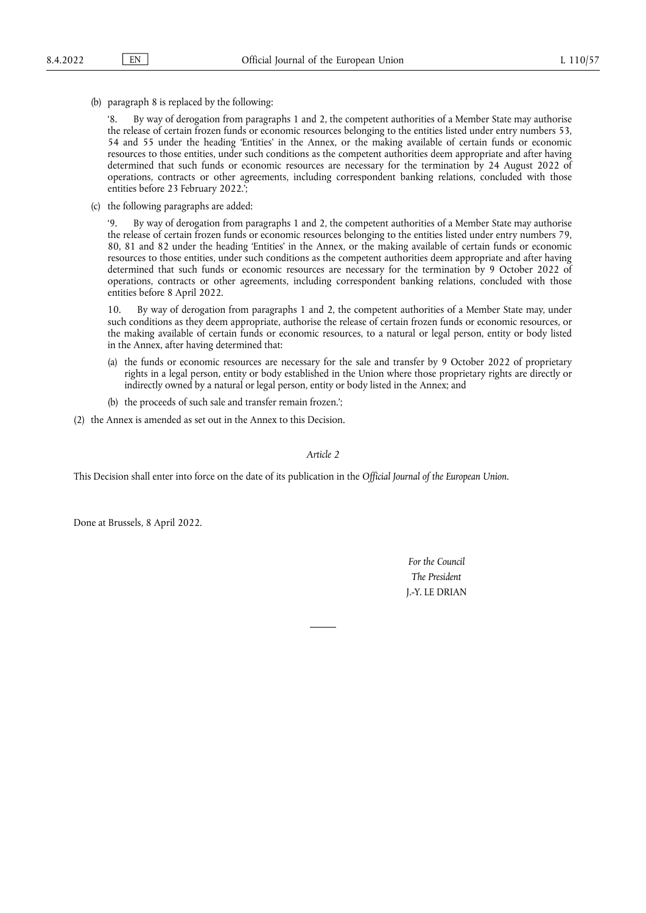(b) paragraph 8 is replaced by the following:

'8. By way of derogation from paragraphs 1 and 2, the competent authorities of a Member State may authorise the release of certain frozen funds or economic resources belonging to the entities listed under entry numbers 53, 54 and 55 under the heading 'Entities' in the Annex, or the making available of certain funds or economic resources to those entities, under such conditions as the competent authorities deem appropriate and after having determined that such funds or economic resources are necessary for the termination by 24 August 2022 of operations, contracts or other agreements, including correspondent banking relations, concluded with those entities before 23 February 2022.';

(c) the following paragraphs are added:

'9. By way of derogation from paragraphs 1 and 2, the competent authorities of a Member State may authorise the release of certain frozen funds or economic resources belonging to the entities listed under entry numbers 79, 80, 81 and 82 under the heading 'Entities' in the Annex, or the making available of certain funds or economic resources to those entities, under such conditions as the competent authorities deem appropriate and after having determined that such funds or economic resources are necessary for the termination by 9 October 2022 of operations, contracts or other agreements, including correspondent banking relations, concluded with those entities before 8 April 2022.

10. By way of derogation from paragraphs 1 and 2, the competent authorities of a Member State may, under such conditions as they deem appropriate, authorise the release of certain frozen funds or economic resources, or the making available of certain funds or economic resources, to a natural or legal person, entity or body listed in the Annex, after having determined that:

(a) the funds or economic resources are necessary for the sale and transfer by 9 October 2022 of proprietary rights in a legal person, entity or body established in the Union where those proprietary rights are directly or indirectly owned by a natural or legal person, entity or body listed in the Annex; and

(b) the proceeds of such sale and transfer remain frozen.';

(2) the Annex is amended as set out in the Annex to this Decision.

*Article 2*

This Decision shall enter into force on the date of its publication in the *Official Journal of the European Union*.

Done at Brussels, 8 April 2022.

*For the Council*

*The President*

J.-Y. LE DRIAN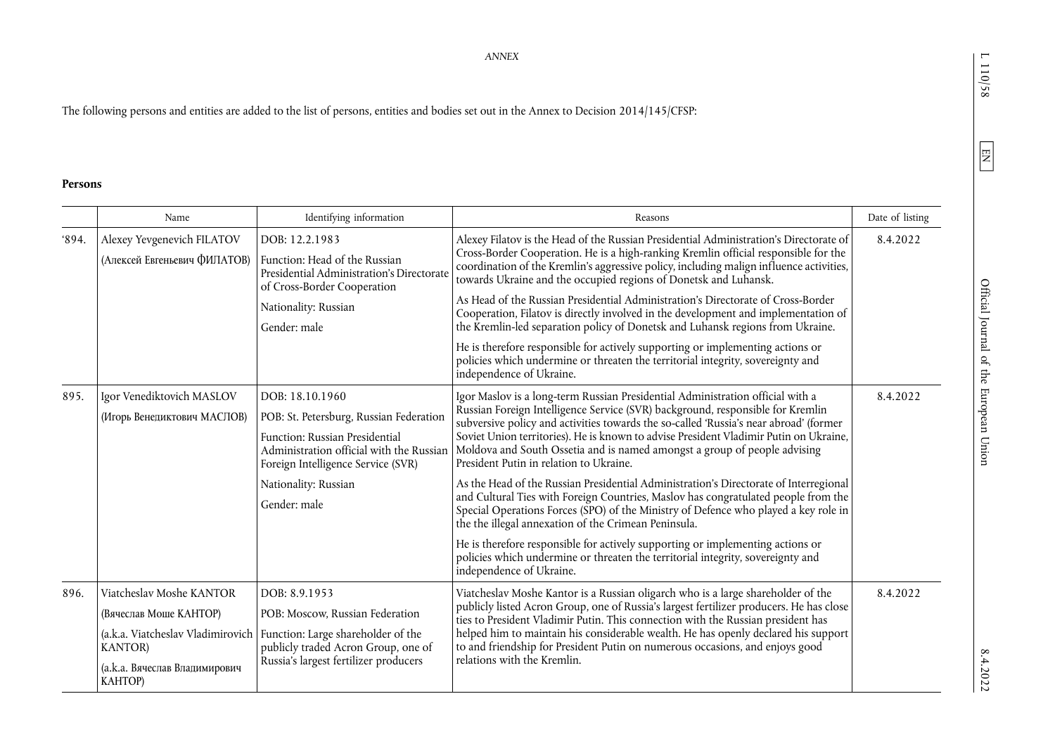*ANNEX*

The following persons and entities are added to the list of persons, entities and bodies set out in the Annex to Decision 2014/145/CFSP:

**Persons**

| | Name | Identifying information | Reasons | Date of listing |
|---|---|---|---|---|
| '894. | Alexey Yevgenevich FILATOV<br>(Алексей Евгеньевич ФИЛАТОВ) | DOB: 12.2.1983<br>Function: Head of the Russian Presidential Administration's Directorate of Cross-Border Cooperation<br>Nationality: Russian<br>Gender: male | Alexey Filatov is the Head of the Russian Presidential Administration's Directorate of Cross-Border Cooperation. He is a high-ranking Kremlin official responsible for the coordination of the Kremlin's aggressive policy, including malign influence activities, towards Ukraine and the occupied regions of Donetsk and Luhansk.<br>As Head of the Russian Presidential Administration's Directorate of Cross-Border Cooperation, Filatov is directly involved in the development and implementation of the Kremlin-led separation policy of Donetsk and Luhansk regions from Ukraine.<br>He is therefore responsible for actively supporting or implementing actions or policies which undermine or threaten the territorial integrity, sovereignty and independence of Ukraine. | 8.4.2022 |
| 895. | Igor Venediktovich MASLOV<br>(Игорь Венедиктович МАСЛОВ) | DOB: 18.10.1960<br>POB: St. Petersburg, Russian Federation<br>Function: Russian Presidential Administration official with the Russian Foreign Intelligence Service (SVR)<br>Nationality: Russian<br>Gender: male | Igor Maslov is a long-term Russian Presidential Administration official with a Russian Foreign Intelligence Service (SVR) background, responsible for Kremlin subversive policy and activities towards the so-called 'Russia's near abroad' (former Soviet Union territories). He is known to advise President Vladimir Putin on Ukraine, Moldova and South Ossetia and is named amongst a group of people advising President Putin in relation to Ukraine.<br>As the Head of the Russian Presidential Administration's Directorate of Interregional and Cultural Ties with Foreign Countries, Maslov has congratulated people from the Special Operations Forces (SPO) of the Ministry of Defence who played a key role in the the illegal annexation of the Crimean Peninsula.<br>He is therefore responsible for actively supporting or implementing actions or policies which undermine or threaten the territorial integrity, sovereignty and independence of Ukraine. | 8.4.2022 |
| 896. | Viatcheslav Moshe KANTOR<br>(Вячеслав Моше КАНТОР)<br>(a.k.a. Viatcheslav Vladimirovich KANTOR)<br>(a.k.a. Вячеслав Владимирович КАНТОР) | DOB: 8.9.1953<br>POB: Moscow, Russian Federation<br>Function: Large shareholder of the publicly traded Acron Group, one of Russia's largest fertilizer producers | Viatcheslav Moshe Kantor is a Russian oligarch who is a large shareholder of the publicly listed Acron Group, one of Russia's largest fertilizer producers. He has close ties to President Vladimir Putin. This connection with the Russian president has helped him to maintain his considerable wealth. He has openly declared his support to and friendship for President Putin on numerous occasions, and enjoys good relations with the Kremlin. | 8.4.2022 |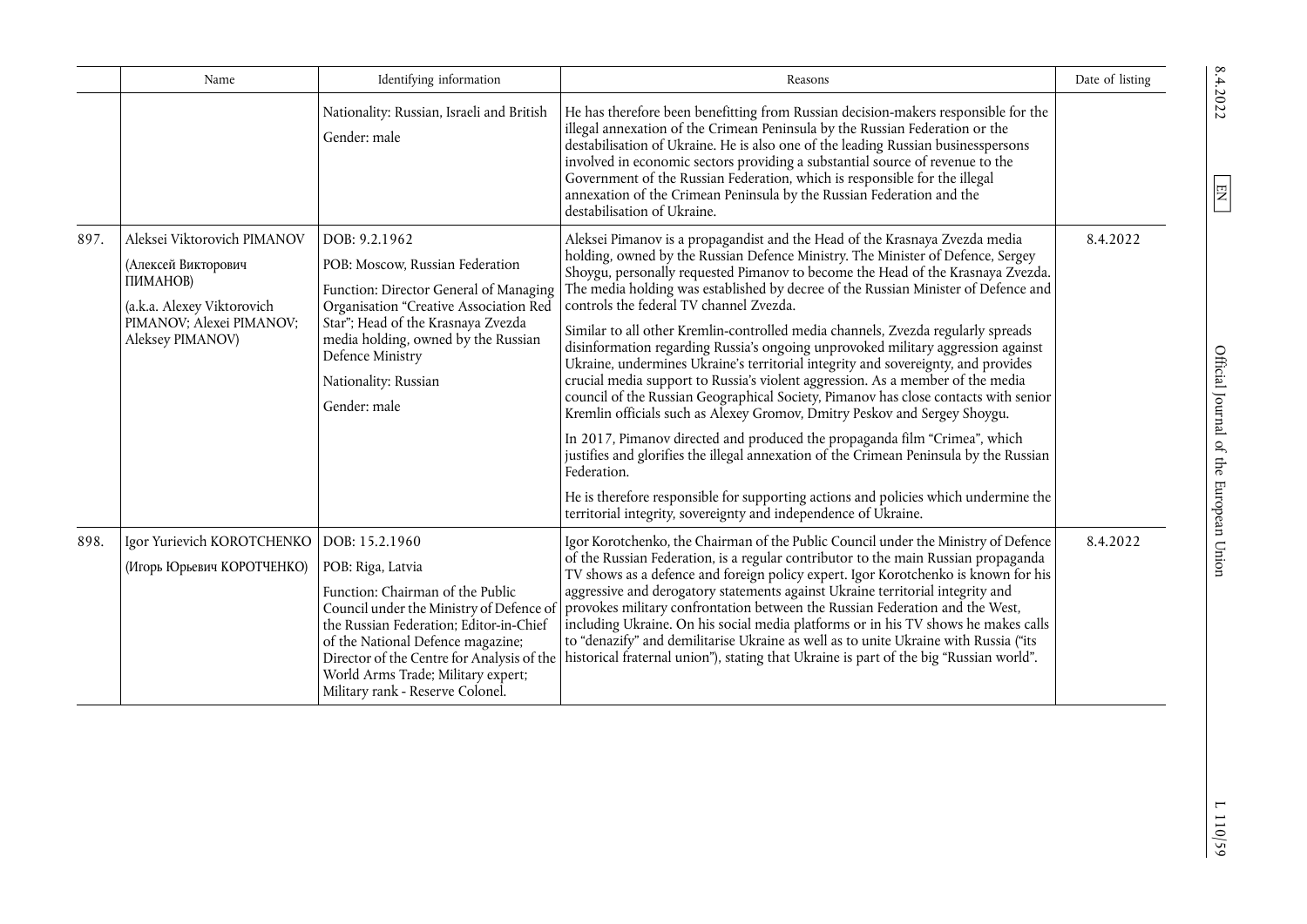| | Name | Identifying information | Reasons | Date of listing |
|---|---|---|---|---|
| | | Nationality: Russian, Israeli and British<br>Gender: male | He has therefore been benefitting from Russian decision-makers responsible for the illegal annexation of the Crimean Peninsula by the Russian Federation or the destabilisation of Ukraine. He is also one of the leading Russian businesspersons involved in economic sectors providing a substantial source of revenue to the Government of the Russian Federation, which is responsible for the illegal annexation of the Crimean Peninsula by the Russian Federation and the destabilisation of Ukraine. | |
| 897. | Aleksei Viktorovich PIMANOV<br>(Алексей Викторович ПИМАНОВ)<br>(a.k.a. Alexey Viktorovich PIMANOV; Alexei PIMANOV; Aleksey PIMANOV) | DOB: 9.2.1962<br>POB: Moscow, Russian Federation<br>Function: Director General of Managing Organisation "Creative Association Red Star"; Head of the Krasnaya Zvezda media holding, owned by the Russian Defence Ministry<br>Nationality: Russian<br>Gender: male | Aleksei Pimanov is a propagandist and the Head of the Krasnaya Zvezda media holding, owned by the Russian Defence Ministry. The Minister of Defence, Sergey Shoygu, personally requested Pimanov to become the Head of the Krasnaya Zvezda. The media holding was established by decree of the Russian Minister of Defence and controls the federal TV channel Zvezda.<br>Similar to all other Kremlin-controlled media channels, Zvezda regularly spreads disinformation regarding Russia's ongoing unprovoked military aggression against Ukraine, undermines Ukraine's territorial integrity and sovereignty, and provides crucial media support to Russia's violent aggression. As a member of the media council of the Russian Geographical Society, Pimanov has close contacts with senior Kremlin officials such as Alexey Gromov, Dmitry Peskov and Sergey Shoygu.<br>In 2017, Pimanov directed and produced the propaganda film "Crimea", which justifies and glorifies the illegal annexation of the Crimean Peninsula by the Russian Federation.<br>He is therefore responsible for supporting actions and policies which undermine the territorial integrity, sovereignty and independence of Ukraine. | 8.4.2022 |
| 898. | Igor Yurievich KOROTCHENKO<br>(Игорь Юрьевич КОРОТЧЕНКО) | DOB: 15.2.1960<br>POB: Riga, Latvia<br>Function: Chairman of the Public Council under the Ministry of Defence of the Russian Federation; Editor-in-Chief of the National Defence magazine; Director of the Centre for Analysis of the World Arms Trade; Military expert; Military rank - Reserve Colonel. | Igor Korotchenko, the Chairman of the Public Council under the Ministry of Defence of the Russian Federation, is a regular contributor to the main Russian propaganda TV shows as a defence and foreign policy expert. Igor Korotchenko is known for his aggressive and derogatory statements against Ukraine territorial integrity and provokes military confrontation between the Russian Federation and the West, including Ukraine. On his social media platforms or in his TV shows he makes calls to "denazify" and demilitarise Ukraine as well as to unite Ukraine with Russia ("its historical fraternal union"), stating that Ukraine is part of the big "Russian world". | 8.4.2022 |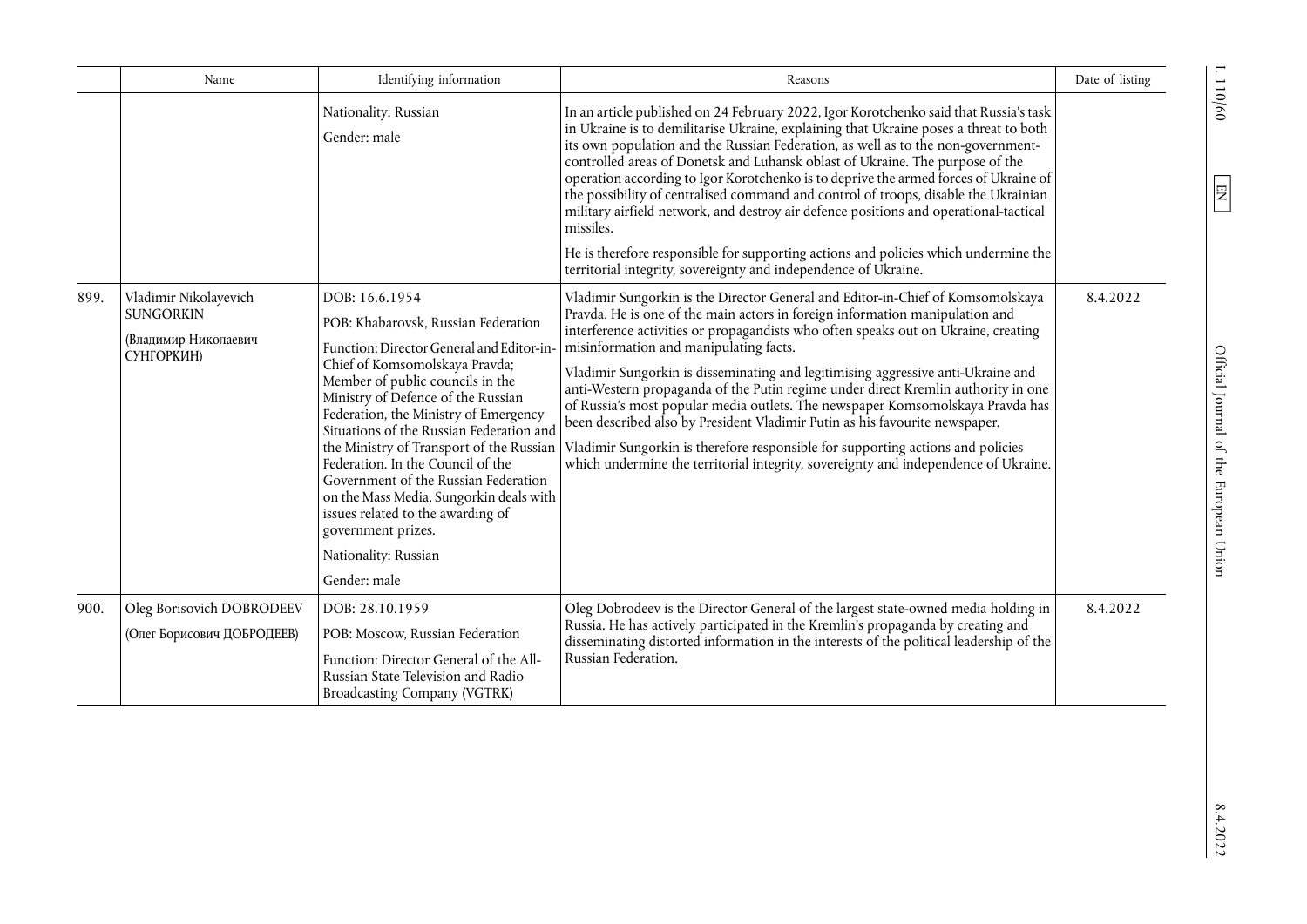| | Name | Identifying information | Reasons | Date of listing |
|---|---|---|---|---|
| | | Nationality: Russian<br>Gender: male | In an article published on 24 February 2022, Igor Korotchenko said that Russia's task in Ukraine is to demilitarise Ukraine, explaining that Ukraine poses a threat to both its own population and the Russian Federation, as well as to the non-government-controlled areas of Donetsk and Luhansk oblast of Ukraine. The purpose of the operation according to Igor Korotchenko is to deprive the armed forces of Ukraine of the possibility of centralised command and control of troops, disable the Ukrainian military airfield network, and destroy air defence positions and operational-tactical missiles.<br>He is therefore responsible for supporting actions and policies which undermine the territorial integrity, sovereignty and independence of Ukraine. | |
| 899. | Vladimir Nikolayevich SUNGORKIN<br>(Владимир Николаевич СУНГОРКИН) | DOB: 16.6.1954<br>POB: Khabarovsk, Russian Federation<br>Function: Director General and Editor-in-Chief of Komsomolskaya Pravda; Member of public councils in the Ministry of Defence of the Russian Federation, the Ministry of Emergency Situations of the Russian Federation and the Ministry of Transport of the Russian Federation. In the Council of the Government of the Russian Federation on the Mass Media, Sungorkin deals with issues related to the awarding of government prizes.<br>Nationality: Russian<br>Gender: male | Vladimir Sungorkin is the Director General and Editor-in-Chief of Komsomolskaya Pravda. He is one of the main actors in foreign information manipulation and interference activities or propagandists who often speaks out on Ukraine, creating misinformation and manipulating facts.<br>Vladimir Sungorkin is disseminating and legitimising aggressive anti-Ukraine and anti-Western propaganda of the Putin regime under direct Kremlin authority in one of Russia's most popular media outlets. The newspaper Komsomolskaya Pravda has been described also by President Vladimir Putin as his favourite newspaper.<br>Vladimir Sungorkin is therefore responsible for supporting actions and policies which undermine the territorial integrity, sovereignty and independence of Ukraine. | 8.4.2022 |
| 900. | Oleg Borisovich DOBRODEEV<br>(Олег Борисович ДОБРОДЕЕВ) | DOB: 28.10.1959<br>POB: Moscow, Russian Federation<br>Function: Director General of the All-Russian State Television and Radio Broadcasting Company (VGTRK) | Oleg Dobrodeev is the Director General of the largest state-owned media holding in Russia. He has actively participated in the Kremlin's propaganda by creating and disseminating distorted information in the interests of the political leadership of the Russian Federation. | 8.4.2022 |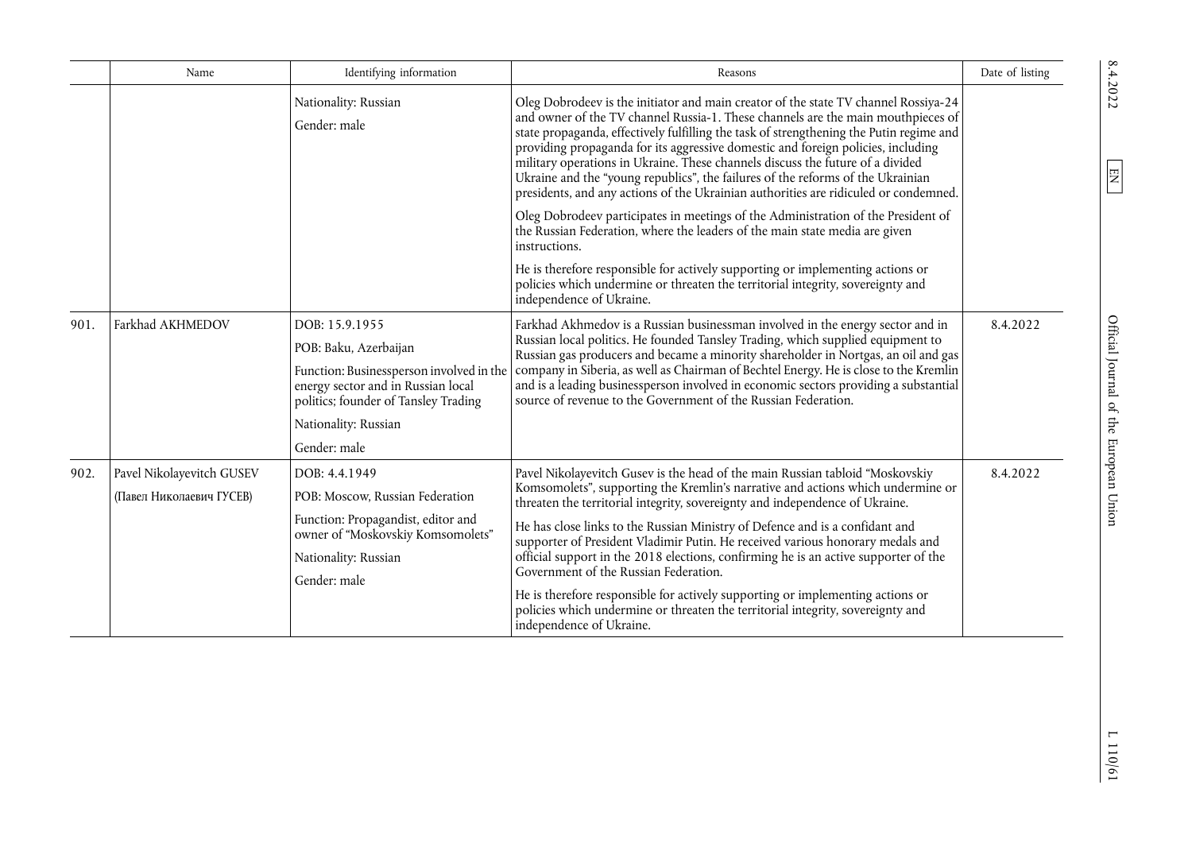| | Name | Identifying information | Reasons | Date of listing |
|---|---|---|---|---|
| | | Nationality: Russian<br><br>Gender: male | Oleg Dobrodeev is the initiator and main creator of the state TV channel Rossiya-24 and owner of the TV channel Russia-1. These channels are the main mouthpieces of state propaganda, effectively fulfilling the task of strengthening the Putin regime and providing propaganda for its aggressive domestic and foreign policies, including military operations in Ukraine. These channels discuss the future of a divided Ukraine and the "young republics", the failures of the reforms of the Ukrainian presidents, and any actions of the Ukrainian authorities are ridiculed or condemned.<br><br>Oleg Dobrodeev participates in meetings of the Administration of the President of the Russian Federation, where the leaders of the main state media are given instructions.<br><br>He is therefore responsible for actively supporting or implementing actions or policies which undermine or threaten the territorial integrity, sovereignty and independence of Ukraine. | |
| 901. | Farkhad AKHMEDOV | DOB: 15.9.1955<br><br>POB: Baku, Azerbaijan<br><br>Function: Businessperson involved in the energy sector and in Russian local politics; founder of Tansley Trading<br><br>Nationality: Russian<br><br>Gender: male | Farkhad Akhmedov is a Russian businessman involved in the energy sector and in Russian local politics. He founded Tansley Trading, which supplied equipment to Russian gas producers and became a minority shareholder in Nortgas, an oil and gas company in Siberia, as well as Chairman of Bechtel Energy. He is close to the Kremlin and is a leading businessperson involved in economic sectors providing a substantial source of revenue to the Government of the Russian Federation. | 8.4.2022 |
| 902. | Pavel Nikolayevitch GUSEV<br><br>(Павел Николаевич ГУСЕВ) | DOB: 4.4.1949<br><br>POB: Moscow, Russian Federation<br><br>Function: Propagandist, editor and owner of "Moskovskiy Komsomolets"<br><br>Nationality: Russian<br><br>Gender: male | Pavel Nikolayevitch Gusev is the head of the main Russian tabloid "Moskovskiy Komsomolets", supporting the Kremlin's narrative and actions which undermine or threaten the territorial integrity, sovereignty and independence of Ukraine.<br><br>He has close links to the Russian Ministry of Defence and is a confidant and supporter of President Vladimir Putin. He received various honorary medals and official support in the 2018 elections, confirming he is an active supporter of the Government of the Russian Federation.<br><br>He is therefore responsible for actively supporting or implementing actions or policies which undermine or threaten the territorial integrity, sovereignty and independence of Ukraine. | 8.4.2022 |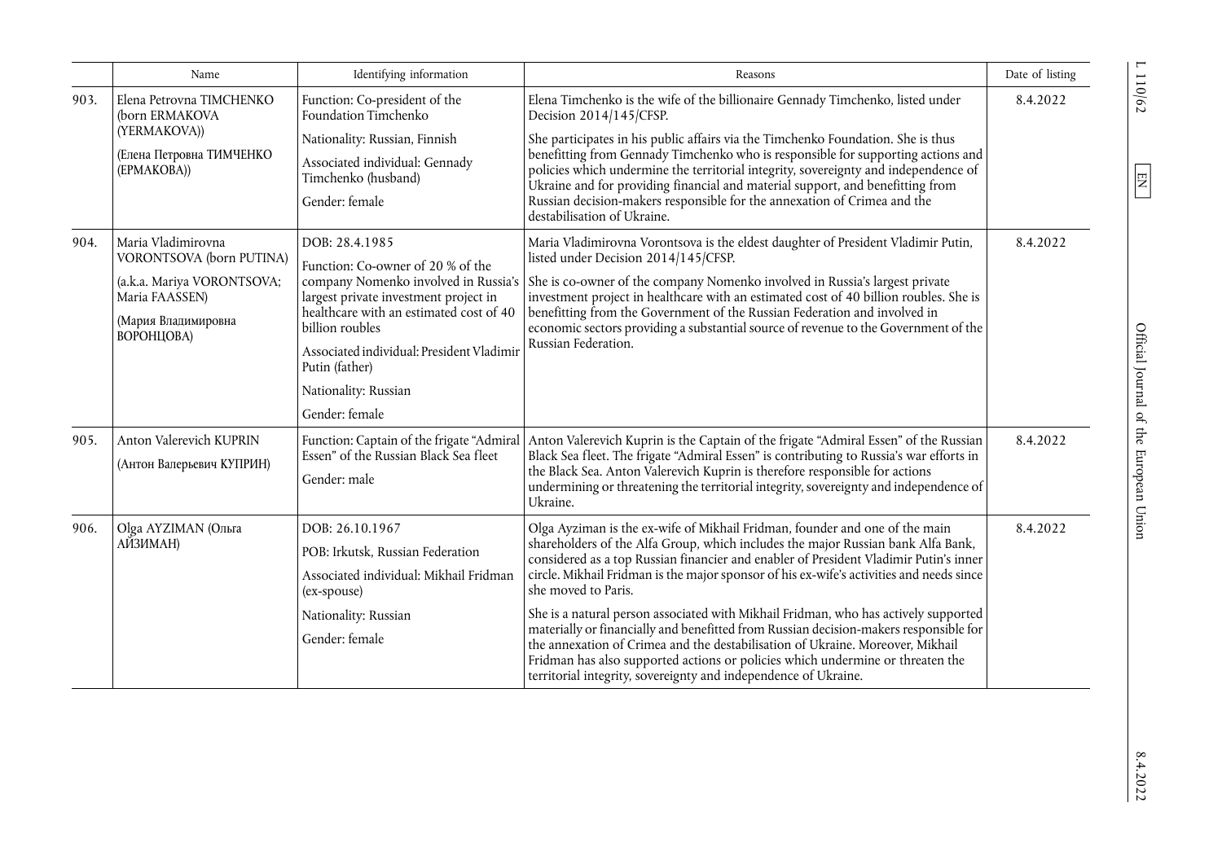| | Name | Identifying information | Reasons | Date of listing |
|---|---|---|---|---|
| 903. | Elena Petrovna TIMCHENKO (born ERMAKOVA (YERMAKOVA))<br><br>(Елена Петровна ТИМЧЕНКО (ЕРМАКОВА)) | Function: Co-president of the Foundation Timchenko<br><br>Nationality: Russian, Finnish<br><br>Associated individual: Gennady Timchenko (husband)<br><br>Gender: female | Elena Timchenko is the wife of the billionaire Gennady Timchenko, listed under Decision 2014/145/CFSP.<br><br>She participates in his public affairs via the Timchenko Foundation. She is thus benefitting from Gennady Timchenko who is responsible for supporting actions and policies which undermine the territorial integrity, sovereignty and independence of Ukraine and for providing financial and material support, and benefitting from Russian decision-makers responsible for the annexation of Crimea and the destabilisation of Ukraine. | 8.4.2022 |
| 904. | Maria Vladimirovna VORONTSOVA (born PUTINA)<br><br>(a.k.a. Mariya VORONTSOVA; Maria FAASSEN)<br><br>(Мария Владимировна ВОРОНЦОВА) | DOB: 28.4.1985<br><br>Function: Co-owner of 20 % of the company Nomenko involved in Russia's largest private investment project in healthcare with an estimated cost of 40 billion roubles<br><br>Associated individual: President Vladimir Putin (father)<br><br>Nationality: Russian<br><br>Gender: female | Maria Vladimirovna Vorontsova is the eldest daughter of President Vladimir Putin, listed under Decision 2014/145/CFSP.<br><br>She is co-owner of the company Nomenko involved in Russia's largest private investment project in healthcare with an estimated cost of 40 billion roubles. She is benefitting from the Government of the Russian Federation and involved in economic sectors providing a substantial source of revenue to the Government of the Russian Federation. | 8.4.2022 |
| 905. | Anton Valerevich KUPRIN<br><br>(Антон Валерьевич КУПРИН) | Function: Captain of the frigate "Admiral Essen" of the Russian Black Sea fleet<br><br>Gender: male | Anton Valerevich Kuprin is the Captain of the frigate "Admiral Essen" of the Russian Black Sea fleet. The frigate "Admiral Essen" is contributing to Russia's war efforts in the Black Sea. Anton Valerevich Kuprin is therefore responsible for actions undermining or threatening the territorial integrity, sovereignty and independence of Ukraine. | 8.4.2022 |
| 906. | Olga AYZIMAN (Ольга АЙЗИМАН) | DOB: 26.10.1967<br><br>POB: Irkutsk, Russian Federation<br><br>Associated individual: Mikhail Fridman (ex-spouse)<br><br>Nationality: Russian<br><br>Gender: female | Olga Ayziman is the ex-wife of Mikhail Fridman, founder and one of the main shareholders of the Alfa Group, which includes the major Russian bank Alfa Bank, considered as a top Russian financier and enabler of President Vladimir Putin's inner circle. Mikhail Fridman is the major sponsor of his ex-wife's activities and needs since she moved to Paris.<br><br>She is a natural person associated with Mikhail Fridman, who has actively supported materially or financially and benefitted from Russian decision-makers responsible for the annexation of Crimea and the destabilisation of Ukraine. Moreover, Mikhail Fridman has also supported actions or policies which undermine or threaten the territorial integrity, sovereignty and independence of Ukraine. | 8.4.2022 |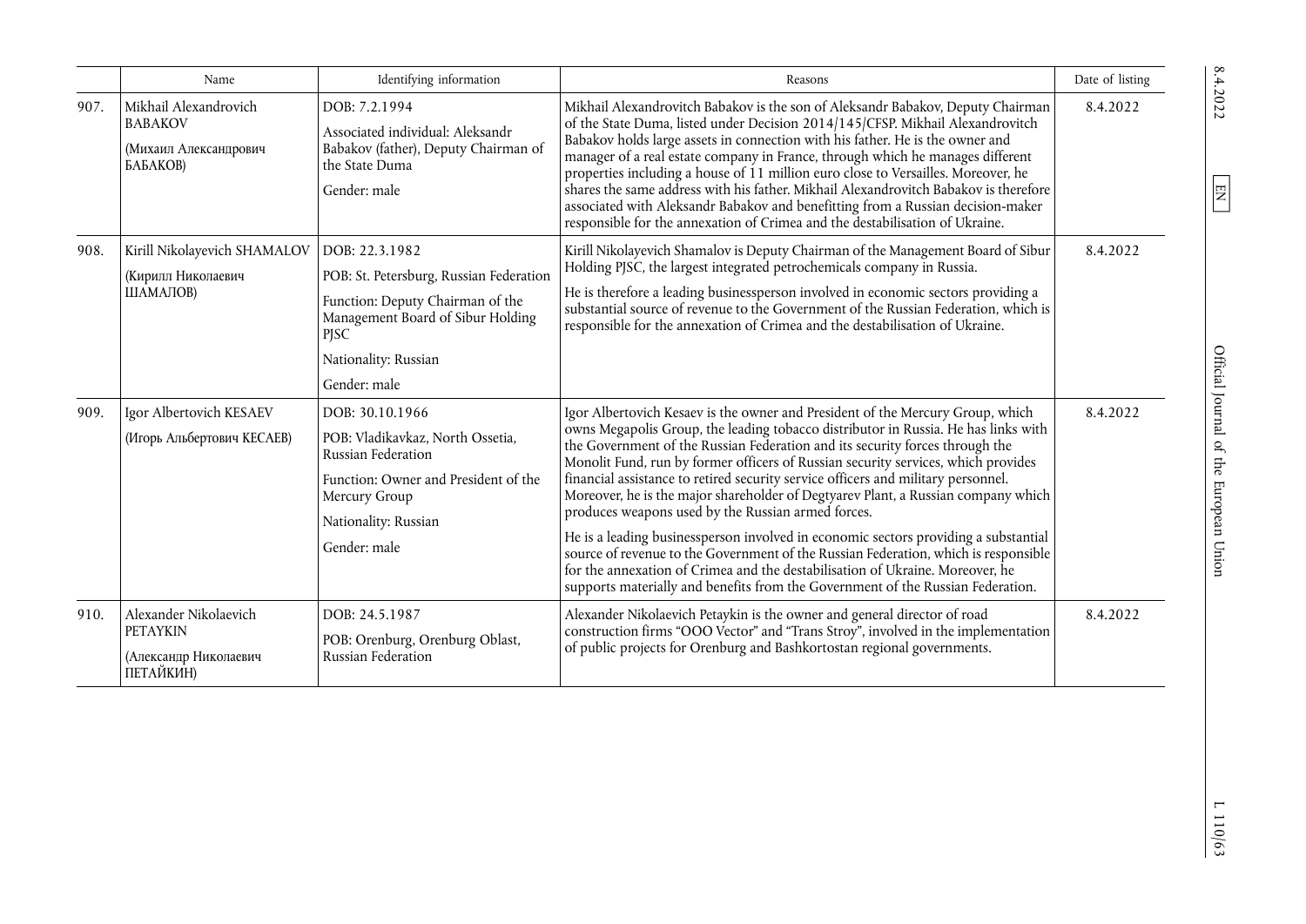| | Name | Identifying information | Reasons | Date of listing |
|---|---|---|---|---|
| 907. | Mikhail Alexandrovich BABAKOV (Михаил Александрович БАБАКОВ) | DOB: 7.2.1994<br>Associated individual: Aleksandr Babakov (father), Deputy Chairman of the State Duma<br>Gender: male | Mikhail Alexandrovitch Babakov is the son of Aleksandr Babakov, Deputy Chairman of the State Duma, listed under Decision 2014/145/CFSP. Mikhail Alexandrovitch Babakov holds large assets in connection with his father. He is the owner and manager of a real estate company in France, through which he manages different properties including a house of 11 million euro close to Versailles. Moreover, he shares the same address with his father. Mikhail Alexandrovitch Babakov is therefore associated with Aleksandr Babakov and benefitting from a Russian decision-maker responsible for the annexation of Crimea and the destabilisation of Ukraine. | 8.4.2022 |
| 908. | Kirill Nikolayevich SHAMALOV (Кирилл Николаевич ШАМАЛОВ) | DOB: 22.3.1982<br>POB: St. Petersburg, Russian Federation<br>Function: Deputy Chairman of the Management Board of Sibur Holding PJSC<br>Nationality: Russian<br>Gender: male | Kirill Nikolayevich Shamalov is Deputy Chairman of the Management Board of Sibur Holding PJSC, the largest integrated petrochemicals company in Russia.<br>He is therefore a leading businessperson involved in economic sectors providing a substantial source of revenue to the Government of the Russian Federation, which is responsible for the annexation of Crimea and the destabilisation of Ukraine. | 8.4.2022 |
| 909. | Igor Albertovich KESAEV (Игорь Альбертович КЕСАЕВ) | DOB: 30.10.1966<br>POB: Vladikavkaz, North Ossetia, Russian Federation<br>Function: Owner and President of the Mercury Group<br>Nationality: Russian<br>Gender: male | Igor Albertovich Kesaev is the owner and President of the Mercury Group, which owns Megapolis Group, the leading tobacco distributor in Russia. He has links with the Government of the Russian Federation and its security forces through the Monolit Fund, run by former officers of Russian security services, which provides financial assistance to retired security service officers and military personnel. Moreover, he is the major shareholder of Degtyarev Plant, a Russian company which produces weapons used by the Russian armed forces.<br>He is a leading businessperson involved in economic sectors providing a substantial source of revenue to the Government of the Russian Federation, which is responsible for the annexation of Crimea and the destabilisation of Ukraine. Moreover, he supports materially and benefits from the Government of the Russian Federation. | 8.4.2022 |
| 910. | Alexander Nikolaevich PETAYKIN (Александр Николаевич ПЕТАЙКИН) | DOB: 24.5.1987<br>POB: Orenburg, Orenburg Oblast, Russian Federation | Alexander Nikolaevich Petaykin is the owner and general director of road construction firms "OOO Vector" and "Trans Stroy", involved in the implementation of public projects for Orenburg and Bashkortostan regional governments. | 8.4.2022 |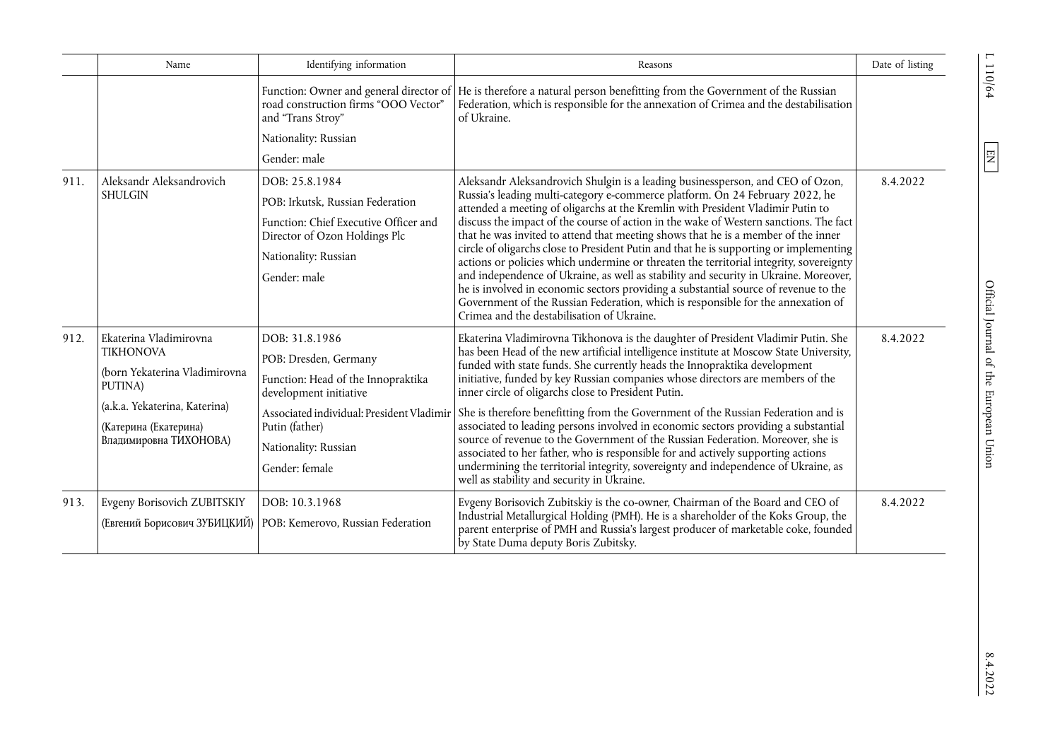| | Name | Identifying information | Reasons | Date of listing |
|---|---|---|---|---|
| | | Function: Owner and general director of road construction firms "OOO Vector" and "Trans Stroy"<br>Nationality: Russian<br>Gender: male | He is therefore a natural person benefitting from the Government of the Russian Federation, which is responsible for the annexation of Crimea and the destabilisation of Ukraine. | |
| 911. | Aleksandr Aleksandrovich SHULGIN | DOB: 25.8.1984<br>POB: Irkutsk, Russian Federation<br>Function: Chief Executive Officer and Director of Ozon Holdings Plc<br>Nationality: Russian<br>Gender: male | Aleksandr Aleksandrovich Shulgin is a leading businessperson, and CEO of Ozon, Russia's leading multi-category e-commerce platform. On 24 February 2022, he attended a meeting of oligarchs at the Kremlin with President Vladimir Putin to discuss the impact of the course of action in the wake of Western sanctions. The fact that he was invited to attend that meeting shows that he is a member of the inner circle of oligarchs close to President Putin and that he is supporting or implementing actions or policies which undermine or threaten the territorial integrity, sovereignty and independence of Ukraine, as well as stability and security in Ukraine. Moreover, he is involved in economic sectors providing a substantial source of revenue to the Government of the Russian Federation, which is responsible for the annexation of Crimea and the destabilisation of Ukraine. | 8.4.2022 |
| 912. | Ekaterina Vladimirovna TIKHONOVA<br>(born Yekaterina Vladimirovna PUTINA)<br>(a.k.a. Yekaterina, Katerina)<br>(Катерина (Екатерина) Владимировна ТИХОНОВА) | DOB: 31.8.1986<br>POB: Dresden, Germany<br>Function: Head of the Innopraktika development initiative<br>Associated individual: President Vladimir Putin (father)<br>Nationality: Russian<br>Gender: female | Ekaterina Vladimirovna Tikhonova is the daughter of President Vladimir Putin. She has been Head of the new artificial intelligence institute at Moscow State University, funded with state funds. She currently heads the Innopraktika development initiative, funded by key Russian companies whose directors are members of the inner circle of oligarchs close to President Putin.<br>She is therefore benefitting from the Government of the Russian Federation and is associated to leading persons involved in economic sectors providing a substantial source of revenue to the Government of the Russian Federation. Moreover, she is associated to her father, who is responsible for and actively supporting actions undermining the territorial integrity, sovereignty and independence of Ukraine, as well as stability and security in Ukraine. | 8.4.2022 |
| 913. | Evgeny Borisovich ZUBITSKIY<br>(Евгений Борисович ЗУБИЦКИЙ) | DOB: 10.3.1968<br>POB: Kemerovo, Russian Federation | Evgeny Borisovich Zubitskiy is the co-owner, Chairman of the Board and CEO of Industrial Metallurgical Holding (PMH). He is a shareholder of the Koks Group, the parent enterprise of PMH and Russia's largest producer of marketable coke, founded by State Duma deputy Boris Zubitsky. | 8.4.2022 |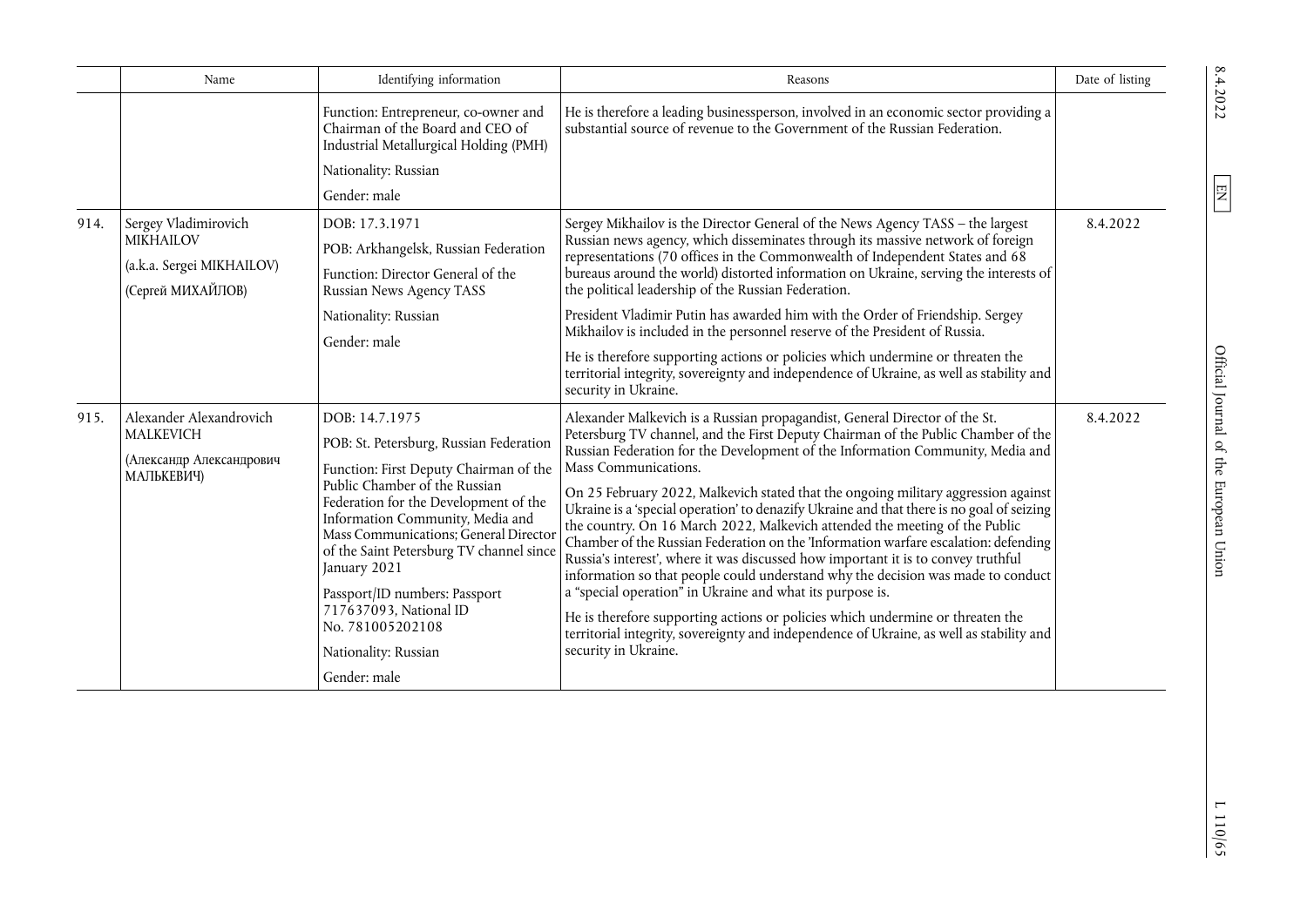| | Name | Identifying information | Reasons | Date of listing |
|---|---|---|---|---|
| | | Function: Entrepreneur, co-owner and Chairman of the Board and CEO of Industrial Metallurgical Holding (PMH)<br><br>Nationality: Russian<br><br>Gender: male | He is therefore a leading businessperson, involved in an economic sector providing a substantial source of revenue to the Government of the Russian Federation. | |
| 914. | Sergey Vladimirovich MIKHAILOV<br><br>(a.k.a. Sergei MIKHAILOV)<br><br>(Сергей МИХАЙЛОВ) | DOB: 17.3.1971<br><br>POB: Arkhangelsk, Russian Federation<br><br>Function: Director General of the Russian News Agency TASS<br><br>Nationality: Russian<br><br>Gender: male | Sergey Mikhailov is the Director General of the News Agency TASS – the largest Russian news agency, which disseminates through its massive network of foreign representations (70 offices in the Commonwealth of Independent States and 68 bureaus around the world) distorted information on Ukraine, serving the interests of the political leadership of the Russian Federation.<br><br>President Vladimir Putin has awarded him with the Order of Friendship. Sergey Mikhailov is included in the personnel reserve of the President of Russia.<br><br>He is therefore supporting actions or policies which undermine or threaten the territorial integrity, sovereignty and independence of Ukraine, as well as stability and security in Ukraine. | 8.4.2022 |
| 915. | Alexander Alexandrovich MALKEVICH<br><br>(Александр Александрович МАЛЬКЕВИЧ) | DOB: 14.7.1975<br><br>POB: St. Petersburg, Russian Federation<br><br>Function: First Deputy Chairman of the Public Chamber of the Russian Federation for the Development of the Information Community, Media and Mass Communications; General Director of the Saint Petersburg TV channel since January 2021<br><br>Passport/ID numbers: Passport 717637093, National ID No. 781005202108<br><br>Nationality: Russian<br><br>Gender: male | Alexander Malkevich is a Russian propagandist, General Director of the St. Petersburg TV channel, and the First Deputy Chairman of the Public Chamber of the Russian Federation for the Development of the Information Community, Media and Mass Communications.<br><br>On 25 February 2022, Malkevich stated that the ongoing military aggression against Ukraine is a 'special operation' to denazify Ukraine and that there is no goal of seizing the country. On 16 March 2022, Malkevich attended the meeting of the Public Chamber of the Russian Federation on the 'Information warfare escalation: defending Russia's interest', where it was discussed how important it is to convey truthful information so that people could understand why the decision was made to conduct a "special operation" in Ukraine and what its purpose is.<br><br>He is therefore supporting actions or policies which undermine or threaten the territorial integrity, sovereignty and independence of Ukraine, as well as stability and security in Ukraine. | 8.4.2022 |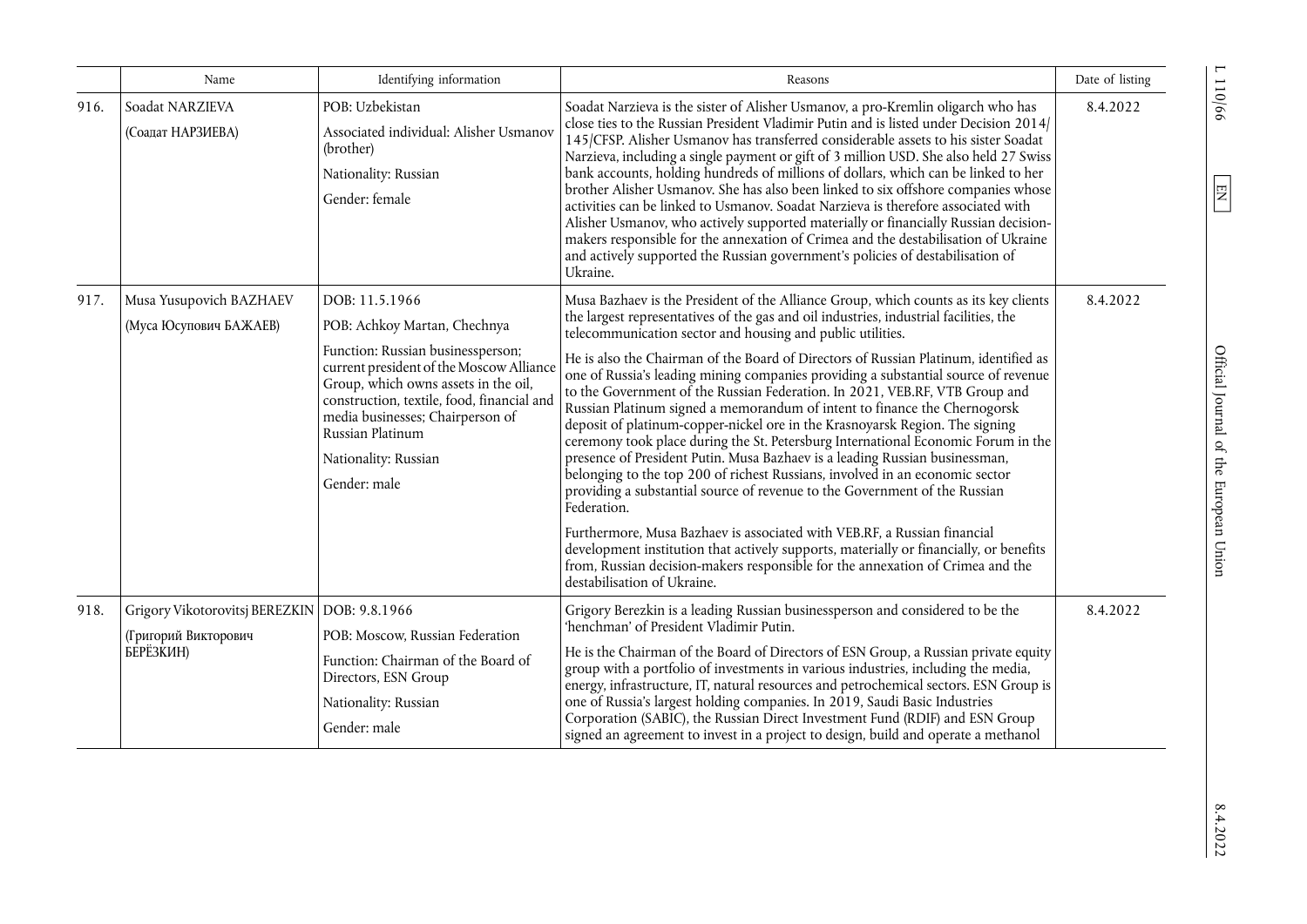|  | Name | Identifying information | Reasons | Date of listing |
|---|---|---|---|---|
| 916. | Soadat NARZIEVA (Соадат НАРЗИЕВА) | POB: Uzbekistan<br>Associated individual: Alisher Usmanov (brother)<br>Nationality: Russian<br>Gender: female | Soadat Narzieva is the sister of Alisher Usmanov, a pro-Kremlin oligarch who has close ties to the Russian President Vladimir Putin and is listed under Decision 2014/145/CFSP. Alisher Usmanov has transferred considerable assets to his sister Soadat Narzieva, including a single payment or gift of 3 million USD. She also held 27 Swiss bank accounts, holding hundreds of millions of dollars, which can be linked to her brother Alisher Usmanov. She has also been linked to six offshore companies whose activities can be linked to Usmanov. Soadat Narzieva is therefore associated with Alisher Usmanov, who actively supported materially or financially Russian decision-makers responsible for the annexation of Crimea and the destabilisation of Ukraine and actively supported the Russian government's policies of destabilisation of Ukraine. | 8.4.2022 |
| 917. | Musa Yusupovich BAZHAEV (Муса Юсупович БАЖАЕВ) | DOB: 11.5.1966<br>POB: Achkoy Martan, Chechnya<br>Function: Russian businessperson; current president of the Moscow Alliance Group, which owns assets in the oil, construction, textile, food, financial and media businesses; Chairperson of Russian Platinum<br>Nationality: Russian<br>Gender: male | Musa Bazhaev is the President of the Alliance Group, which counts as its key clients the largest representatives of the gas and oil industries, industrial facilities, the telecommunication sector and housing and public utilities.<br>He is also the Chairman of the Board of Directors of Russian Platinum, identified as one of Russia's leading mining companies providing a substantial source of revenue to the Government of the Russian Federation. In 2021, VEB.RF, VTB Group and Russian Platinum signed a memorandum of intent to finance the Chernogorsk deposit of platinum-copper-nickel ore in the Krasnoyarsk Region. The signing ceremony took place during the St. Petersburg International Economic Forum in the presence of President Putin. Musa Bazhaev is a leading Russian businessman, belonging to the top 200 of richest Russians, involved in an economic sector providing a substantial source of revenue to the Government of the Russian Federation.<br>Furthermore, Musa Bazhaev is associated with VEB.RF, a Russian financial development institution that actively supports, materially or financially, or benefits from, Russian decision-makers responsible for the annexation of Crimea and the destabilisation of Ukraine. | 8.4.2022 |
| 918. | Grigory Vikotorovitsj BEREZKIN (Григорий Викторович БЕРЁЗКИН) | DOB: 9.8.1966<br>POB: Moscow, Russian Federation<br>Function: Chairman of the Board of Directors, ESN Group<br>Nationality: Russian<br>Gender: male | Grigory Berezkin is a leading Russian businessperson and considered to be the 'henchman' of President Vladimir Putin.<br>He is the Chairman of the Board of Directors of ESN Group, a Russian private equity group with a portfolio of investments in various industries, including the media, energy, infrastructure, IT, natural resources and petrochemical sectors. ESN Group is one of Russia's largest holding companies. In 2019, Saudi Basic Industries Corporation (SABIC), the Russian Direct Investment Fund (RDIF) and ESN Group signed an agreement to invest in a project to design, build and operate a methanol | 8.4.2022 |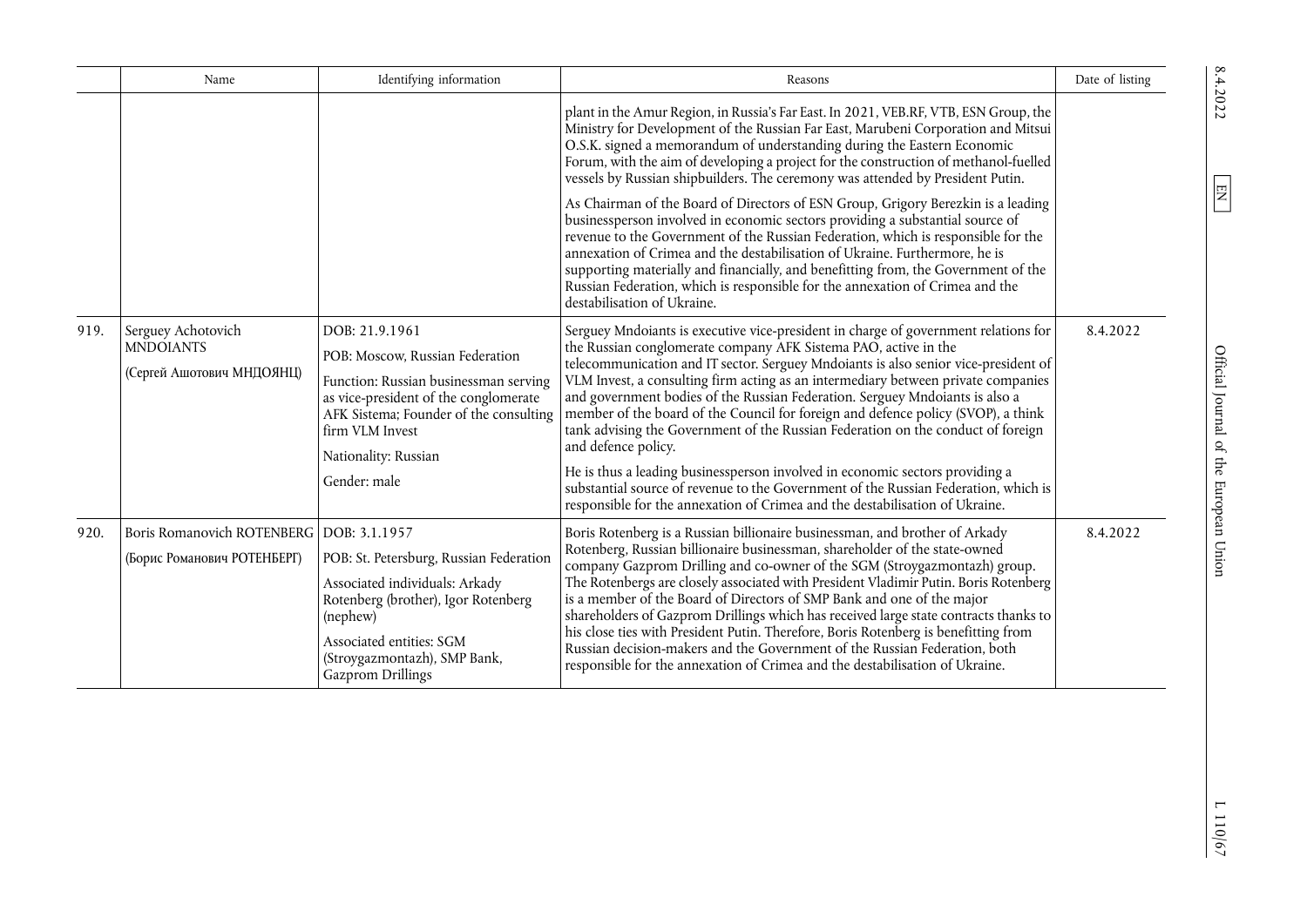| | Name | Identifying information | Reasons | Date of listing |
|---|---|---|---|---|
| | | | plant in the Amur Region, in Russia's Far East. In 2021, VEB.RF, VTB, ESN Group, the Ministry for Development of the Russian Far East, Marubeni Corporation and Mitsui O.S.K. signed a memorandum of understanding during the Eastern Economic Forum, with the aim of developing a project for the construction of methanol-fuelled vessels by Russian shipbuilders. The ceremony was attended by President Putin.<br><br>As Chairman of the Board of Directors of ESN Group, Grigory Berezkin is a leading businessperson involved in economic sectors providing a substantial source of revenue to the Government of the Russian Federation, which is responsible for the annexation of Crimea and the destabilisation of Ukraine. Furthermore, he is supporting materially and financially, and benefitting from, the Government of the Russian Federation, which is responsible for the annexation of Crimea and the destabilisation of Ukraine. | |
| 919. | Serguey Achotovich MNDOIANTS<br><br>(Сергей Ашотович МНДОЯНЦ) | DOB: 21.9.1961<br><br>POB: Moscow, Russian Federation<br><br>Function: Russian businessman serving as vice-president of the conglomerate AFK Sistema; Founder of the consulting firm VLM Invest<br><br>Nationality: Russian<br><br>Gender: male | Serguey Mndoiants is executive vice-president in charge of government relations for the Russian conglomerate company AFK Sistema PAO, active in the telecommunication and IT sector. Serguey Mndoiants is also senior vice-president of VLM Invest, a consulting firm acting as an intermediary between private companies and government bodies of the Russian Federation. Serguey Mndoiants is also a member of the board of the Council for foreign and defence policy (SVOP), a think tank advising the Government of the Russian Federation on the conduct of foreign and defence policy.<br><br>He is thus a leading businessperson involved in economic sectors providing a substantial source of revenue to the Government of the Russian Federation, which is responsible for the annexation of Crimea and the destabilisation of Ukraine. | 8.4.2022 |
| 920. | Boris Romanovich ROTENBERG<br><br>(Борис Романович РОТЕНБЕРГ) | DOB: 3.1.1957<br><br>POB: St. Petersburg, Russian Federation<br><br>Associated individuals: Arkady Rotenberg (brother), Igor Rotenberg (nephew)<br><br>Associated entities: SGM (Stroygazmontazh), SMP Bank, Gazprom Drillings | Boris Rotenberg is a Russian billionaire businessman, and brother of Arkady Rotenberg, Russian billionaire businessman, shareholder of the state-owned company Gazprom Drilling and co-owner of the SGM (Stroygazmontazh) group. The Rotenbergs are closely associated with President Vladimir Putin. Boris Rotenberg is a member of the Board of Directors of SMP Bank and one of the major shareholders of Gazprom Drillings which has received large state contracts thanks to his close ties with President Putin. Therefore, Boris Rotenberg is benefitting from Russian decision-makers and the Government of the Russian Federation, both responsible for the annexation of Crimea and the destabilisation of Ukraine. | 8.4.2022 |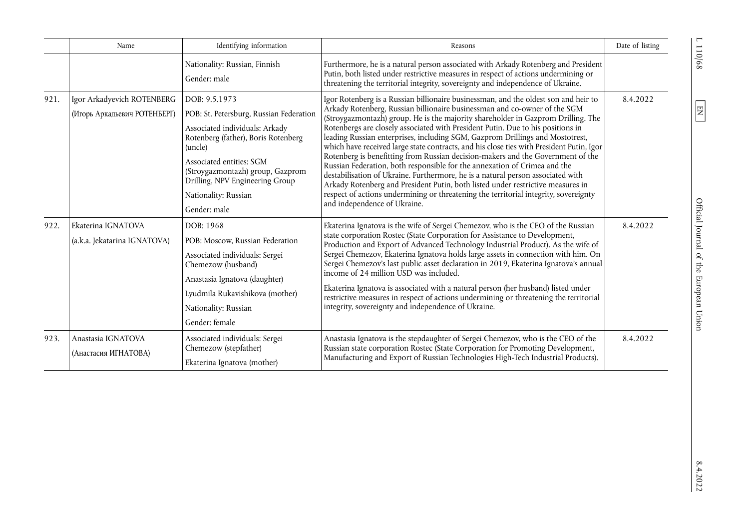| | Name | Identifying information | Reasons | Date of listing |
|---|---|---|---|---|
| | | Nationality: Russian, Finnish<br>Gender: male | Furthermore, he is a natural person associated with Arkady Rotenberg and President Putin, both listed under restrictive measures in respect of actions undermining or threatening the territorial integrity, sovereignty and independence of Ukraine. | |
| 921. | Igor Arkadyevich ROTENBERG<br>(Игорь Аркадьевич РОТЕНБЕРГ) | DOB: 9.5.1973<br>POB: St. Petersburg, Russian Federation<br>Associated individuals: Arkady Rotenberg (father), Boris Rotenberg (uncle)<br>Associated entities: SGM (Stroygazmontazh) group, Gazprom Drilling, NPV Engineering Group<br>Nationality: Russian<br>Gender: male | Igor Rotenberg is a Russian billionaire businessman, and the oldest son and heir to Arkady Rotenberg, Russian billionaire businessman and co-owner of the SGM (Stroygazmontazh) group. He is the majority shareholder in Gazprom Drilling. The Rotenbergs are closely associated with President Putin. Due to his positions in leading Russian enterprises, including SGM, Gazprom Drillings and Mostotrest, which have received large state contracts, and his close ties with President Putin, Igor Rotenberg is benefitting from Russian decision-makers and the Government of the Russian Federation, both responsible for the annexation of Crimea and the destabilisation of Ukraine. Furthermore, he is a natural person associated with Arkady Rotenberg and President Putin, both listed under restrictive measures in respect of actions undermining or threatening the territorial integrity, sovereignty and independence of Ukraine. | 8.4.2022 |
| 922. | Ekaterina IGNATOVA<br>(a.k.a. Jekatarina IGNATOVA) | DOB: 1968<br>POB: Moscow, Russian Federation<br>Associated individuals: Sergei Chemezow (husband)<br>Anastasia Ignatova (daughter)<br>Lyudmila Rukavishikova (mother)<br>Nationality: Russian<br>Gender: female | Ekaterina Ignatova is the wife of Sergei Chemezov, who is the CEO of the Russian state corporation Rostec (State Corporation for Assistance to Development, Production and Export of Advanced Technology Industrial Product). As the wife of Sergei Chemezov, Ekaterina Ignatova holds large assets in connection with him. On Sergei Chemezov's last public asset declaration in 2019, Ekaterina Ignatova's annual income of 24 million USD was included.<br>Ekaterina Ignatova is associated with a natural person (her husband) listed under restrictive measures in respect of actions undermining or threatening the territorial integrity, sovereignty and independence of Ukraine. | 8.4.2022 |
| 923. | Anastasia IGNATOVA<br>(Анастасия ИГНАТОВА) | Associated individuals: Sergei Chemezow (stepfather)<br>Ekaterina Ignatova (mother) | Anastasia Ignatova is the stepdaughter of Sergei Chemezov, who is the CEO of the Russian state corporation Rostec (State Corporation for Promoting Development, Manufacturing and Export of Russian Technologies High-Tech Industrial Products). | 8.4.2022 |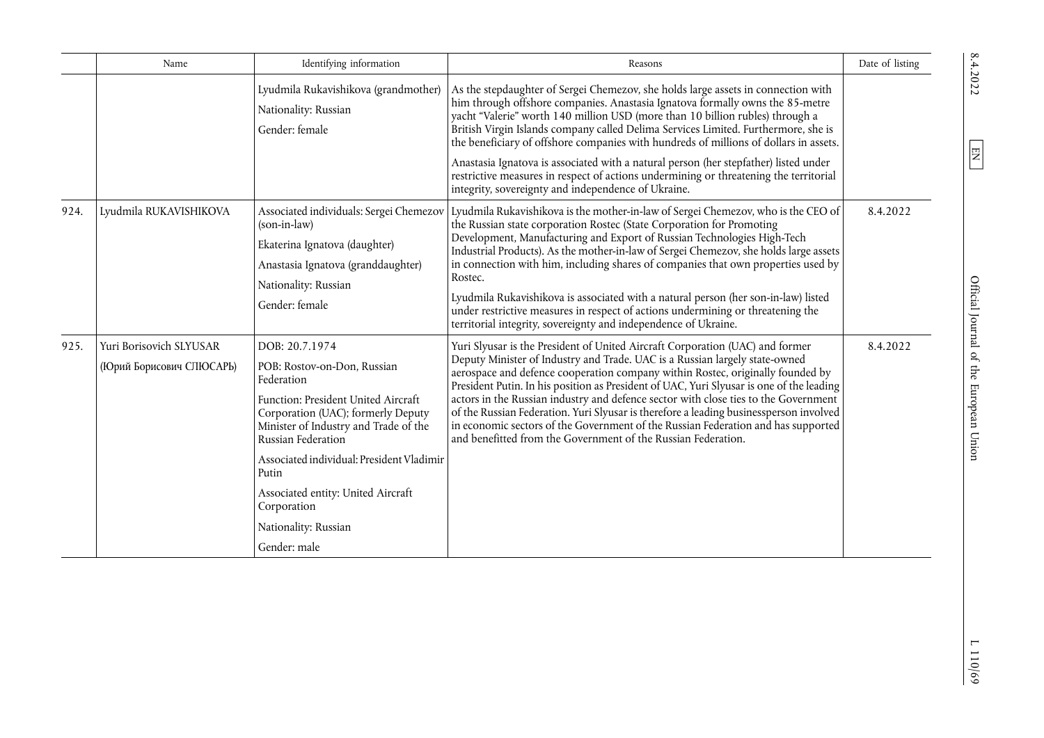| | Name | Identifying information | Reasons | Date of listing |
|---|---|---|---|---|
| | | Lyudmila Rukavishikova (grandmother)<br><br>Nationality: Russian<br><br>Gender: female | As the stepdaughter of Sergei Chemezov, she holds large assets in connection with him through offshore companies. Anastasia Ignatova formally owns the 85-metre yacht "Valerie" worth 140 million USD (more than 10 billion rubles) through a British Virgin Islands company called Delima Services Limited. Furthermore, she is the beneficiary of offshore companies with hundreds of millions of dollars in assets.<br><br>Anastasia Ignatova is associated with a natural person (her stepfather) listed under restrictive measures in respect of actions undermining or threatening the territorial integrity, sovereignty and independence of Ukraine. | |
| 924. | Lyudmila RUKAVISHIKOVA | Associated individuals: Sergei Chemezov (son-in-law)<br><br>Ekaterina Ignatova (daughter)<br><br>Anastasia Ignatova (granddaughter)<br><br>Nationality: Russian<br><br>Gender: female | Lyudmila Rukavishikova is the mother-in-law of Sergei Chemezov, who is the CEO of the Russian state corporation Rostec (State Corporation for Promoting Development, Manufacturing and Export of Russian Technologies High-Tech Industrial Products). As the mother-in-law of Sergei Chemezov, she holds large assets in connection with him, including shares of companies that own properties used by Rostec.<br><br>Lyudmila Rukavishikova is associated with a natural person (her son-in-law) listed under restrictive measures in respect of actions undermining or threatening the territorial integrity, sovereignty and independence of Ukraine. | 8.4.2022 |
| 925. | Yuri Borisovich SLYUSAR<br><br>(Юрий Борисович СЛЮСАРЬ) | DOB: 20.7.1974<br><br>POB: Rostov-on-Don, Russian Federation<br><br>Function: President United Aircraft Corporation (UAC); formerly Deputy Minister of Industry and Trade of the Russian Federation<br><br>Associated individual: President Vladimir Putin<br><br>Associated entity: United Aircraft Corporation<br><br>Nationality: Russian<br><br>Gender: male | Yuri Slyusar is the President of United Aircraft Corporation (UAC) and former Deputy Minister of Industry and Trade. UAC is a Russian largely state-owned aerospace and defence cooperation company within Rostec, originally founded by President Putin. In his position as President of UAC, Yuri Slyusar is one of the leading actors in the Russian industry and defence sector with close ties to the Government of the Russian Federation. Yuri Slyusar is therefore a leading businessperson involved in economic sectors of the Government of the Russian Federation and has supported and benefitted from the Government of the Russian Federation. | 8.4.2022 |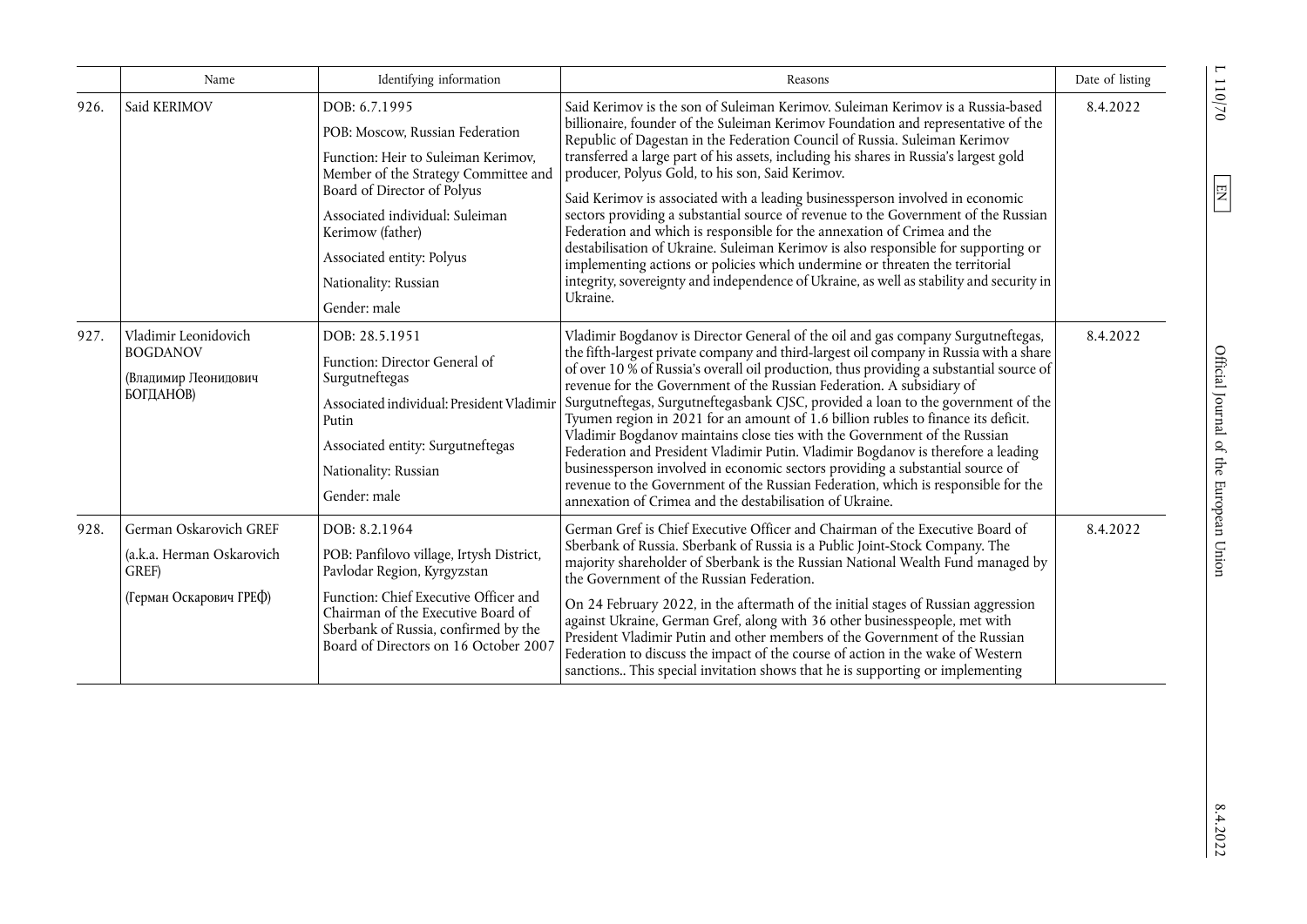| | Name | Identifying information | Reasons | Date of listing |
|---|---|---|---|---|
| 926. | Said KERIMOV | DOB: 6.7.1995<br>POB: Moscow, Russian Federation<br>Function: Heir to Suleiman Kerimov, Member of the Strategy Committee and Board of Director of Polyus<br>Associated individual: Suleiman Kerimow (father)<br>Associated entity: Polyus<br>Nationality: Russian<br>Gender: male | Said Kerimov is the son of Suleiman Kerimov. Suleiman Kerimov is a Russia-based billionaire, founder of the Suleiman Kerimov Foundation and representative of the Republic of Dagestan in the Federation Council of Russia. Suleiman Kerimov transferred a large part of his assets, including his shares in Russia's largest gold producer, Polyus Gold, to his son, Said Kerimov.<br>Said Kerimov is associated with a leading businessperson involved in economic sectors providing a substantial source of revenue to the Government of the Russian Federation and which is responsible for the annexation of Crimea and the destabilisation of Ukraine. Suleiman Kerimov is also responsible for supporting or implementing actions or policies which undermine or threaten the territorial integrity, sovereignty and independence of Ukraine, as well as stability and security in Ukraine. | 8.4.2022 |
| 927. | Vladimir Leonidovich BOGDANOV<br>(Владимир Леонидович БОГДАНОВ) | DOB: 28.5.1951<br>Function: Director General of Surgutneftegas<br>Associated individual: President Vladimir Putin<br>Associated entity: Surgutneftegas<br>Nationality: Russian<br>Gender: male | Vladimir Bogdanov is Director General of the oil and gas company Surgutneftegas, the fifth-largest private company and third-largest oil company in Russia with a share of over 10 % of Russia's overall oil production, thus providing a substantial source of revenue for the Government of the Russian Federation. A subsidiary of Surgutneftegas, Surgutneftegasbank CJSC, provided a loan to the government of the Tyumen region in 2021 for an amount of 1.6 billion rubles to finance its deficit. Vladimir Bogdanov maintains close ties with the Government of the Russian Federation and President Vladimir Putin. Vladimir Bogdanov is therefore a leading businessperson involved in economic sectors providing a substantial source of revenue to the Government of the Russian Federation, which is responsible for the annexation of Crimea and the destabilisation of Ukraine. | 8.4.2022 |
| 928. | German Oskarovich GREF<br>(a.k.a. Herman Oskarovich GREF)<br>(Герман Оскарович ГРЕФ) | DOB: 8.2.1964<br>POB: Panfilovo village, Irtysh District, Pavlodar Region, Kyrgyzstan<br>Function: Chief Executive Officer and Chairman of the Executive Board of Sberbank of Russia, confirmed by the Board of Directors on 16 October 2007 | German Gref is Chief Executive Officer and Chairman of the Executive Board of Sberbank of Russia. Sberbank of Russia is a Public Joint-Stock Company. The majority shareholder of Sberbank is the Russian National Wealth Fund managed by the Government of the Russian Federation.<br>On 24 February 2022, in the aftermath of the initial stages of Russian aggression against Ukraine, German Gref, along with 36 other businesspeople, met with President Vladimir Putin and other members of the Government of the Russian Federation to discuss the impact of the course of action in the wake of Western sanctions.. This special invitation shows that he is supporting or implementing | 8.4.2022 |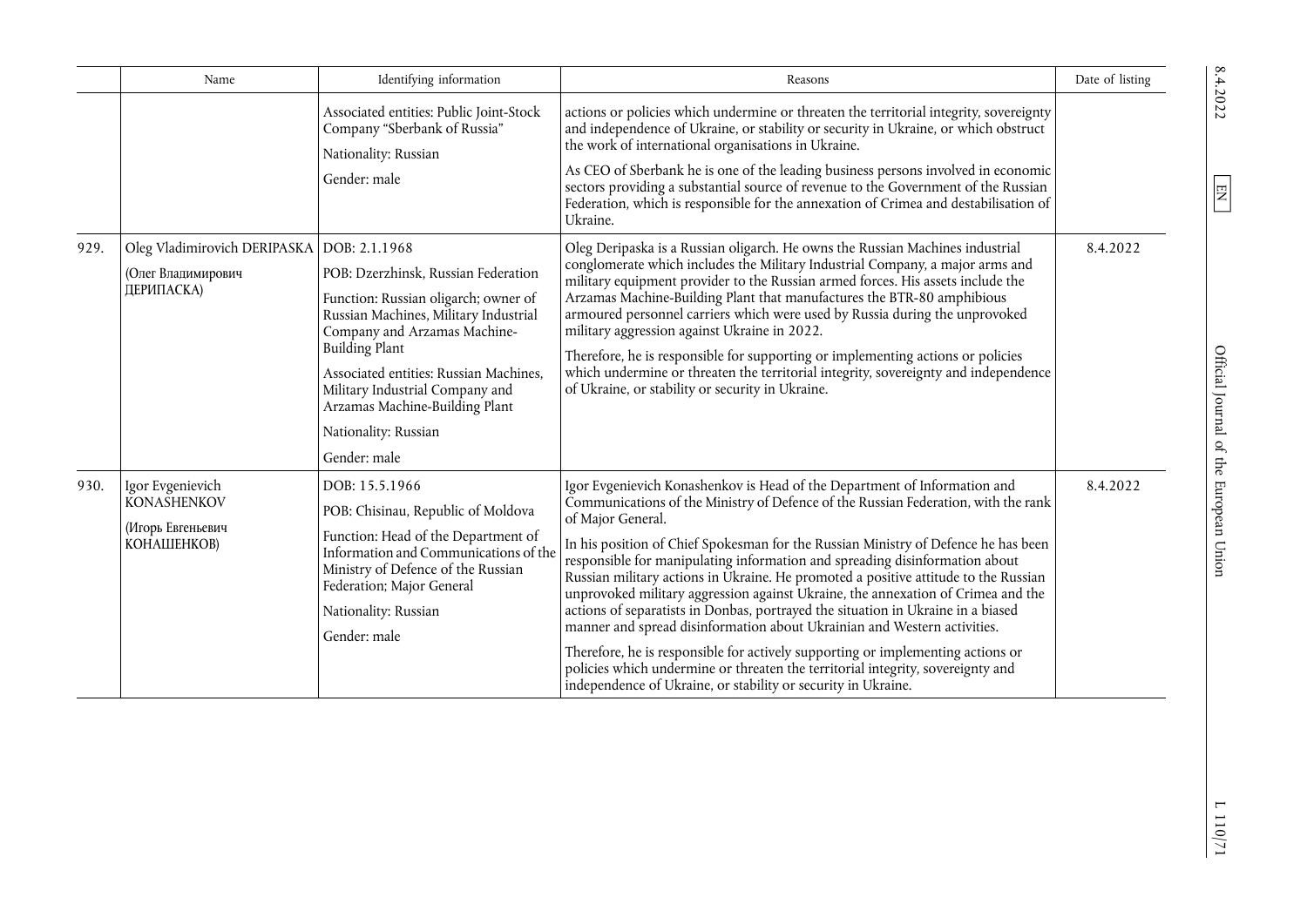|  | Name | Identifying information | Reasons | Date of listing |
|---|---|---|---|---|
|  |  | Associated entities: Public Joint-Stock Company "Sberbank of Russia"<br>Nationality: Russian<br>Gender: male | actions or policies which undermine or threaten the territorial integrity, sovereignty and independence of Ukraine, or stability or security in Ukraine, or which obstruct the work of international organisations in Ukraine.<br>As CEO of Sberbank he is one of the leading business persons involved in economic sectors providing a substantial source of revenue to the Government of the Russian Federation, which is responsible for the annexation of Crimea and destabilisation of Ukraine. |  |
| 929. | Oleg Vladimirovich DERIPASKA<br>(Олег Владимирович ДЕРИПАСКА) | DOB: 2.1.1968<br>POB: Dzerzhinsk, Russian Federation<br>Function: Russian oligarch; owner of Russian Machines, Military Industrial Company and Arzamas Machine-Building Plant<br>Associated entities: Russian Machines, Military Industrial Company and Arzamas Machine-Building Plant<br>Nationality: Russian<br>Gender: male | Oleg Deripaska is a Russian oligarch. He owns the Russian Machines industrial conglomerate which includes the Military Industrial Company, a major arms and military equipment provider to the Russian armed forces. His assets include the Arzamas Machine-Building Plant that manufactures the BTR-80 amphibious armoured personnel carriers which were used by Russia during the unprovoked military aggression against Ukraine in 2022.<br>Therefore, he is responsible for supporting or implementing actions or policies which undermine or threaten the territorial integrity, sovereignty and independence of Ukraine, or stability or security in Ukraine. | 8.4.2022 |
| 930. | Igor Evgenievich KONASHENKOV<br>(Игорь Евгеньевич КОНАШЕНКОВ) | DOB: 15.5.1966<br>POB: Chisinau, Republic of Moldova<br>Function: Head of the Department of Information and Communications of the Ministry of Defence of the Russian Federation; Major General<br>Nationality: Russian<br>Gender: male | Igor Evgenievich Konashenkov is Head of the Department of Information and Communications of the Ministry of Defence of the Russian Federation, with the rank of Major General.<br>In his position of Chief Spokesman for the Russian Ministry of Defence he has been responsible for manipulating information and spreading disinformation about Russian military actions in Ukraine. He promoted a positive attitude to the Russian unprovoked military aggression against Ukraine, the annexation of Crimea and the actions of separatists in Donbas, portrayed the situation in Ukraine in a biased manner and spread disinformation about Ukrainian and Western activities.<br>Therefore, he is responsible for actively supporting or implementing actions or policies which undermine or threaten the territorial integrity, sovereignty and independence of Ukraine, or stability or security in Ukraine. | 8.4.2022 |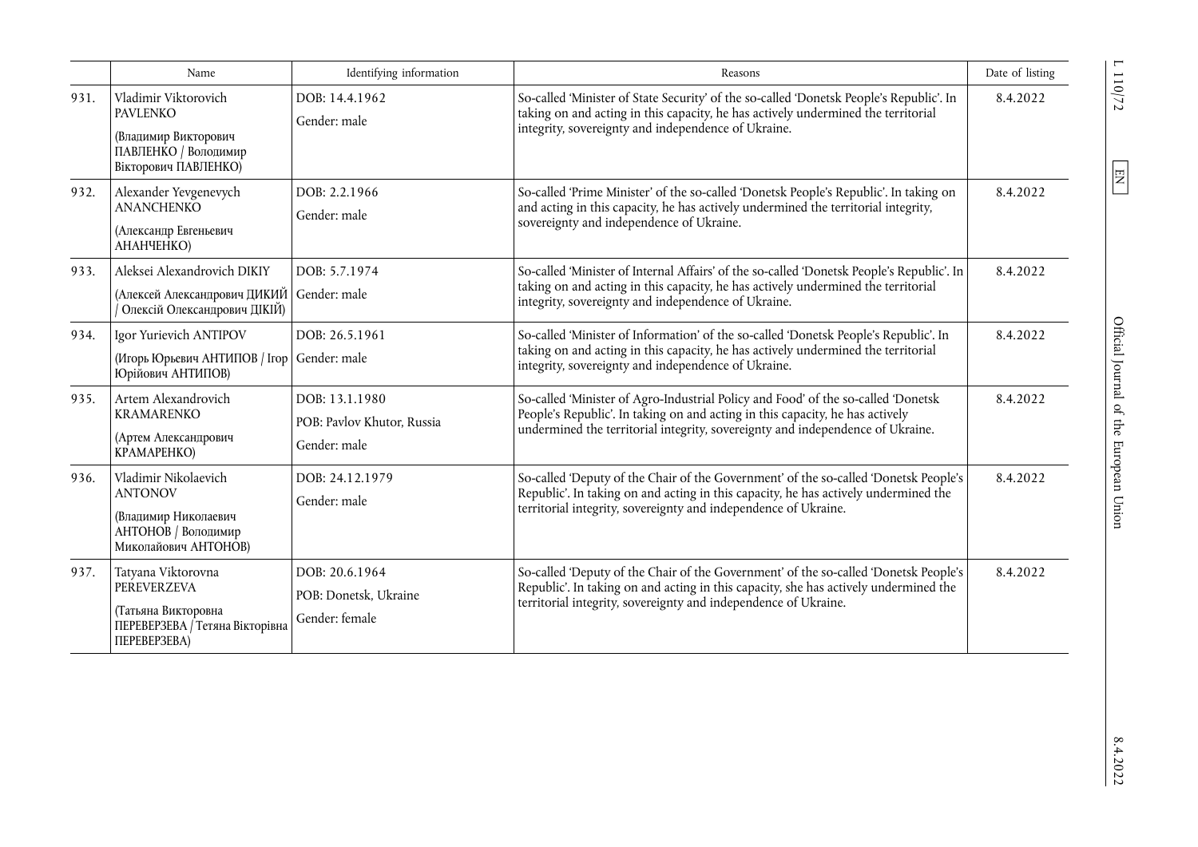|  | Name | Identifying information | Reasons | Date of listing |
|---|---|---|---|---|
| 931. | Vladimir Viktorovich PAVLENKO (Владимир Викторович ПАВЛЕНКО / Володимир Вікторович ПАВЛЕНКО) | DOB: 14.4.1962 Gender: male | So-called 'Minister of State Security' of the so-called 'Donetsk People's Republic'. In taking on and acting in this capacity, he has actively undermined the territorial integrity, sovereignty and independence of Ukraine. | 8.4.2022 |
| 932. | Alexander Yevgenevych ANANCHENKO (Александр Евгеньевич АНАНЧЕНКО) | DOB: 2.2.1966 Gender: male | So-called 'Prime Minister' of the so-called 'Donetsk People's Republic'. In taking on and acting in this capacity, he has actively undermined the territorial integrity, sovereignty and independence of Ukraine. | 8.4.2022 |
| 933. | Aleksei Alexandrovich DIKIY (Алексей Александрович ДИКИЙ / Олексій Олександрович ДІКІЙ) | DOB: 5.7.1974 Gender: male | So-called 'Minister of Internal Affairs' of the so-called 'Donetsk People's Republic'. In taking on and acting in this capacity, he has actively undermined the territorial integrity, sovereignty and independence of Ukraine. | 8.4.2022 |
| 934. | Igor Yurievich ANTIPOV (Игорь Юрьевич АНТИПОВ / Ігор Юрійович АНТИПОВ) | DOB: 26.5.1961 Gender: male | So-called 'Minister of Information' of the so-called 'Donetsk People's Republic'. In taking on and acting in this capacity, he has actively undermined the territorial integrity, sovereignty and independence of Ukraine. | 8.4.2022 |
| 935. | Artem Alexandrovich KRAMARENKO (Артем Александрович КРАМАРЕНКО) | DOB: 13.1.1980 POB: Pavlov Khutor, Russia Gender: male | So-called 'Minister of Agro-Industrial Policy and Food' of the so-called 'Donetsk People's Republic'. In taking on and acting in this capacity, he has actively undermined the territorial integrity, sovereignty and independence of Ukraine. | 8.4.2022 |
| 936. | Vladimir Nikolaevich ANTONOV (Владимир Николаевич АНТОНОВ / Володимир Миколайович АНТОНОВ) | DOB: 24.12.1979 Gender: male | So-called 'Deputy of the Chair of the Government' of the so-called 'Donetsk People's Republic'. In taking on and acting in this capacity, he has actively undermined the territorial integrity, sovereignty and independence of Ukraine. | 8.4.2022 |
| 937. | Tatyana Viktorovna PEREVERZEVA (Татьяна Викторовна ПЕРЕВЕРЗЕВА / Тетяна Вікторівна ПЕРЕВЕРЗЕВА) | DOB: 20.6.1964 POB: Donetsk, Ukraine Gender: female | So-called 'Deputy of the Chair of the Government' of the so-called 'Donetsk People's Republic'. In taking on and acting in this capacity, she has actively undermined the territorial integrity, sovereignty and independence of Ukraine. | 8.4.2022 |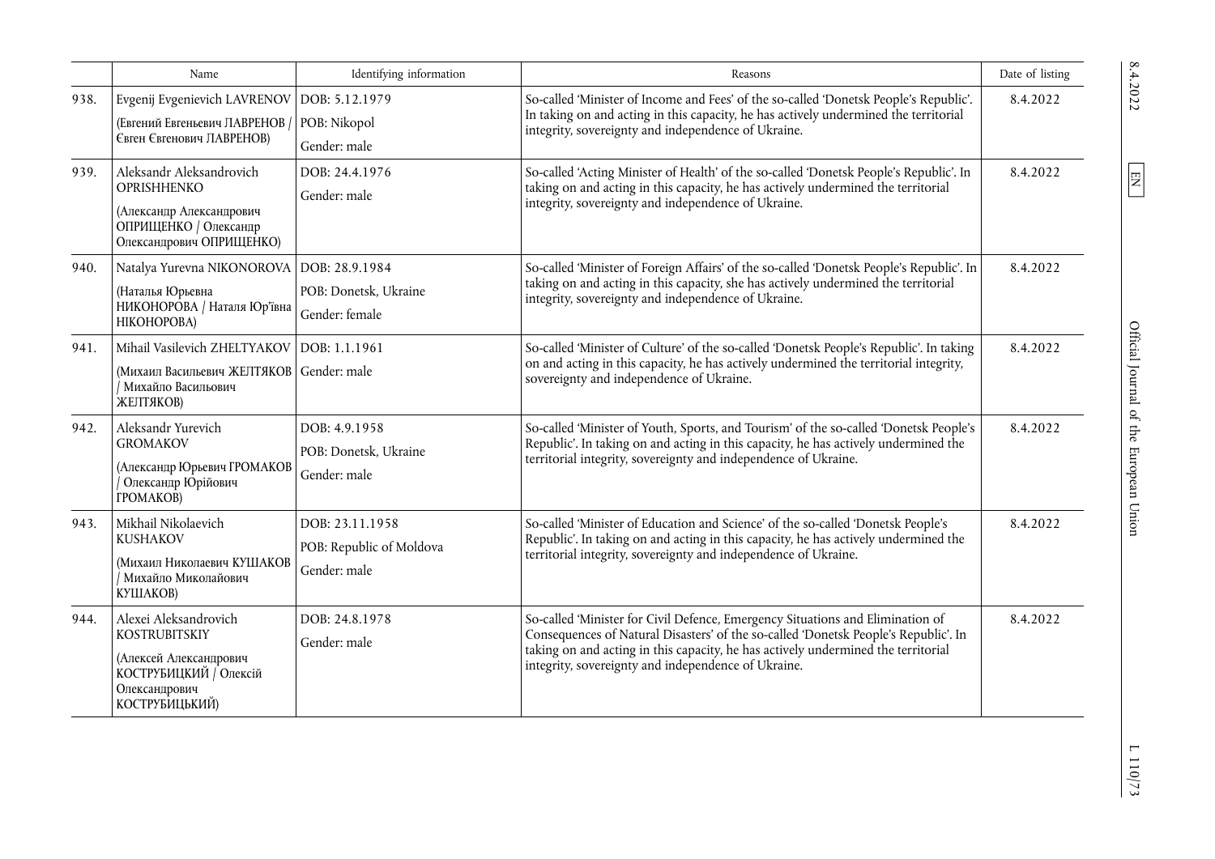| | Name | Identifying information | Reasons | Date of listing |
|---|---|---|---|---|
| 938. | Evgenij Evgenievich LAVRENOV (Евгений Евгеньевич ЛАВРЕНОВ / Євген Євгенович ЛАВРЕНОВ) | DOB: 5.12.1979<br>POB: Nikopol<br>Gender: male | So-called 'Minister of Income and Fees' of the so-called 'Donetsk People's Republic'. In taking on and acting in this capacity, he has actively undermined the territorial integrity, sovereignty and independence of Ukraine. | 8.4.2022 |
| 939. | Aleksandr Aleksandrovich OPRISHHENKO (Александр Александрович ОПРИЩЕНКО / Олександр Олександрович ОПРИЩЕНКО) | DOB: 24.4.1976<br>Gender: male | So-called 'Acting Minister of Health' of the so-called 'Donetsk People's Republic'. In taking on and acting in this capacity, he has actively undermined the territorial integrity, sovereignty and independence of Ukraine. | 8.4.2022 |
| 940. | Natalya Yurevna NIKONOROVA (Наталья Юрьевна НИКОНОРОВА / Наталя Юр'ївна НІКОНОРОВА) | DOB: 28.9.1984<br>POB: Donetsk, Ukraine<br>Gender: female | So-called 'Minister of Foreign Affairs' of the so-called 'Donetsk People's Republic'. In taking on and acting in this capacity, she has actively undermined the territorial integrity, sovereignty and independence of Ukraine. | 8.4.2022 |
| 941. | Mihail Vasilevich ZHELTYAKOV (Михаил Васильевич ЖЕЛТЯКОВ / Михайло Васильович ЖЕЛТЯКОВ) | DOB: 1.1.1961<br>Gender: male | So-called 'Minister of Culture' of the so-called 'Donetsk People's Republic'. In taking on and acting in this capacity, he has actively undermined the territorial integrity, sovereignty and independence of Ukraine. | 8.4.2022 |
| 942. | Aleksandr Yurevich GROMAKOV (Александр Юрьевич ГРОМАКОВ / Олександр Юрійович ГРОМАКОВ) | DOB: 4.9.1958<br>POB: Donetsk, Ukraine<br>Gender: male | So-called 'Minister of Youth, Sports, and Tourism' of the so-called 'Donetsk People's Republic'. In taking on and acting in this capacity, he has actively undermined the territorial integrity, sovereignty and independence of Ukraine. | 8.4.2022 |
| 943. | Mikhail Nikolaevich KUSHAKOV (Михаил Николаевич КУШАКОВ / Михайло Миколайович КУШАКОВ) | DOB: 23.11.1958<br>POB: Republic of Moldova<br>Gender: male | So-called 'Minister of Education and Science' of the so-called 'Donetsk People's Republic'. In taking on and acting in this capacity, he has actively undermined the territorial integrity, sovereignty and independence of Ukraine. | 8.4.2022 |
| 944. | Alexei Aleksandrovich KOSTRUBITSKIY (Алексей Александрович КОСТРУБИЦКИЙ / Олексій Олександрович КОСТРУБИЦЬКИЙ) | DOB: 24.8.1978<br>Gender: male | So-called 'Minister for Civil Defence, Emergency Situations and Elimination of Consequences of Natural Disasters' of the so-called 'Donetsk People's Republic'. In taking on and acting in this capacity, he has actively undermined the territorial integrity, sovereignty and independence of Ukraine. | 8.4.2022 |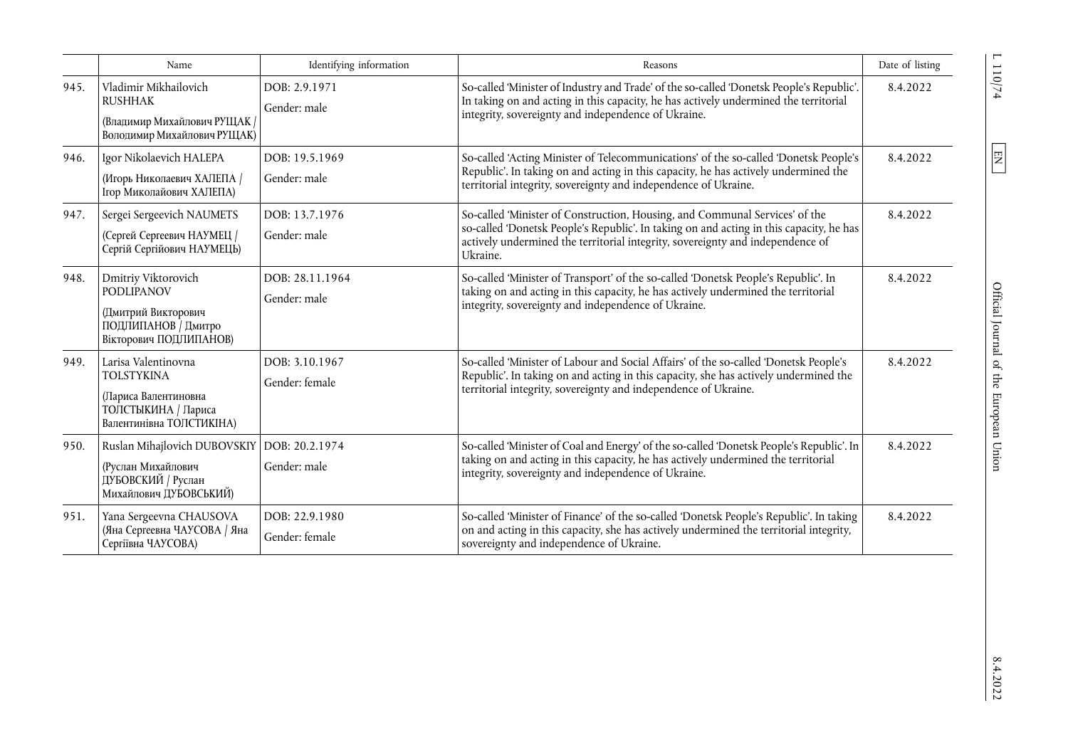|  | Name | Identifying information | Reasons | Date of listing |
|---|---|---|---|---|
| 945. | Vladimir Mikhailovich RUSHHAK (Владимир Михайлович РУЩАК / Володимир Михайлович РУЩАК) | DOB: 2.9.1971 Gender: male | So-called 'Minister of Industry and Trade' of the so-called 'Donetsk People's Republic'. In taking on and acting in this capacity, he has actively undermined the territorial integrity, sovereignty and independence of Ukraine. | 8.4.2022 |
| 946. | Igor Nikolaevich HALEPA (Игорь Николаевич ХАЛЕПА / Ігор Миколайович ХАЛЕПА) | DOB: 19.5.1969 Gender: male | So-called 'Acting Minister of Telecommunications' of the so-called 'Donetsk People's Republic'. In taking on and acting in this capacity, he has actively undermined the territorial integrity, sovereignty and independence of Ukraine. | 8.4.2022 |
| 947. | Sergei Sergeevich NAUMETS (Сергей Сергеевич НАУМЕЦ / Сергій Сергійович НАУМЕЦЬ) | DOB: 13.7.1976 Gender: male | So-called 'Minister of Construction, Housing, and Communal Services' of the so-called 'Donetsk People's Republic'. In taking on and acting in this capacity, he has actively undermined the territorial integrity, sovereignty and independence of Ukraine. | 8.4.2022 |
| 948. | Dmitriy Viktorovich PODLIPANOV (Дмитрий Викторович ПОДЛИПАНОВ / Дмитро Вікторович ПОДЛИПАНОВ) | DOB: 28.11.1964 Gender: male | So-called 'Minister of Transport' of the so-called 'Donetsk People's Republic'. In taking on and acting in this capacity, he has actively undermined the territorial integrity, sovereignty and independence of Ukraine. | 8.4.2022 |
| 949. | Larisa Valentinovna TOLSTYKINA (Лариса Валентиновна ТОЛСТЫКИНА / Лариса Валентинівна ТОЛСТИКІНА) | DOB: 3.10.1967 Gender: female | So-called 'Minister of Labour and Social Affairs' of the so-called 'Donetsk People's Republic'. In taking on and acting in this capacity, she has actively undermined the territorial integrity, sovereignty and independence of Ukraine. | 8.4.2022 |
| 950. | Ruslan Mihajlovich DUBOVSKIY (Руслан Михайлович ДУБОВСКИЙ / Руслан Михайлович ДУБОВСЬКИЙ) | DOB: 20.2.1974 Gender: male | So-called 'Minister of Coal and Energy' of the so-called 'Donetsk People's Republic'. In taking on and acting in this capacity, he has actively undermined the territorial integrity, sovereignty and independence of Ukraine. | 8.4.2022 |
| 951. | Yana Sergeevna CHAUSOVA (Яна Сергеевна ЧАУСОВА / Яна Сергіївна ЧАУСОВА) | DOB: 22.9.1980 Gender: female | So-called 'Minister of Finance' of the so-called 'Donetsk People's Republic'. In taking on and acting in this capacity, she has actively undermined the territorial integrity, sovereignty and independence of Ukraine. | 8.4.2022 |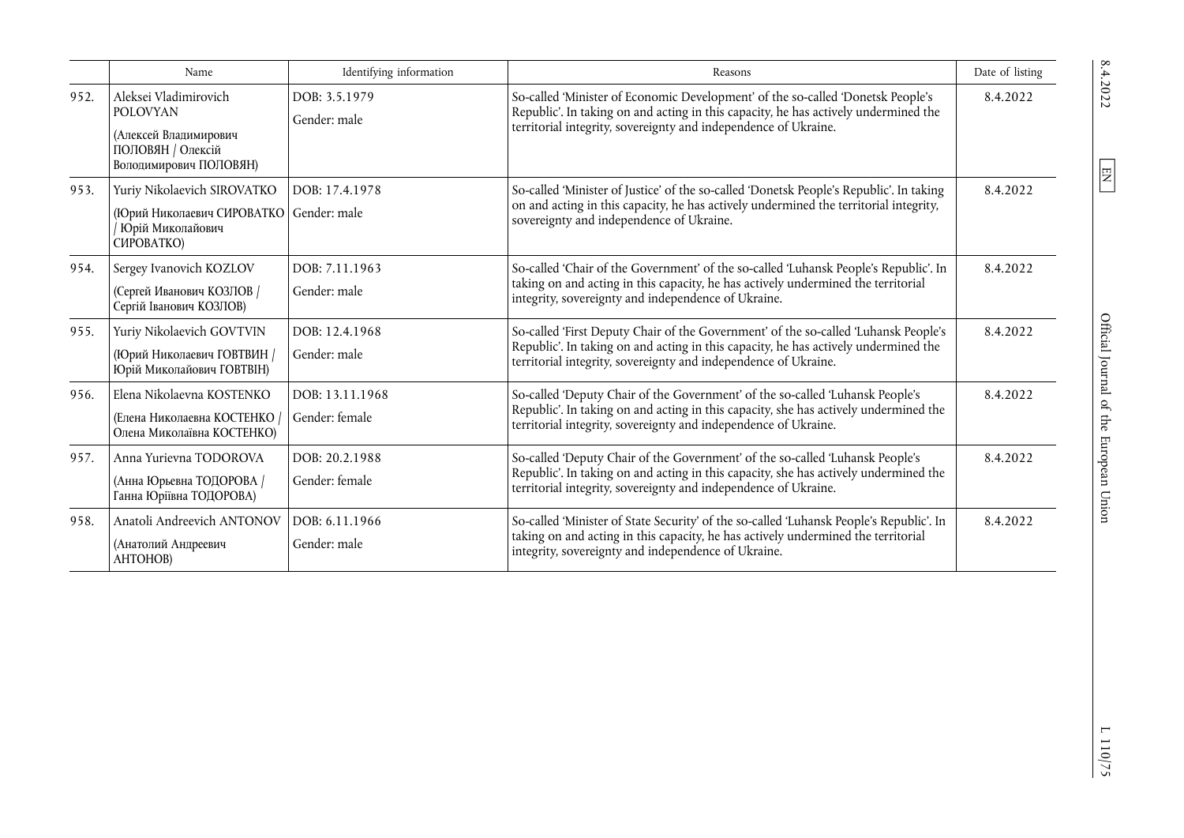| | Name | Identifying information | Reasons | Date of listing |
|---|---|---|---|---|
| 952. | Aleksei Vladimirovich POLOVYAN (Алексей Владимирович ПОЛОВЯН / Олексій Володимирович ПОЛОВЯН) | DOB: 3.5.1979 Gender: male | So-called 'Minister of Economic Development' of the so-called 'Donetsk People's Republic'. In taking on and acting in this capacity, he has actively undermined the territorial integrity, sovereignty and independence of Ukraine. | 8.4.2022 |
| 953. | Yuriy Nikolaevich SIROVATKO (Юрий Николаевич СИРОВАТКО / Юрій Миколайович СИРОВАТКО) | DOB: 17.4.1978 Gender: male | So-called 'Minister of Justice' of the so-called 'Donetsk People's Republic'. In taking on and acting in this capacity, he has actively undermined the territorial integrity, sovereignty and independence of Ukraine. | 8.4.2022 |
| 954. | Sergey Ivanovich KOZLOV (Сергей Иванович КОЗЛОВ / Сергій Іванович КОЗЛОВ) | DOB: 7.11.1963 Gender: male | So-called 'Chair of the Government' of the so-called 'Luhansk People's Republic'. In taking on and acting in this capacity, he has actively undermined the territorial integrity, sovereignty and independence of Ukraine. | 8.4.2022 |
| 955. | Yuriy Nikolaevich GOVTVIN (Юрий Николаевич ГОВТВИН / Юрій Миколайович ГОВТВІН) | DOB: 12.4.1968 Gender: male | So-called 'First Deputy Chair of the Government' of the so-called 'Luhansk People's Republic'. In taking on and acting in this capacity, he has actively undermined the territorial integrity, sovereignty and independence of Ukraine. | 8.4.2022 |
| 956. | Elena Nikolaevna KOSTENKO (Елена Николаевна КОСТЕНКО / Олена Миколаївна КОСТЕНКО) | DOB: 13.11.1968 Gender: female | So-called 'Deputy Chair of the Government' of the so-called 'Luhansk People's Republic'. In taking on and acting in this capacity, she has actively undermined the territorial integrity, sovereignty and independence of Ukraine. | 8.4.2022 |
| 957. | Anna Yurievna TODOROVA (Анна Юрьевна ТОДОРОВА / Ганна Юріївна ТОДОРОВА) | DOB: 20.2.1988 Gender: female | So-called 'Deputy Chair of the Government' of the so-called 'Luhansk People's Republic'. In taking on and acting in this capacity, she has actively undermined the territorial integrity, sovereignty and independence of Ukraine. | 8.4.2022 |
| 958. | Anatoli Andreevich ANTONOV (Анатолий Андреевич АНТОНОВ) | DOB: 6.11.1966 Gender: male | So-called 'Minister of State Security' of the so-called 'Luhansk People's Republic'. In taking on and acting in this capacity, he has actively undermined the territorial integrity, sovereignty and independence of Ukraine. | 8.4.2022 |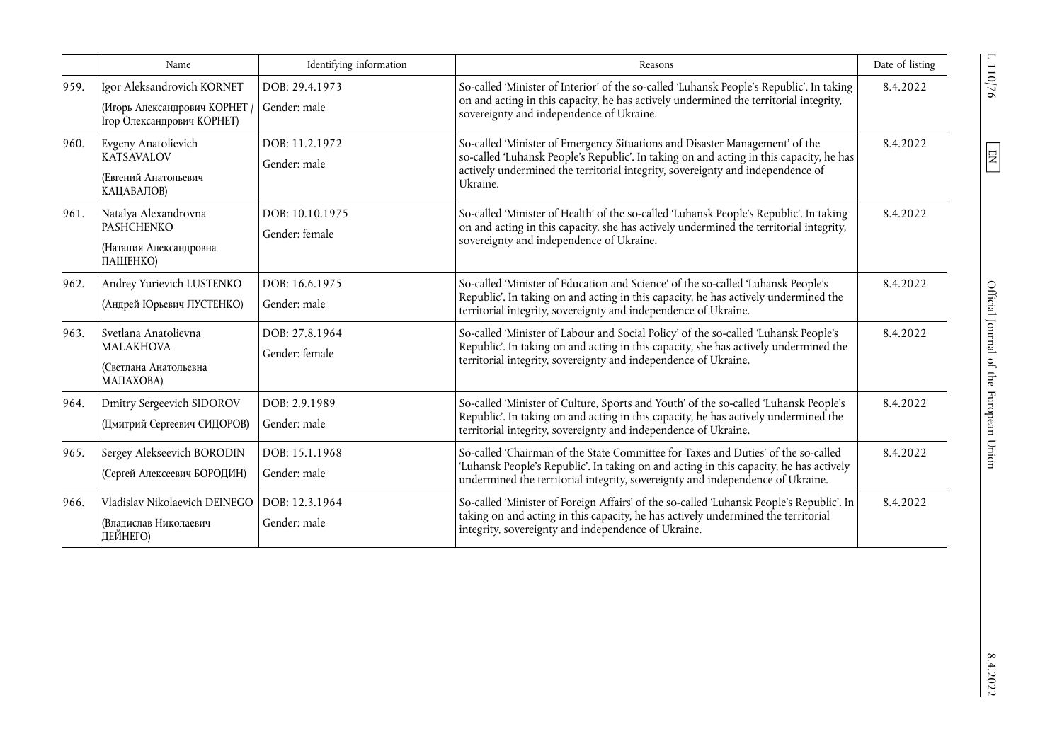| | Name | Identifying information | Reasons | Date of listing |
|---|---|---|---|---|
| 959. | Igor Aleksandrovich KORNET (Игорь Александрович КОРНЕТ / Iгор Олександрович КОРНЕТ) | DOB: 29.4.1973 Gender: male | So-called 'Minister of Interior' of the so-called 'Luhansk People's Republic'. In taking on and acting in this capacity, he has actively undermined the territorial integrity, sovereignty and independence of Ukraine. | 8.4.2022 |
| 960. | Evgeny Anatolievich KATSAVALOV (Евгений Анатольевич КАЦАВАЛОВ) | DOB: 11.2.1972 Gender: male | So-called 'Minister of Emergency Situations and Disaster Management' of the so-called 'Luhansk People's Republic'. In taking on and acting in this capacity, he has actively undermined the territorial integrity, sovereignty and independence of Ukraine. | 8.4.2022 |
| 961. | Natalya Alexandrovna PASHCHENKO (Наталия Александровна ПАЩЕНКО) | DOB: 10.10.1975 Gender: female | So-called 'Minister of Health' of the so-called 'Luhansk People's Republic'. In taking on and acting in this capacity, she has actively undermined the territorial integrity, sovereignty and independence of Ukraine. | 8.4.2022 |
| 962. | Andrey Yurievich LUSTENKO (Андрей Юрьевич ЛУСТЕНКО) | DOB: 16.6.1975 Gender: male | So-called 'Minister of Education and Science' of the so-called 'Luhansk People's Republic'. In taking on and acting in this capacity, he has actively undermined the territorial integrity, sovereignty and independence of Ukraine. | 8.4.2022 |
| 963. | Svetlana Anatolievna MALAKHOVA (Светлана Анатольевна МАЛАХОВА) | DOB: 27.8.1964 Gender: female | So-called 'Minister of Labour and Social Policy' of the so-called 'Luhansk People's Republic'. In taking on and acting in this capacity, she has actively undermined the territorial integrity, sovereignty and independence of Ukraine. | 8.4.2022 |
| 964. | Dmitry Sergeevich SIDOROV (Дмитрий Сергеевич СИДОРОВ) | DOB: 2.9.1989 Gender: male | So-called 'Minister of Culture, Sports and Youth' of the so-called 'Luhansk People's Republic'. In taking on and acting in this capacity, he has actively undermined the territorial integrity, sovereignty and independence of Ukraine. | 8.4.2022 |
| 965. | Sergey Alekseevich BORODIN (Сергей Алексеевич БОРОДИН) | DOB: 15.1.1968 Gender: male | So-called 'Chairman of the State Committee for Taxes and Duties' of the so-called 'Luhansk People's Republic'. In taking on and acting in this capacity, he has actively undermined the territorial integrity, sovereignty and independence of Ukraine. | 8.4.2022 |
| 966. | Vladislav Nikolaevich DEINEGO (Владислав Николаевич ДЕЙНЕГО) | DOB: 12.3.1964 Gender: male | So-called 'Minister of Foreign Affairs' of the so-called 'Luhansk People's Republic'. In taking on and acting in this capacity, he has actively undermined the territorial integrity, sovereignty and independence of Ukraine. | 8.4.2022 |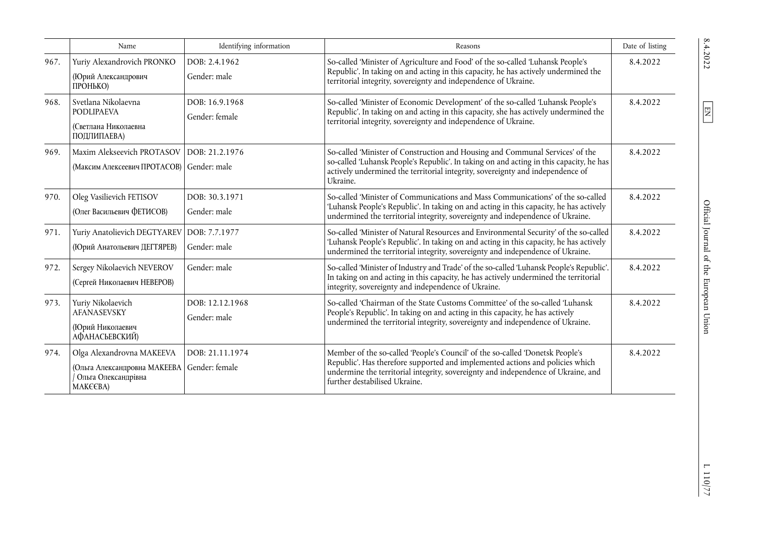| | Name | Identifying information | Reasons | Date of listing |
|---|---|---|---|---|
| 967. | Yuriy Alexandrovich PRONKO<br>(Юрий Александрович ПРОНЬКО) | DOB: 2.4.1962<br>Gender: male | So-called 'Minister of Agriculture and Food' of the so-called 'Luhansk People's Republic'. In taking on and acting in this capacity, he has actively undermined the territorial integrity, sovereignty and independence of Ukraine. | 8.4.2022 |
| 968. | Svetlana Nikolaevna PODLIPAEVA<br>(Светлана Николаевна ПОДЛИПАЕВА) | DOB: 16.9.1968<br>Gender: female | So-called 'Minister of Economic Development' of the so-called 'Luhansk People's Republic'. In taking on and acting in this capacity, she has actively undermined the territorial integrity, sovereignty and independence of Ukraine. | 8.4.2022 |
| 969. | Maxim Alekseevich PROTASOV<br>(Максим Алексеевич ПРОТАСОВ) | DOB: 21.2.1976<br>Gender: male | So-called 'Minister of Construction and Housing and Communal Services' of the so-called 'Luhansk People's Republic'. In taking on and acting in this capacity, he has actively undermined the territorial integrity, sovereignty and independence of Ukraine. | 8.4.2022 |
| 970. | Oleg Vasilievich FETISOV<br>(Олег Васильевич ФЕТИСОВ) | DOB: 30.3.1971<br>Gender: male | So-called 'Minister of Communications and Mass Communications' of the so-called 'Luhansk People's Republic'. In taking on and acting in this capacity, he has actively undermined the territorial integrity, sovereignty and independence of Ukraine. | 8.4.2022 |
| 971. | Yuriy Anatolievich DEGTYAREV<br>(Юрий Анатольевич ДЕГТЯРЕВ) | DOB: 7.7.1977<br>Gender: male | So-called 'Minister of Natural Resources and Environmental Security' of the so-called 'Luhansk People's Republic'. In taking on and acting in this capacity, he has actively undermined the territorial integrity, sovereignty and independence of Ukraine. | 8.4.2022 |
| 972. | Sergey Nikolaevich NEVEROV<br>(Сергей Николаевич НЕВЕРОВ) | Gender: male | So-called 'Minister of Industry and Trade' of the so-called 'Luhansk People's Republic'. In taking on and acting in this capacity, he has actively undermined the territorial integrity, sovereignty and independence of Ukraine. | 8.4.2022 |
| 973. | Yuriy Nikolaevich AFANASEVSKY<br>(Юрий Николаевич АФАНАСЬЕВСКИЙ) | DOB: 12.12.1968<br>Gender: male | So-called 'Chairman of the State Customs Committee' of the so-called 'Luhansk People's Republic'. In taking on and acting in this capacity, he has actively undermined the territorial integrity, sovereignty and independence of Ukraine. | 8.4.2022 |
| 974. | Olga Alexandrovna MAKEEVA<br>(Ольга Александровна МАКЕЕВА / Ольга Олександрівна МАКЄЄВА) | DOB: 21.11.1974<br>Gender: female | Member of the so-called 'People's Council' of the so-called 'Donetsk People's Republic'. Has therefore supported and implemented actions and policies which undermine the territorial integrity, sovereignty and independence of Ukraine, and further destabilised Ukraine. | 8.4.2022 |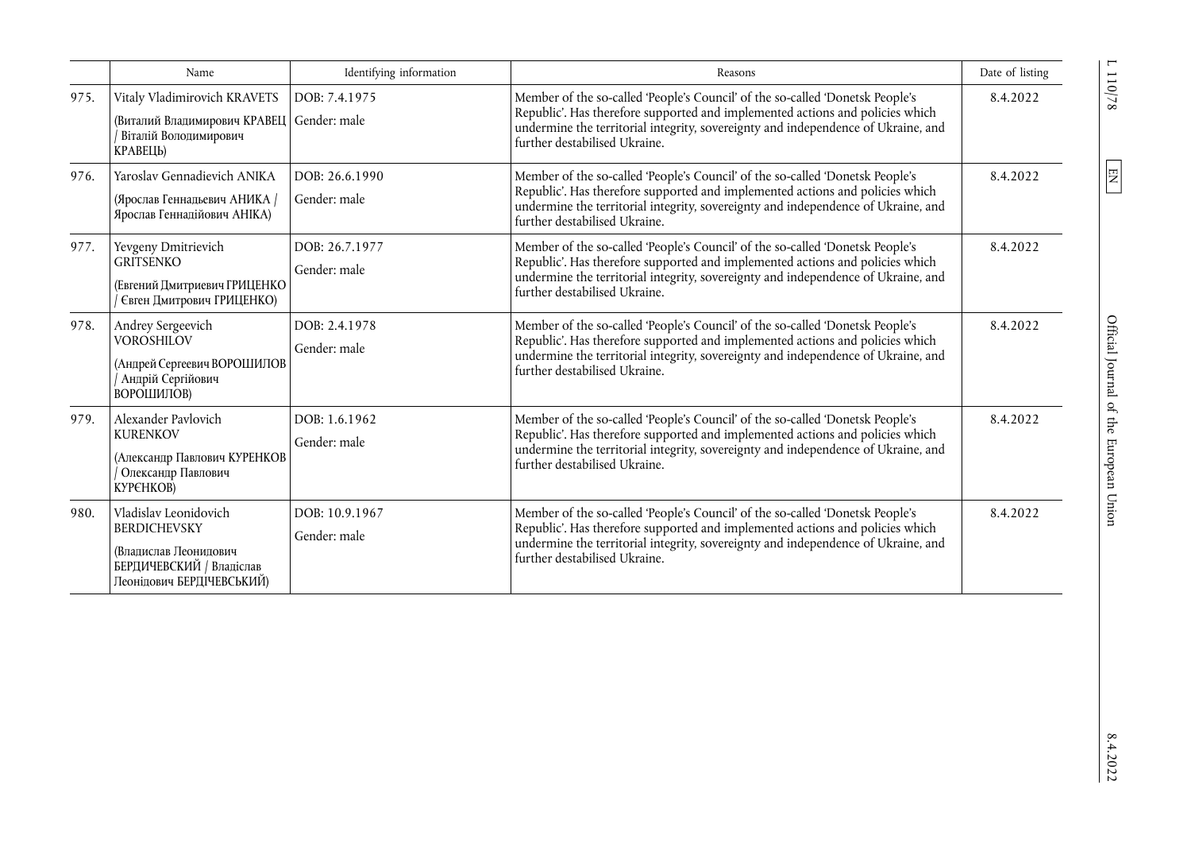|  | Name | Identifying information | Reasons | Date of listing |
| --- | --- | --- | --- | --- |
| 975. | Vitaly Vladimirovich KRAVETS (Виталий Владимирович КРАВЕЦ / Віталій Володимирович КРАВЕЦЬ) | DOB: 7.4.1975 Gender: male | Member of the so-called 'People's Council' of the so-called 'Donetsk People's Republic'. Has therefore supported and implemented actions and policies which undermine the territorial integrity, sovereignty and independence of Ukraine, and further destabilised Ukraine. | 8.4.2022 |
| 976. | Yaroslav Gennadievich ANIKA (Ярослав Геннадьевич АНИКА / Ярослав Геннадійович АНІКА) | DOB: 26.6.1990 Gender: male | Member of the so-called 'People's Council' of the so-called 'Donetsk People's Republic'. Has therefore supported and implemented actions and policies which undermine the territorial integrity, sovereignty and independence of Ukraine, and further destabilised Ukraine. | 8.4.2022 |
| 977. | Yevgeny Dmitrievich GRITSENKO (Евгений Дмитриевич ГРИЦЕНКО / Євген Дмитрович ГРИЦЕНКО) | DOB: 26.7.1977 Gender: male | Member of the so-called 'People's Council' of the so-called 'Donetsk People's Republic'. Has therefore supported and implemented actions and policies which undermine the territorial integrity, sovereignty and independence of Ukraine, and further destabilised Ukraine. | 8.4.2022 |
| 978. | Andrey Sergeevich VOROSHILOV (Андрей Сергеевич ВОРОШИЛОВ / Андрій Сергійович ВОРОШИЛОВ) | DOB: 2.4.1978 Gender: male | Member of the so-called 'People's Council' of the so-called 'Donetsk People's Republic'. Has therefore supported and implemented actions and policies which undermine the territorial integrity, sovereignty and independence of Ukraine, and further destabilised Ukraine. | 8.4.2022 |
| 979. | Alexander Pavlovich KURENKOV (Александр Павлович КУРЕНКОВ / Олександр Павлович КУРЄНКОВ) | DOB: 1.6.1962 Gender: male | Member of the so-called 'People's Council' of the so-called 'Donetsk People's Republic'. Has therefore supported and implemented actions and policies which undermine the territorial integrity, sovereignty and independence of Ukraine, and further destabilised Ukraine. | 8.4.2022 |
| 980. | Vladislav Leonidovich BERDICHEVSKY (Владислав Леонидович БЕРДИЧЕВСКИЙ / Владіслав Леонідович БЕРДІЧЕВСЬКИЙ) | DOB: 10.9.1967 Gender: male | Member of the so-called 'People's Council' of the so-called 'Donetsk People's Republic'. Has therefore supported and implemented actions and policies which undermine the territorial integrity, sovereignty and independence of Ukraine, and further destabilised Ukraine. | 8.4.2022 |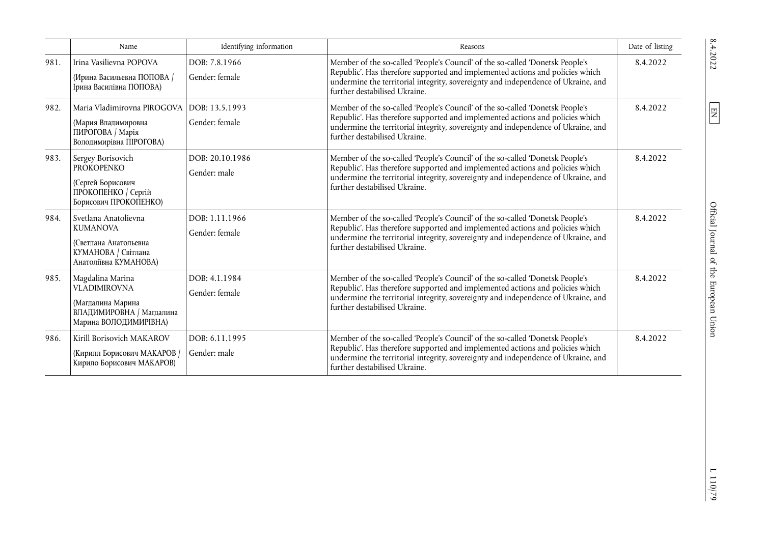| | Name | Identifying information | Reasons | Date of listing |
|---|---|---|---|---|
| 981. | Irina Vasilievna POPOVA (Ирина Васильевна ПОПОВА / Ірина Василівна ПОПОВА) | DOB: 7.8.1966 Gender: female | Member of the so-called 'People's Council' of the so-called 'Donetsk People's Republic'. Has therefore supported and implemented actions and policies which undermine the territorial integrity, sovereignty and independence of Ukraine, and further destabilised Ukraine. | 8.4.2022 |
| 982. | Maria Vladimirovna PIROGOVA (Мария Владимировна ПИРОГОВА / Марія Володимирівна ПІРОГОВА) | DOB: 13.5.1993 Gender: female | Member of the so-called 'People's Council' of the so-called 'Donetsk People's Republic'. Has therefore supported and implemented actions and policies which undermine the territorial integrity, sovereignty and independence of Ukraine, and further destabilised Ukraine. | 8.4.2022 |
| 983. | Sergey Borisovich PROKOPENKO (Сергей Борисович ПРОКОПЕНКО / Сергій Борисович ПРОКОПЕНКО) | DOB: 20.10.1986 Gender: male | Member of the so-called 'People's Council' of the so-called 'Donetsk People's Republic'. Has therefore supported and implemented actions and policies which undermine the territorial integrity, sovereignty and independence of Ukraine, and further destabilised Ukraine. | 8.4.2022 |
| 984. | Svetlana Anatolievna KUMANOVA (Светлана Анатольевна КУМАНОВА / Світлана Анатоліївна КУМАНОВА) | DOB: 1.11.1966 Gender: female | Member of the so-called 'People's Council' of the so-called 'Donetsk People's Republic'. Has therefore supported and implemented actions and policies which undermine the territorial integrity, sovereignty and independence of Ukraine, and further destabilised Ukraine. | 8.4.2022 |
| 985. | Magdalina Marina VLADIMIROVNA (Магдалина Марина ВЛАДИМИРОВНА / Магдалина Марина ВОЛОДИМИРІВНА) | DOB: 4.1.1984 Gender: female | Member of the so-called 'People's Council' of the so-called 'Donetsk People's Republic'. Has therefore supported and implemented actions and policies which undermine the territorial integrity, sovereignty and independence of Ukraine, and further destabilised Ukraine. | 8.4.2022 |
| 986. | Kirill Borisovich MAKAROV (Кирилл Борисович МАКАРОВ / Кирило Борисович МАКАРОВ) | DOB: 6.11.1995 Gender: male | Member of the so-called 'People's Council' of the so-called 'Donetsk People's Republic'. Has therefore supported and implemented actions and policies which undermine the territorial integrity, sovereignty and independence of Ukraine, and further destabilised Ukraine. | 8.4.2022 |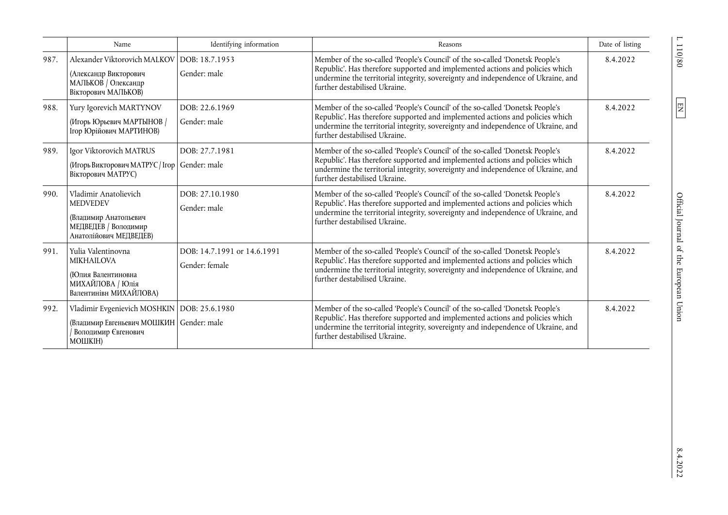|  | Name | Identifying information | Reasons | Date of listing |
|---|---|---|---|---|
| 987. | Alexander Viktorovich MALKOV (Александр Викторович МАЛЬКОВ / Олександр Вікторович МАЛЬКОВ) | DOB: 18.7.1953<br>Gender: male | Member of the so-called 'People's Council' of the so-called 'Donetsk People's Republic'. Has therefore supported and implemented actions and policies which undermine the territorial integrity, sovereignty and independence of Ukraine, and further destabilised Ukraine. | 8.4.2022 |
| 988. | Yury Igorevich MARTYNOV (Игорь Юрьевич МАРТЫНОВ / Ігор Юрійович МАРТИНОВ) | DOB: 22.6.1969<br>Gender: male | Member of the so-called 'People's Council' of the so-called 'Donetsk People's Republic'. Has therefore supported and implemented actions and policies which undermine the territorial integrity, sovereignty and independence of Ukraine, and further destabilised Ukraine. | 8.4.2022 |
| 989. | Igor Viktorovich MATRUS (Игорь Викторович МАТРУС / Ігор Вікторович МАТРУС) | DOB: 27.7.1981<br>Gender: male | Member of the so-called 'People's Council' of the so-called 'Donetsk People's Republic'. Has therefore supported and implemented actions and policies which undermine the territorial integrity, sovereignty and independence of Ukraine, and further destabilised Ukraine. | 8.4.2022 |
| 990. | Vladimir Anatolievich MEDVEDEV (Владимир Анатольевич МЕДВЕДЕВ / Володимир Анатолійович МЕДВЕДЕВ) | DOB: 27.10.1980<br>Gender: male | Member of the so-called 'People's Council' of the so-called 'Donetsk People's Republic'. Has therefore supported and implemented actions and policies which undermine the territorial integrity, sovereignty and independence of Ukraine, and further destabilised Ukraine. | 8.4.2022 |
| 991. | Yulia Valentinovna MIKHAILOVA (Юлия Валентиновна МИХАЙЛОВА / Юлія Валентинівн МИХАЙЛОВА) | DOB: 14.7.1991 or 14.6.1991<br>Gender: female | Member of the so-called 'People's Council' of the so-called 'Donetsk People's Republic'. Has therefore supported and implemented actions and policies which undermine the territorial integrity, sovereignty and independence of Ukraine, and further destabilised Ukraine. | 8.4.2022 |
| 992. | Vladimir Evgenievich MOSHKIN (Владимир Евгеньевич МОШКИН / Володимир Євгенович МОШКІН) | DOB: 25.6.1980<br>Gender: male | Member of the so-called 'People's Council' of the so-called 'Donetsk People's Republic'. Has therefore supported and implemented actions and policies which undermine the territorial integrity, sovereignty and independence of Ukraine, and further destabilised Ukraine. | 8.4.2022 |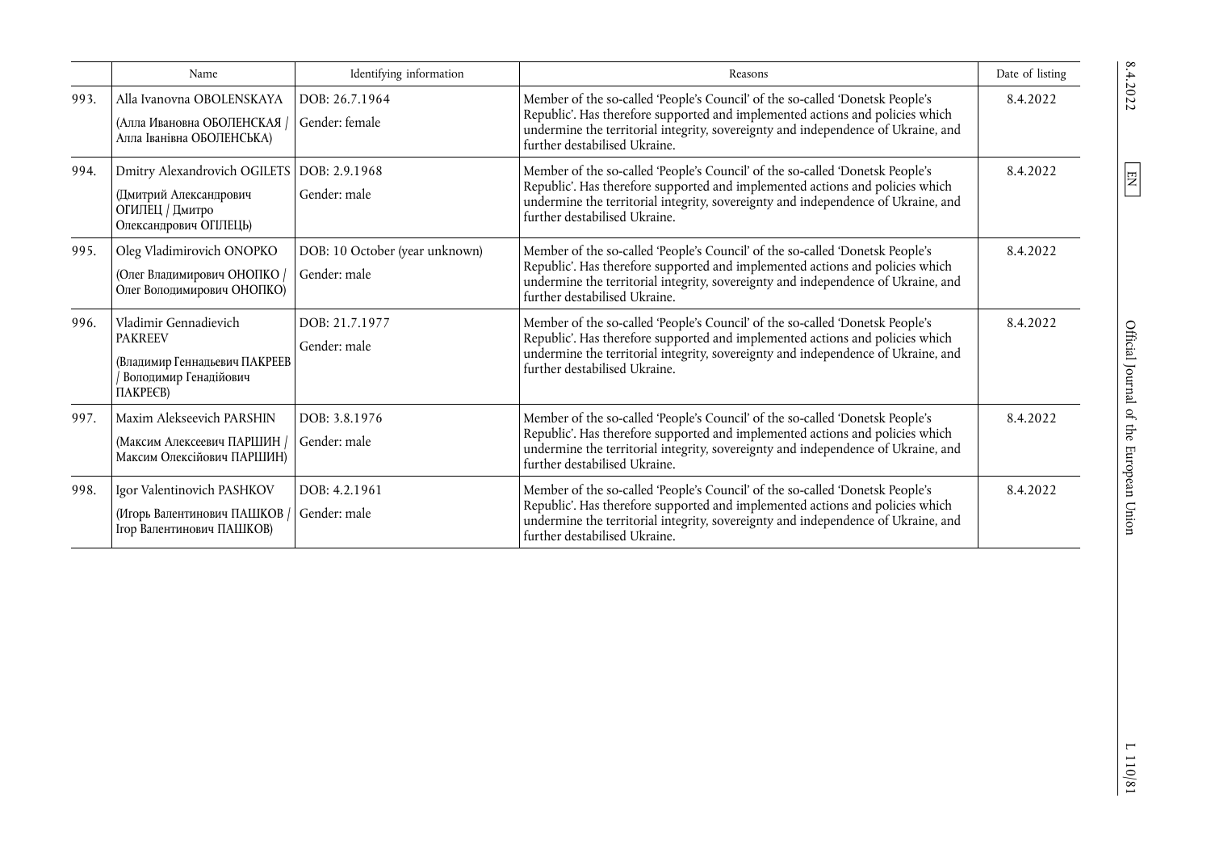| | Name | Identifying information | Reasons | Date of listing |
|---|---|---|---|---|
| 993. | Alla Ivanovna OBOLENSKAYA (Алла Ивановна ОБОЛЕНСКАЯ / Алла Іванівна ОБОЛЕНСЬКА) | DOB: 26.7.1964 Gender: female | Member of the so-called 'People's Council' of the so-called 'Donetsk People's Republic'. Has therefore supported and implemented actions and policies which undermine the territorial integrity, sovereignty and independence of Ukraine, and further destabilised Ukraine. | 8.4.2022 |
| 994. | Dmitry Alexandrovich OGILETS (Дмитрий Александрович ОГИЛЕЦ / Дмитро Олександрович ОГІЛЕЦЬ) | DOB: 2.9.1968 Gender: male | Member of the so-called 'People's Council' of the so-called 'Donetsk People's Republic'. Has therefore supported and implemented actions and policies which undermine the territorial integrity, sovereignty and independence of Ukraine, and further destabilised Ukraine. | 8.4.2022 |
| 995. | Oleg Vladimirovich ONOPKO (Олег Владимирович ОНОПКО / Олег Володимирович ОНОПКО) | DOB: 10 October (year unknown) Gender: male | Member of the so-called 'People's Council' of the so-called 'Donetsk People's Republic'. Has therefore supported and implemented actions and policies which undermine the territorial integrity, sovereignty and independence of Ukraine, and further destabilised Ukraine. | 8.4.2022 |
| 996. | Vladimir Gennadievich PAKREEV (Владимир Геннадьевич ПАКРЕЕВ / Володимир Генадійович ПАКРЕЄВ) | DOB: 21.7.1977 Gender: male | Member of the so-called 'People's Council' of the so-called 'Donetsk People's Republic'. Has therefore supported and implemented actions and policies which undermine the territorial integrity, sovereignty and independence of Ukraine, and further destabilised Ukraine. | 8.4.2022 |
| 997. | Maxim Alekseevich PARSHIN (Максим Алексеевич ПАРШИН / Максим Олексійович ПАРШИН) | DOB: 3.8.1976 Gender: male | Member of the so-called 'People's Council' of the so-called 'Donetsk People's Republic'. Has therefore supported and implemented actions and policies which undermine the territorial integrity, sovereignty and independence of Ukraine, and further destabilised Ukraine. | 8.4.2022 |
| 998. | Igor Valentinovich PASHKOV (Игорь Валентинович ПАШКОВ / Ігор Валентинович ПАШКОВ) | DOB: 4.2.1961 Gender: male | Member of the so-called 'People's Council' of the so-called 'Donetsk People's Republic'. Has therefore supported and implemented actions and policies which undermine the territorial integrity, sovereignty and independence of Ukraine, and further destabilised Ukraine. | 8.4.2022 |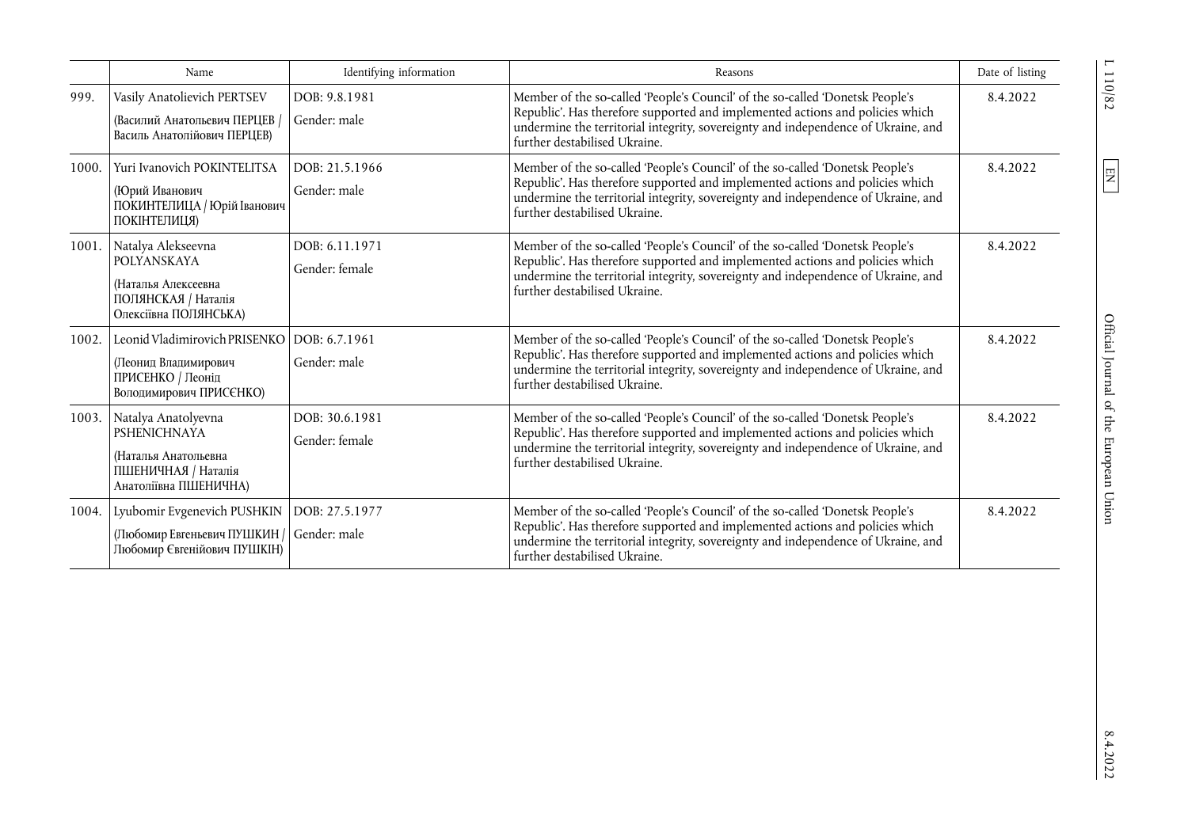| | Name | Identifying information | Reasons | Date of listing |
|---|---|---|---|---|
| 999. | Vasily Anatolievich PERTSEV (Василий Анатольевич ПЕРЦЕВ / Василь Анатолійович ПЕРЦЕВ) | DOB: 9.8.1981 Gender: male | Member of the so-called 'People's Council' of the so-called 'Donetsk People's Republic'. Has therefore supported and implemented actions and policies which undermine the territorial integrity, sovereignty and independence of Ukraine, and further destabilised Ukraine. | 8.4.2022 |
| 1000. | Yuri Ivanovich POKINTELITSA (Юрий Иванович ПОКИНТЕЛИЦА / Юрій Іванович ПОКІНТЕЛИЦЯ) | DOB: 21.5.1966 Gender: male | Member of the so-called 'People's Council' of the so-called 'Donetsk People's Republic'. Has therefore supported and implemented actions and policies which undermine the territorial integrity, sovereignty and independence of Ukraine, and further destabilised Ukraine. | 8.4.2022 |
| 1001. | Natalya Alekseevna POLYANSKAYA (Наталья Алексеевна ПОЛЯНСКАЯ / Наталія Олексіївна ПОЛЯНСЬКА) | DOB: 6.11.1971 Gender: female | Member of the so-called 'People's Council' of the so-called 'Donetsk People's Republic'. Has therefore supported and implemented actions and policies which undermine the territorial integrity, sovereignty and independence of Ukraine, and further destabilised Ukraine. | 8.4.2022 |
| 1002. | Leonid Vladimirovich PRISENKO (Леонид Владимирович ПРИСЕНКО / Леонід Володимирович ПРИСЄНКО) | DOB: 6.7.1961 Gender: male | Member of the so-called 'People's Council' of the so-called 'Donetsk People's Republic'. Has therefore supported and implemented actions and policies which undermine the territorial integrity, sovereignty and independence of Ukraine, and further destabilised Ukraine. | 8.4.2022 |
| 1003. | Natalya Anatolyevna PSHENICHNAYA (Наталья Анатольевна ПШЕНИЧНАЯ / Наталія Анатоліївна ПШЕНИЧНА) | DOB: 30.6.1981 Gender: female | Member of the so-called 'People's Council' of the so-called 'Donetsk People's Republic'. Has therefore supported and implemented actions and policies which undermine the territorial integrity, sovereignty and independence of Ukraine, and further destabilised Ukraine. | 8.4.2022 |
| 1004. | Lyubomir Evgenevich PUSHKIN (Любомир Евгеньевич ПУШКИН / Любомир Євгенійович ПУШКІН) | DOB: 27.5.1977 Gender: male | Member of the so-called 'People's Council' of the so-called 'Donetsk People's Republic'. Has therefore supported and implemented actions and policies which undermine the territorial integrity, sovereignty and independence of Ukraine, and further destabilised Ukraine. | 8.4.2022 |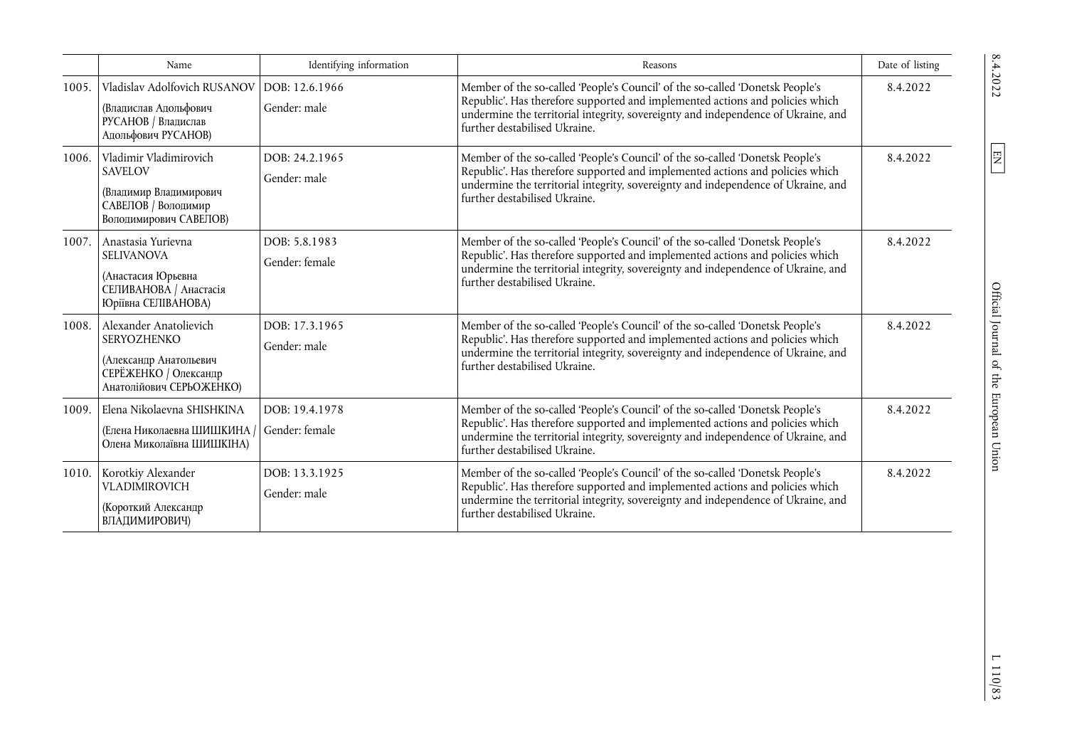|  | Name | Identifying information | Reasons | Date of listing |
|---|---|---|---|---|
| 1005. | Vladislav Adolfovich RUSANOV (Владислав Адольфович РУСАНОВ / Владислав Адольфович РУСАНОВ) | DOB: 12.6.1966<br>Gender: male | Member of the so-called 'People's Council' of the so-called 'Donetsk People's Republic'. Has therefore supported and implemented actions and policies which undermine the territorial integrity, sovereignty and independence of Ukraine, and further destabilised Ukraine. | 8.4.2022 |
| 1006. | Vladimir Vladimirovich SAVELOV (Владимир Владимирович САВЕЛОВ / Володимир Володимирович САВЕЛОВ) | DOB: 24.2.1965<br>Gender: male | Member of the so-called 'People's Council' of the so-called 'Donetsk People's Republic'. Has therefore supported and implemented actions and policies which undermine the territorial integrity, sovereignty and independence of Ukraine, and further destabilised Ukraine. | 8.4.2022 |
| 1007. | Anastasia Yurievna SELIVANOVA (Анастасия Юрьевна СЕЛИВАНОВА / Анастасія Юріївна СЕЛІВАНОВА) | DOB: 5.8.1983<br>Gender: female | Member of the so-called 'People's Council' of the so-called 'Donetsk People's Republic'. Has therefore supported and implemented actions and policies which undermine the territorial integrity, sovereignty and independence of Ukraine, and further destabilised Ukraine. | 8.4.2022 |
| 1008. | Alexander Anatolievich SERYOZHENKO (Александр Анатольевич СЕРЁЖЕНКО / Олександр Анатолійович СЕРЬОЖЕНКО) | DOB: 17.3.1965<br>Gender: male | Member of the so-called 'People's Council' of the so-called 'Donetsk People's Republic'. Has therefore supported and implemented actions and policies which undermine the territorial integrity, sovereignty and independence of Ukraine, and further destabilised Ukraine. | 8.4.2022 |
| 1009. | Elena Nikolaevna SHISHKINA (Елена Николаевна ШИШКИНА / Олена Миколаївна ШИШКІНА) | DOB: 19.4.1978<br>Gender: female | Member of the so-called 'People's Council' of the so-called 'Donetsk People's Republic'. Has therefore supported and implemented actions and policies which undermine the territorial integrity, sovereignty and independence of Ukraine, and further destabilised Ukraine. | 8.4.2022 |
| 1010. | Korotkiy Alexander VLADIMIROVICH (Короткий Александр ВЛАДИМИРОВИЧ) | DOB: 13.3.1925<br>Gender: male | Member of the so-called 'People's Council' of the so-called 'Donetsk People's Republic'. Has therefore supported and implemented actions and policies which undermine the territorial integrity, sovereignty and independence of Ukraine, and further destabilised Ukraine. | 8.4.2022 |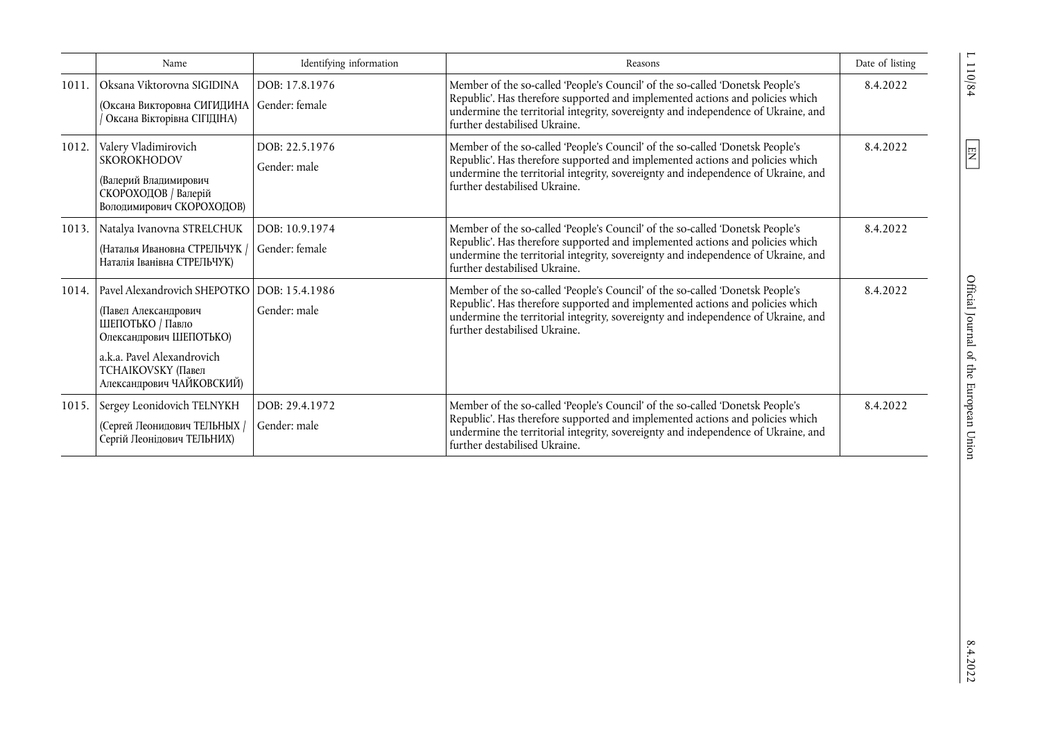| | Name | Identifying information | Reasons | Date of listing |
|---|---|---|---|---|
| 1011. | Oksana Viktorovna SIGIDINA (Оксана Викторовна СИГИДИНА / Оксана Вікторівна СІГІДІНА) | DOB: 17.8.1976 Gender: female | Member of the so-called 'People's Council' of the so-called 'Donetsk People's Republic'. Has therefore supported and implemented actions and policies which undermine the territorial integrity, sovereignty and independence of Ukraine, and further destabilised Ukraine. | 8.4.2022 |
| 1012. | Valery Vladimirovich SKOROKHODOV (Валерий Владимирович СКОРОХОДОВ / Валерій Володимирович СКОРОХОДОВ) | DOB: 22.5.1976 Gender: male | Member of the so-called 'People's Council' of the so-called 'Donetsk People's Republic'. Has therefore supported and implemented actions and policies which undermine the territorial integrity, sovereignty and independence of Ukraine, and further destabilised Ukraine. | 8.4.2022 |
| 1013. | Natalya Ivanovna STRELCHUK (Наталья Ивановна СТРЕЛЬЧУК / Наталія Іванівна СТРЕЛЬЧУК) | DOB: 10.9.1974 Gender: female | Member of the so-called 'People's Council' of the so-called 'Donetsk People's Republic'. Has therefore supported and implemented actions and policies which undermine the territorial integrity, sovereignty and independence of Ukraine, and further destabilised Ukraine. | 8.4.2022 |
| 1014. | Pavel Alexandrovich SHEPOTKO (Павел Александрович ШЕПОТЬКО / Павло Олександрович ШЕПОТЬКО) a.k.a. Pavel Alexandrovich TCHAIKOVSKY (Павел Александрович ЧАЙКОВСКИЙ) | DOB: 15.4.1986 Gender: male | Member of the so-called 'People's Council' of the so-called 'Donetsk People's Republic'. Has therefore supported and implemented actions and policies which undermine the territorial integrity, sovereignty and independence of Ukraine, and further destabilised Ukraine. | 8.4.2022 |
| 1015. | Sergey Leonidovich TELNYKH (Сергей Леонидович ТЕЛЬНЫХ / Сергій Леонідович ТЕЛЬНИХ) | DOB: 29.4.1972 Gender: male | Member of the so-called 'People's Council' of the so-called 'Donetsk People's Republic'. Has therefore supported and implemented actions and policies which undermine the territorial integrity, sovereignty and independence of Ukraine, and further destabilised Ukraine. | 8.4.2022 |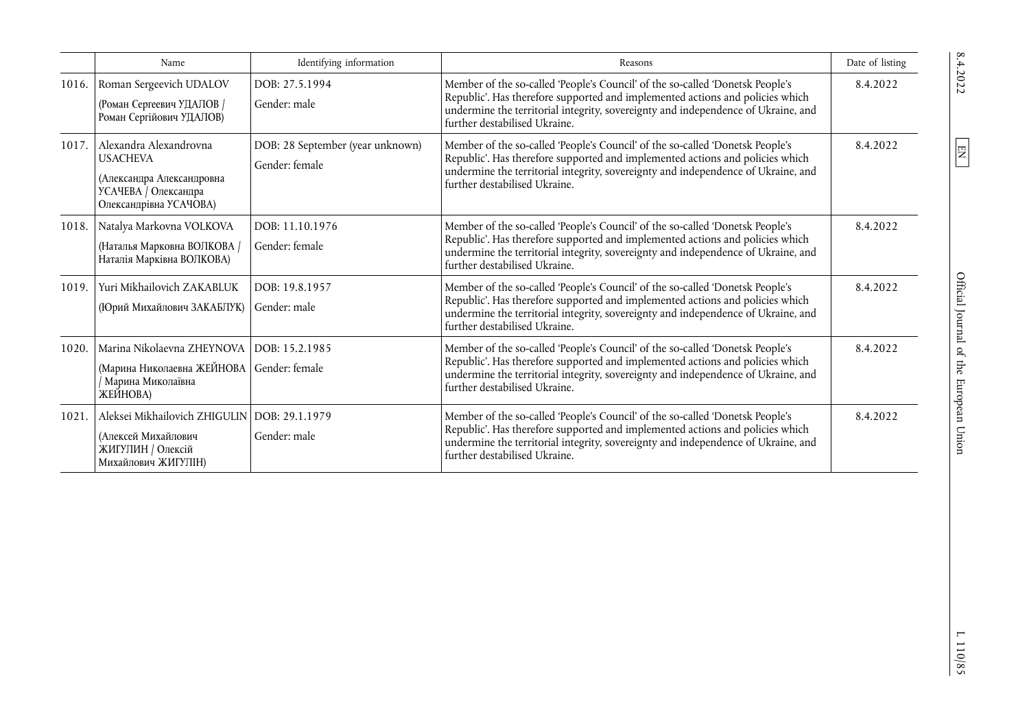| | Name | Identifying information | Reasons | Date of listing |
|---|---|---|---|---|
| 1016. | Roman Sergeevich UDALOV (Роман Сергеевич УДАЛОВ / Роман Сергійович УДАЛОВ) | DOB: 27.5.1994 Gender: male | Member of the so-called 'People's Council' of the so-called 'Donetsk People's Republic'. Has therefore supported and implemented actions and policies which undermine the territorial integrity, sovereignty and independence of Ukraine, and further destabilised Ukraine. | 8.4.2022 |
| 1017. | Alexandra Alexandrovna USACHEVA (Александра Александровна УСАЧЕВА / Олександра Олександрівна УСАЧОВА) | DOB: 28 September (year unknown) Gender: female | Member of the so-called 'People's Council' of the so-called 'Donetsk People's Republic'. Has therefore supported and implemented actions and policies which undermine the territorial integrity, sovereignty and independence of Ukraine, and further destabilised Ukraine. | 8.4.2022 |
| 1018. | Natalya Markovna VOLKOVA (Наталья Марковна ВОЛКОВА / Наталія Марківна ВОЛКОВА) | DOB: 11.10.1976 Gender: female | Member of the so-called 'People's Council' of the so-called 'Donetsk People's Republic'. Has therefore supported and implemented actions and policies which undermine the territorial integrity, sovereignty and independence of Ukraine, and further destabilised Ukraine. | 8.4.2022 |
| 1019. | Yuri Mikhailovich ZAKABLUK (Юрий Михайлович ЗАКАБЛУК) | DOB: 19.8.1957 Gender: male | Member of the so-called 'People's Council' of the so-called 'Donetsk People's Republic'. Has therefore supported and implemented actions and policies which undermine the territorial integrity, sovereignty and independence of Ukraine, and further destabilised Ukraine. | 8.4.2022 |
| 1020. | Marina Nikolaevna ZHEYNOVA (Марина Николаевна ЖЕЙНОВА / Марина Миколаївна ЖЕЙНОВА) | DOB: 15.2.1985 Gender: female | Member of the so-called 'People's Council' of the so-called 'Donetsk People's Republic'. Has therefore supported and implemented actions and policies which undermine the territorial integrity, sovereignty and independence of Ukraine, and further destabilised Ukraine. | 8.4.2022 |
| 1021. | Aleksei Mikhailovich ZHIGULIN (Алексей Михайлович ЖИГУЛИН / Олексій Михайлович ЖИГУЛІН) | DOB: 29.1.1979 Gender: male | Member of the so-called 'People's Council' of the so-called 'Donetsk People's Republic'. Has therefore supported and implemented actions and policies which undermine the territorial integrity, sovereignty and independence of Ukraine, and further destabilised Ukraine. | 8.4.2022 |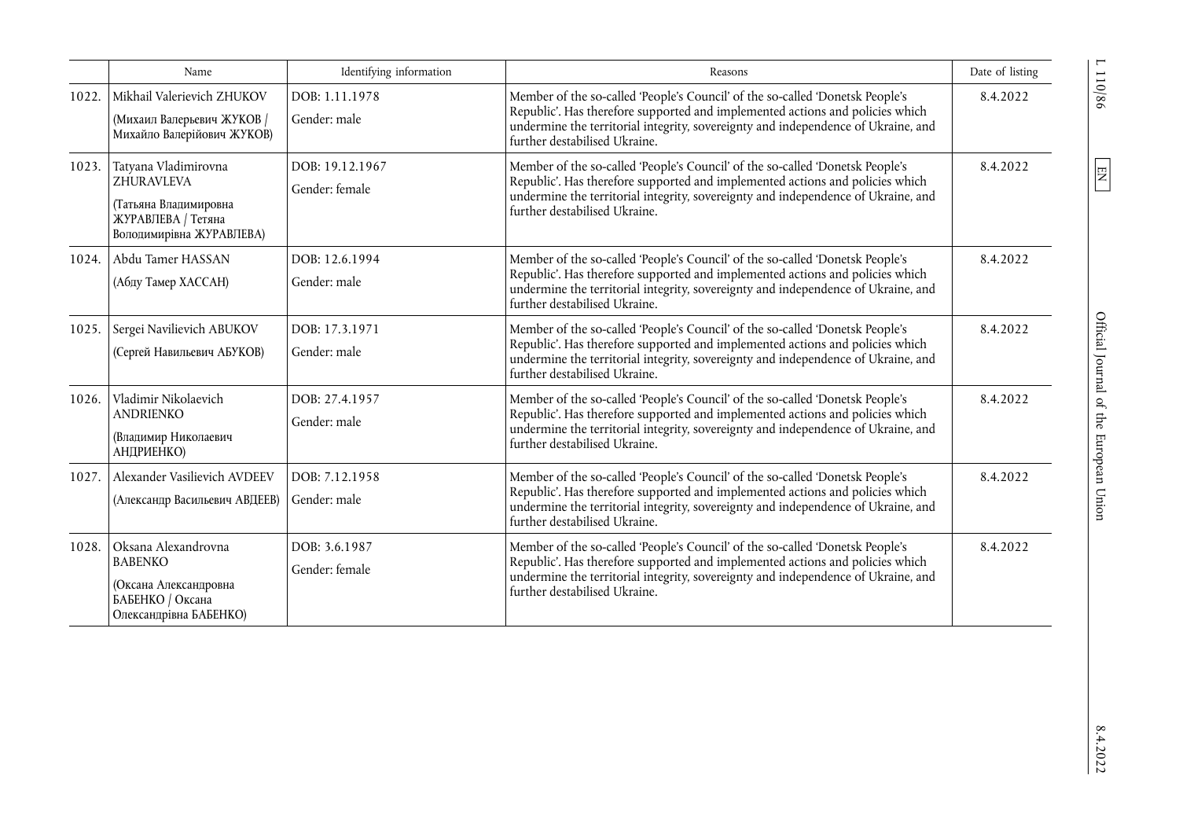| | Name | Identifying information | Reasons | Date of listing |
|---|---|---|---|---|
| 1022. | Mikhail Valerievich ZHUKOV (Михаил Валерьевич ЖУКОВ / Михайло Валерійович ЖУКОВ) | DOB: 1.11.1978 Gender: male | Member of the so-called 'People's Council' of the so-called 'Donetsk People's Republic'. Has therefore supported and implemented actions and policies which undermine the territorial integrity, sovereignty and independence of Ukraine, and further destabilised Ukraine. | 8.4.2022 |
| 1023. | Tatyana Vladimirovna ZHURAVLEVA (Татьяна Владимировна ЖУРАВЛЕВА / Тетяна Володимирівна ЖУРАВЛЕВА) | DOB: 19.12.1967 Gender: female | Member of the so-called 'People's Council' of the so-called 'Donetsk People's Republic'. Has therefore supported and implemented actions and policies which undermine the territorial integrity, sovereignty and independence of Ukraine, and further destabilised Ukraine. | 8.4.2022 |
| 1024. | Abdu Tamer HASSAN (Абду Тамер ХАССАН) | DOB: 12.6.1994 Gender: male | Member of the so-called 'People's Council' of the so-called 'Donetsk People's Republic'. Has therefore supported and implemented actions and policies which undermine the territorial integrity, sovereignty and independence of Ukraine, and further destabilised Ukraine. | 8.4.2022 |
| 1025. | Sergei Navilievich ABUKOV (Сергей Навильевич АБУКОВ) | DOB: 17.3.1971 Gender: male | Member of the so-called 'People's Council' of the so-called 'Donetsk People's Republic'. Has therefore supported and implemented actions and policies which undermine the territorial integrity, sovereignty and independence of Ukraine, and further destabilised Ukraine. | 8.4.2022 |
| 1026. | Vladimir Nikolaevich ANDRIENKO (Владимир Николаевич АНДРИЕНКО) | DOB: 27.4.1957 Gender: male | Member of the so-called 'People's Council' of the so-called 'Donetsk People's Republic'. Has therefore supported and implemented actions and policies which undermine the territorial integrity, sovereignty and independence of Ukraine, and further destabilised Ukraine. | 8.4.2022 |
| 1027. | Alexander Vasilievich AVDEEV (Александр Васильевич АВДЕЕВ) | DOB: 7.12.1958 Gender: male | Member of the so-called 'People's Council' of the so-called 'Donetsk People's Republic'. Has therefore supported and implemented actions and policies which undermine the territorial integrity, sovereignty and independence of Ukraine, and further destabilised Ukraine. | 8.4.2022 |
| 1028. | Oksana Alexandrovna BABENKO (Оксана Александровна БАБЕНКО / Оксана Олександрівна БАБЕНКО) | DOB: 3.6.1987 Gender: female | Member of the so-called 'People's Council' of the so-called 'Donetsk People's Republic'. Has therefore supported and implemented actions and policies which undermine the territorial integrity, sovereignty and independence of Ukraine, and further destabilised Ukraine. | 8.4.2022 |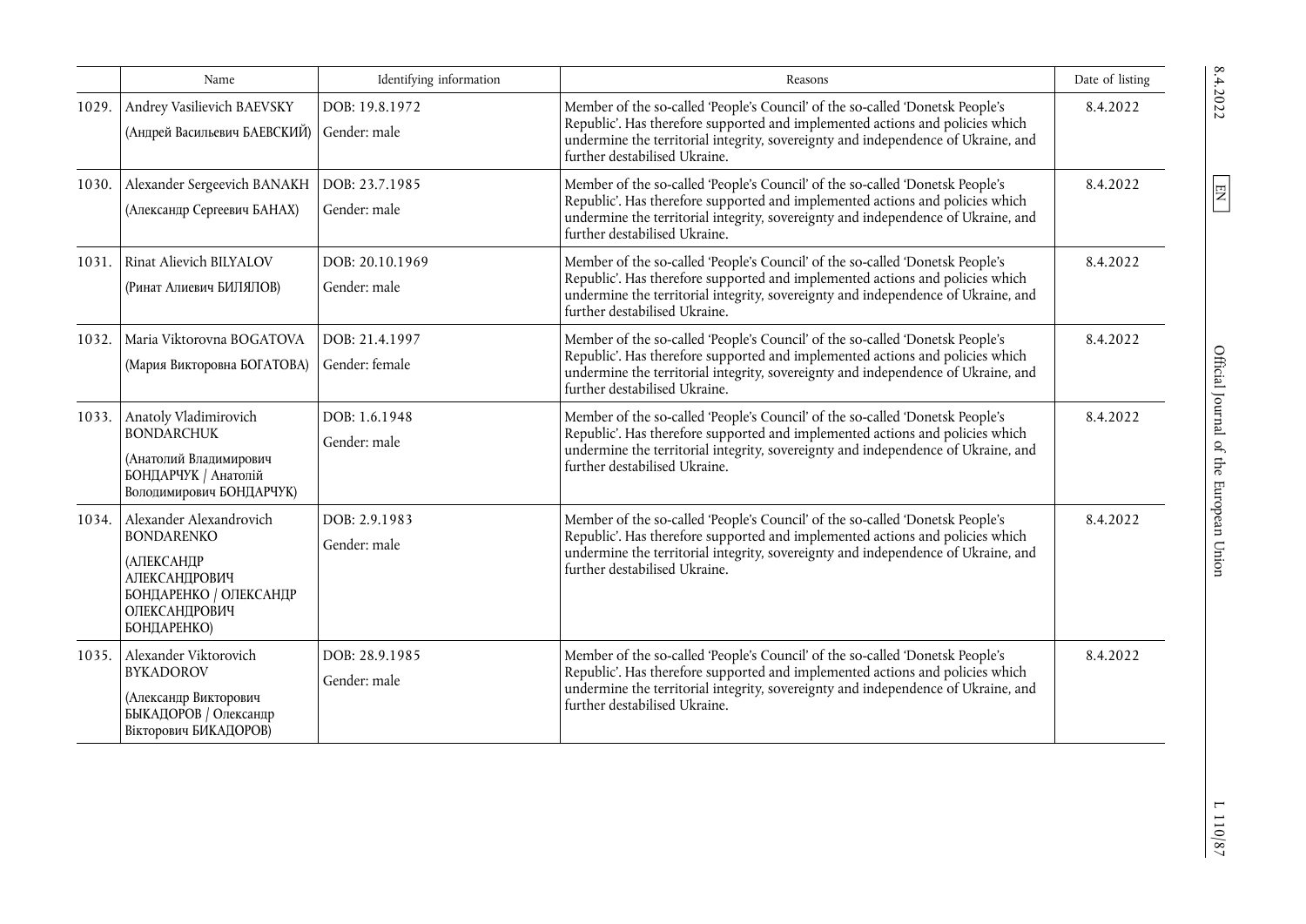| | Name | Identifying information | Reasons | Date of listing |
|---|---|---|---|---|
| 1029. | Andrey Vasilievich BAEVSKY (Андрей Васильевич БАЕВСКИЙ) | DOB: 19.8.1972 Gender: male | Member of the so-called 'People's Council' of the so-called 'Donetsk People's Republic'. Has therefore supported and implemented actions and policies which undermine the territorial integrity, sovereignty and independence of Ukraine, and further destabilised Ukraine. | 8.4.2022 |
| 1030. | Alexander Sergeevich BANAKH (Александр Сергеевич БАНАХ) | DOB: 23.7.1985 Gender: male | Member of the so-called 'People's Council' of the so-called 'Donetsk People's Republic'. Has therefore supported and implemented actions and policies which undermine the territorial integrity, sovereignty and independence of Ukraine, and further destabilised Ukraine. | 8.4.2022 |
| 1031. | Rinat Alievich BILYALOV (Ринат Алиевич БИЛЯЛОВ) | DOB: 20.10.1969 Gender: male | Member of the so-called 'People's Council' of the so-called 'Donetsk People's Republic'. Has therefore supported and implemented actions and policies which undermine the territorial integrity, sovereignty and independence of Ukraine, and further destabilised Ukraine. | 8.4.2022 |
| 1032. | Maria Viktorovna BOGATOVA (Мария Викторовна БОГАТОВА) | DOB: 21.4.1997 Gender: female | Member of the so-called 'People's Council' of the so-called 'Donetsk People's Republic'. Has therefore supported and implemented actions and policies which undermine the territorial integrity, sovereignty and independence of Ukraine, and further destabilised Ukraine. | 8.4.2022 |
| 1033. | Anatoly Vladimirovich BONDARCHUK (Анатолий Владимирович БОНДАРЧУК / Анатолій Володимирович БОНДАРЧУК) | DOB: 1.6.1948 Gender: male | Member of the so-called 'People's Council' of the so-called 'Donetsk People's Republic'. Has therefore supported and implemented actions and policies which undermine the territorial integrity, sovereignty and independence of Ukraine, and further destabilised Ukraine. | 8.4.2022 |
| 1034. | Alexander Alexandrovich BONDARENKO (АЛЕКСАНДР АЛЕКСАНДРОВИЧ БОНДАРЕНКО / ОЛЕКСАНДР ОЛЕКСАНДРОВИЧ БОНДАРЕНКО) | DOB: 2.9.1983 Gender: male | Member of the so-called 'People's Council' of the so-called 'Donetsk People's Republic'. Has therefore supported and implemented actions and policies which undermine the territorial integrity, sovereignty and independence of Ukraine, and further destabilised Ukraine. | 8.4.2022 |
| 1035. | Alexander Viktorovich BYKADOROV (Александр Викторович БЫКАДОРОВ / Олександр Вікторович БИКАДОРОВ) | DOB: 28.9.1985 Gender: male | Member of the so-called 'People's Council' of the so-called 'Donetsk People's Republic'. Has therefore supported and implemented actions and policies which undermine the territorial integrity, sovereignty and independence of Ukraine, and further destabilised Ukraine. | 8.4.2022 |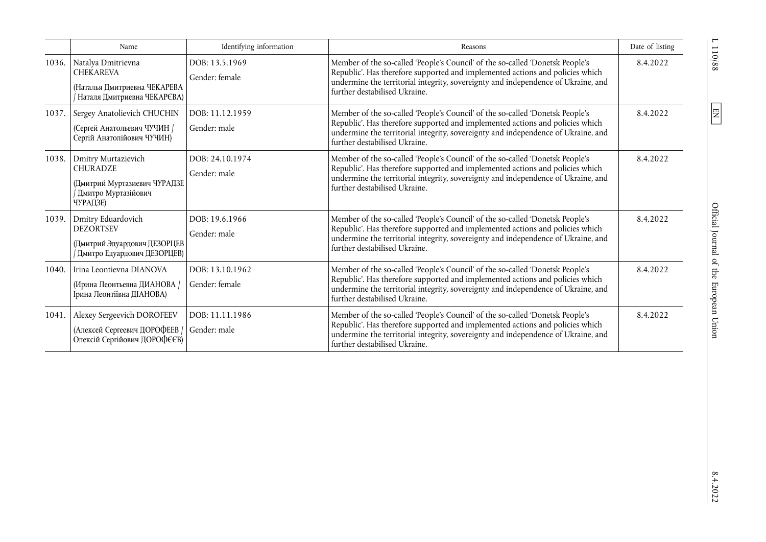| | Name | Identifying information | Reasons | Date of listing |
|---|---|---|---|---|
| 1036. | Natalya Dmitrievna CHEKAREVA (Наталья Дмитриевна ЧЕКАРЕВА / Наталя Дмитриевна ЧЕКАРЄВА) | DOB: 13.5.1969 Gender: female | Member of the so-called 'People's Council' of the so-called 'Donetsk People's Republic'. Has therefore supported and implemented actions and policies which undermine the territorial integrity, sovereignty and independence of Ukraine, and further destabilised Ukraine. | 8.4.2022 |
| 1037. | Sergey Anatolievich CHUCHIN (Сергей Анатольевич ЧУЧИН / Сергій Анатолійович ЧУЧИН) | DOB: 11.12.1959 Gender: male | Member of the so-called 'People's Council' of the so-called 'Donetsk People's Republic'. Has therefore supported and implemented actions and policies which undermine the territorial integrity, sovereignty and independence of Ukraine, and further destabilised Ukraine. | 8.4.2022 |
| 1038. | Dmitry Murtazievich CHURADZE (Дмитрий Муртазиевич ЧУРАДЗЕ / Дмитро Муртазійович ЧУРАДЗЕ) | DOB: 24.10.1974 Gender: male | Member of the so-called 'People's Council' of the so-called 'Donetsk People's Republic'. Has therefore supported and implemented actions and policies which undermine the territorial integrity, sovereignty and independence of Ukraine, and further destabilised Ukraine. | 8.4.2022 |
| 1039. | Dmitry Eduardovich DEZORTSEV (Дмитрий Эдуардович ДЕЗОРЦЕВ / Дмитро Едуардович ДЕЗОРЦЕВ) | DOB: 19.6.1966 Gender: male | Member of the so-called 'People's Council' of the so-called 'Donetsk People's Republic'. Has therefore supported and implemented actions and policies which undermine the territorial integrity, sovereignty and independence of Ukraine, and further destabilised Ukraine. | 8.4.2022 |
| 1040. | Irina Leontievna DIANOVA (Ирина Леонтьевна ДИАНОВА / Ірина Леонтіївна ДІАНОВА) | DOB: 13.10.1962 Gender: female | Member of the so-called 'People's Council' of the so-called 'Donetsk People's Republic'. Has therefore supported and implemented actions and policies which undermine the territorial integrity, sovereignty and independence of Ukraine, and further destabilised Ukraine. | 8.4.2022 |
| 1041. | Alexey Sergeevich DOROFEEV (Алексей Сергеевич ДОРОФЕЕВ / Олексій Сергійович ДОРОФЄЄВ) | DOB: 11.11.1986 Gender: male | Member of the so-called 'People's Council' of the so-called 'Donetsk People's Republic'. Has therefore supported and implemented actions and policies which undermine the territorial integrity, sovereignty and independence of Ukraine, and further destabilised Ukraine. | 8.4.2022 |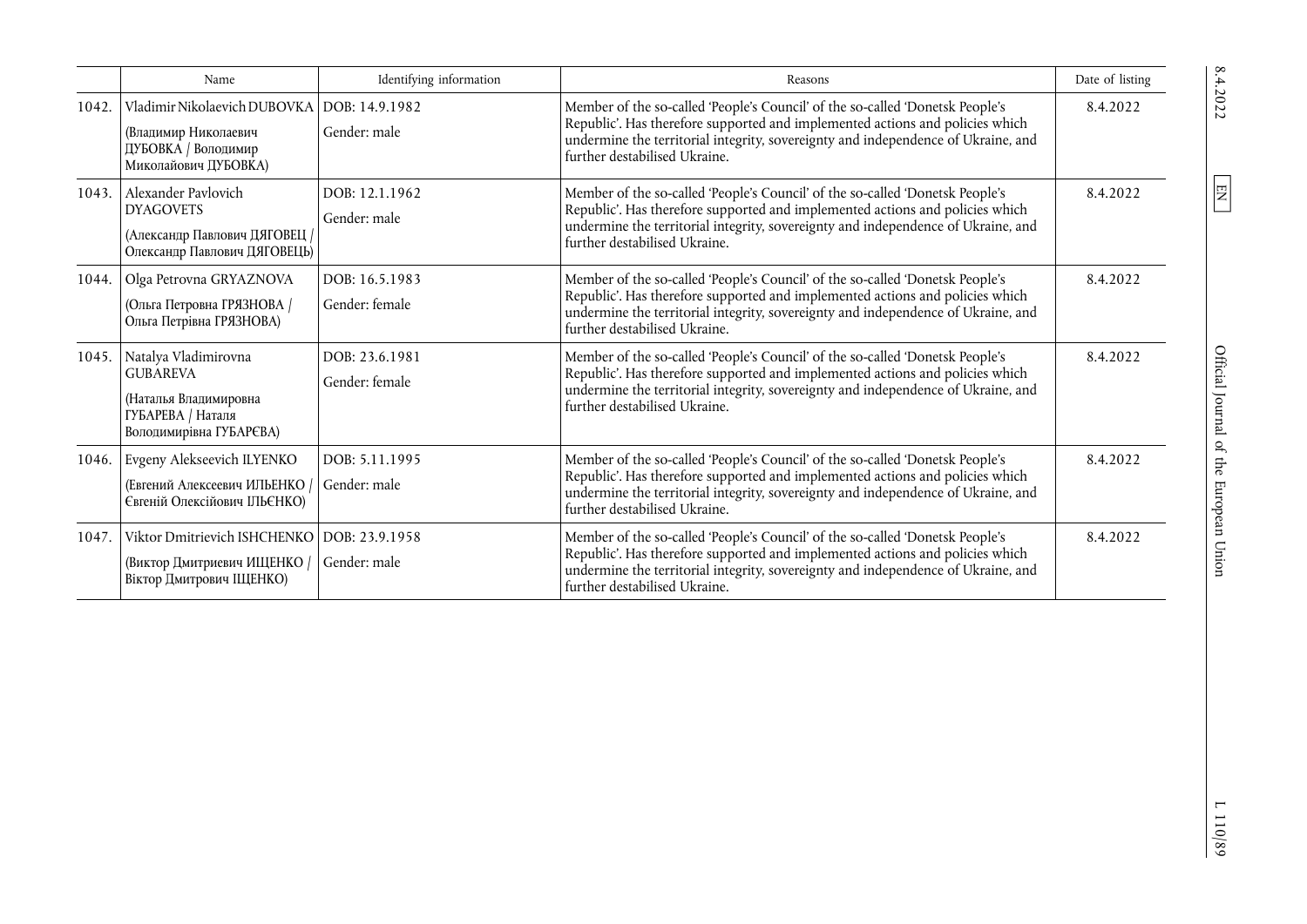| | Name | Identifying information | Reasons | Date of listing |
|---|---|---|---|---|
| 1042. | Vladimir Nikolaevich DUBOVKA (Владимир Николаевич ДУБОВКА / Володимир Миколайович ДУБОВКА) | DOB: 14.9.1982 Gender: male | Member of the so-called 'People's Council' of the so-called 'Donetsk People's Republic'. Has therefore supported and implemented actions and policies which undermine the territorial integrity, sovereignty and independence of Ukraine, and further destabilised Ukraine. | 8.4.2022 |
| 1043. | Alexander Pavlovich DYAGOVETS (Александр Павлович ДЯГОВЕЦ / Олександр Павлович ДЯГОВЕЦЬ) | DOB: 12.1.1962 Gender: male | Member of the so-called 'People's Council' of the so-called 'Donetsk People's Republic'. Has therefore supported and implemented actions and policies which undermine the territorial integrity, sovereignty and independence of Ukraine, and further destabilised Ukraine. | 8.4.2022 |
| 1044. | Olga Petrovna GRYAZNOVA (Ольга Петровна ГРЯЗНОВА / Ольга Петрівна ГРЯЗНОВА) | DOB: 16.5.1983 Gender: female | Member of the so-called 'People's Council' of the so-called 'Donetsk People's Republic'. Has therefore supported and implemented actions and policies which undermine the territorial integrity, sovereignty and independence of Ukraine, and further destabilised Ukraine. | 8.4.2022 |
| 1045. | Natalya Vladimirovna GUBAREVA (Наталья Владимировна ГУБАРЕВА / Наталя Володимирівна ГУБАРЄВА) | DOB: 23.6.1981 Gender: female | Member of the so-called 'People's Council' of the so-called 'Donetsk People's Republic'. Has therefore supported and implemented actions and policies which undermine the territorial integrity, sovereignty and independence of Ukraine, and further destabilised Ukraine. | 8.4.2022 |
| 1046. | Evgeny Alekseevich ILYENKO (Евгений Алексеевич ИЛЬЕНКО / Євгеній Олексійович ІЛЬЄНКО) | DOB: 5.11.1995 Gender: male | Member of the so-called 'People's Council' of the so-called 'Donetsk People's Republic'. Has therefore supported and implemented actions and policies which undermine the territorial integrity, sovereignty and independence of Ukraine, and further destabilised Ukraine. | 8.4.2022 |
| 1047. | Viktor Dmitrievich ISHCHENKO (Виктор Дмитриевич ИЩЕНКО / Віктор Дмитрович ІЩЕНКО) | DOB: 23.9.1958 Gender: male | Member of the so-called 'People's Council' of the so-called 'Donetsk People's Republic'. Has therefore supported and implemented actions and policies which undermine the territorial integrity, sovereignty and independence of Ukraine, and further destabilised Ukraine. | 8.4.2022 |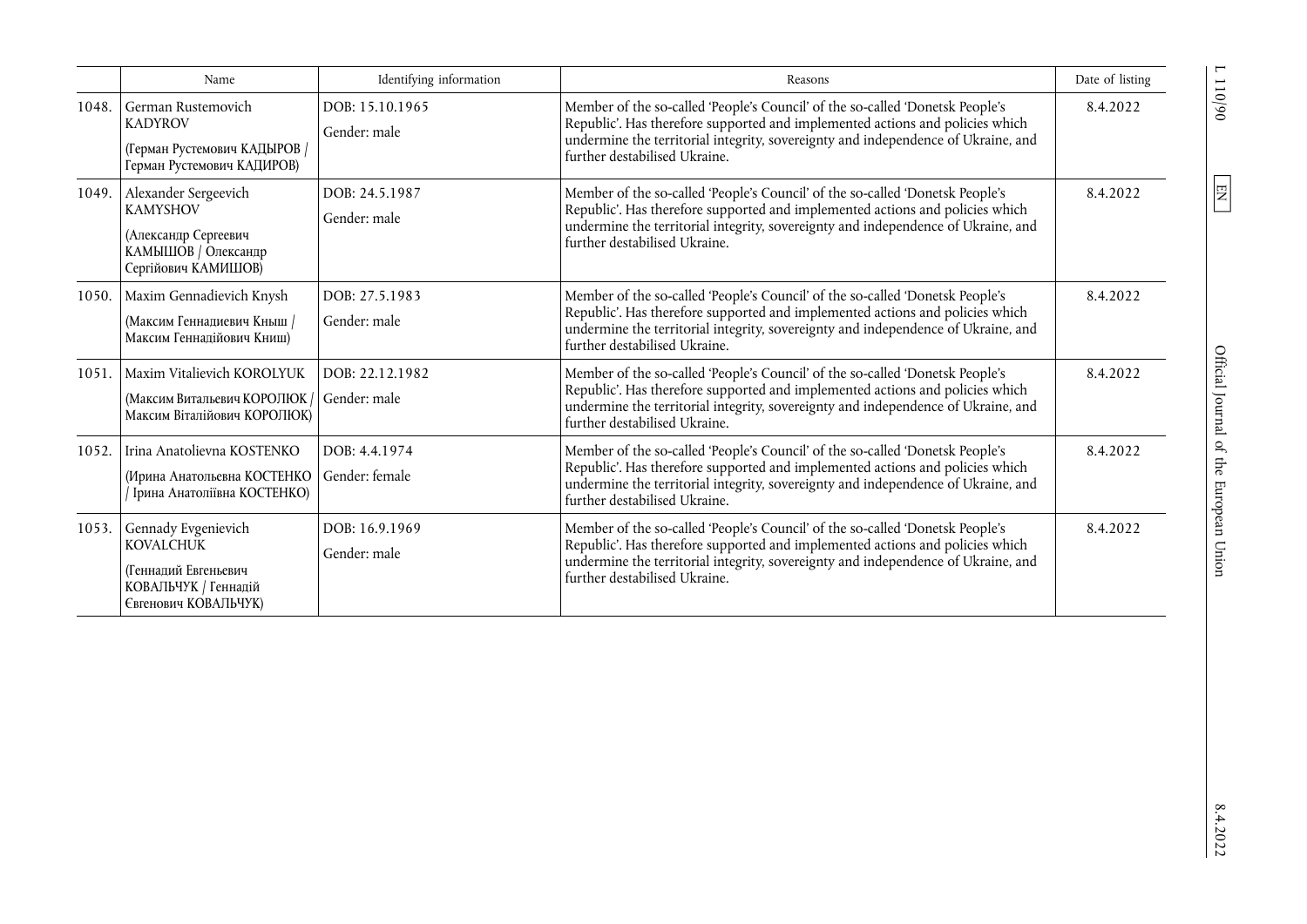| | Name | Identifying information | Reasons | Date of listing |
|---|---|---|---|---|
| 1048. | German Rustemovich KADYROV (Герман Рустемович КАДЫРОВ / Герман Рустемович КАДИРОВ) | DOB: 15.10.1965 Gender: male | Member of the so-called 'People's Council' of the so-called 'Donetsk People's Republic'. Has therefore supported and implemented actions and policies which undermine the territorial integrity, sovereignty and independence of Ukraine, and further destabilised Ukraine. | 8.4.2022 |
| 1049. | Alexander Sergeevich KAMYSHOV (Александр Сергеевич КАМЫШОВ / Олександр Сергійович КАМИШОВ) | DOB: 24.5.1987 Gender: male | Member of the so-called 'People's Council' of the so-called 'Donetsk People's Republic'. Has therefore supported and implemented actions and policies which undermine the territorial integrity, sovereignty and independence of Ukraine, and further destabilised Ukraine. | 8.4.2022 |
| 1050. | Maxim Gennadievich Knysh (Максим Геннадиевич Кныш / Максим Геннадійович Книш) | DOB: 27.5.1983 Gender: male | Member of the so-called 'People's Council' of the so-called 'Donetsk People's Republic'. Has therefore supported and implemented actions and policies which undermine the territorial integrity, sovereignty and independence of Ukraine, and further destabilised Ukraine. | 8.4.2022 |
| 1051. | Maxim Vitalievich KOROLYUK (Максим Витальевич КОРОЛЮК / Максим Віталійович КОРОЛЮК) | DOB: 22.12.1982 Gender: male | Member of the so-called 'People's Council' of the so-called 'Donetsk People's Republic'. Has therefore supported and implemented actions and policies which undermine the territorial integrity, sovereignty and independence of Ukraine, and further destabilised Ukraine. | 8.4.2022 |
| 1052. | Irina Anatolievna KOSTENKO (Ирина Анатольевна КОСТЕНКО / Ірина Анатоліївна КОСТЕНКО) | DOB: 4.4.1974 Gender: female | Member of the so-called 'People's Council' of the so-called 'Donetsk People's Republic'. Has therefore supported and implemented actions and policies which undermine the territorial integrity, sovereignty and independence of Ukraine, and further destabilised Ukraine. | 8.4.2022 |
| 1053. | Gennady Evgenievich KOVALCHUK (Геннадий Евгеньевич КОВАЛЬЧУК / Геннадій Євгенович КОВАЛЬЧУК) | DOB: 16.9.1969 Gender: male | Member of the so-called 'People's Council' of the so-called 'Donetsk People's Republic'. Has therefore supported and implemented actions and policies which undermine the territorial integrity, sovereignty and independence of Ukraine, and further destabilised Ukraine. | 8.4.2022 |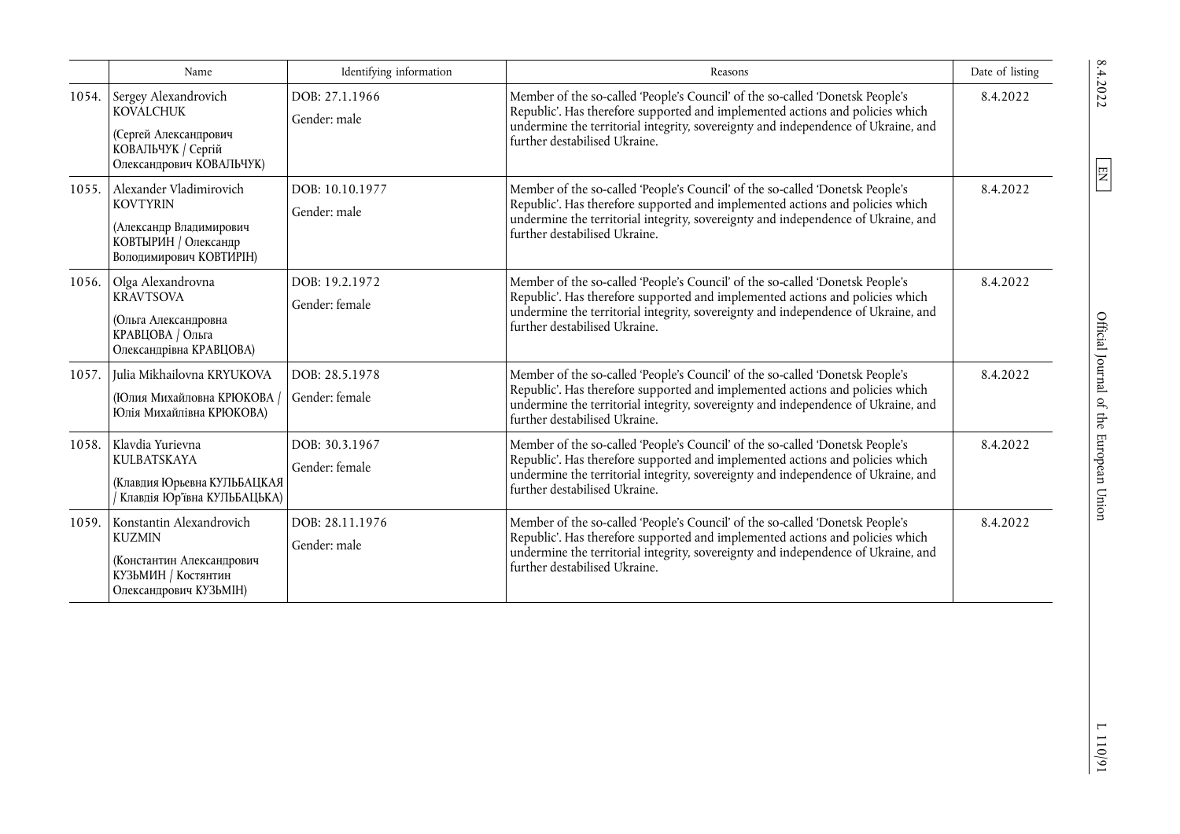|  | Name | Identifying information | Reasons | Date of listing |
|---|---|---|---|---|
| 1054. | Sergey Alexandrovich KOVALCHUK (Сергей Александрович КОВАЛЬЧУК / Сергій Олександрович КОВАЛЬЧУК) | DOB: 27.1.1966<br>Gender: male | Member of the so-called 'People's Council' of the so-called 'Donetsk People's Republic'. Has therefore supported and implemented actions and policies which undermine the territorial integrity, sovereignty and independence of Ukraine, and further destabilised Ukraine. | 8.4.2022 |
| 1055. | Alexander Vladimirovich KOVTYRIN (Александр Владимирович КОВТЫРИН / Олександр Володимирович КОВТИРІН) | DOB: 10.10.1977<br>Gender: male | Member of the so-called 'People's Council' of the so-called 'Donetsk People's Republic'. Has therefore supported and implemented actions and policies which undermine the territorial integrity, sovereignty and independence of Ukraine, and further destabilised Ukraine. | 8.4.2022 |
| 1056. | Olga Alexandrovna KRAVTSOVA (Ольга Александровна КРАВЦОВА / Ольга Олександрівна КРАВЦОВА) | DOB: 19.2.1972<br>Gender: female | Member of the so-called 'People's Council' of the so-called 'Donetsk People's Republic'. Has therefore supported and implemented actions and policies which undermine the territorial integrity, sovereignty and independence of Ukraine, and further destabilised Ukraine. | 8.4.2022 |
| 1057. | Julia Mikhailovna KRYUKOVA (Юлия Михайловна КРЮКОВА / Юлія Михайлівна КРЮКОВА) | DOB: 28.5.1978<br>Gender: female | Member of the so-called 'People's Council' of the so-called 'Donetsk People's Republic'. Has therefore supported and implemented actions and policies which undermine the territorial integrity, sovereignty and independence of Ukraine, and further destabilised Ukraine. | 8.4.2022 |
| 1058. | Klavdia Yurievna KULBATSKAYA (Клавдия Юрьевна КУЛЬБАЦКАЯ / Клавдія Юр'ївна КУЛЬБАЦЬКА) | DOB: 30.3.1967<br>Gender: female | Member of the so-called 'People's Council' of the so-called 'Donetsk People's Republic'. Has therefore supported and implemented actions and policies which undermine the territorial integrity, sovereignty and independence of Ukraine, and further destabilised Ukraine. | 8.4.2022 |
| 1059. | Konstantin Alexandrovich KUZMIN (Константин Александрович КУЗЬМИН / Костянтин Олександрович КУЗЬМІН) | DOB: 28.11.1976<br>Gender: male | Member of the so-called 'People's Council' of the so-called 'Donetsk People's Republic'. Has therefore supported and implemented actions and policies which undermine the territorial integrity, sovereignty and independence of Ukraine, and further destabilised Ukraine. | 8.4.2022 |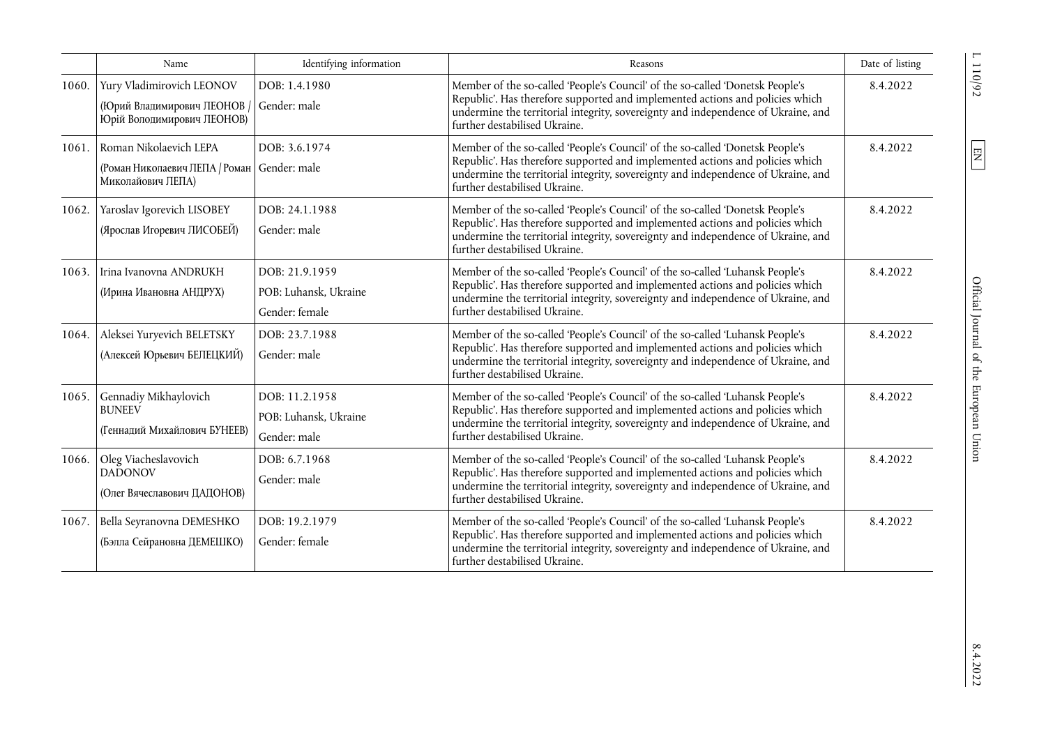| | Name | Identifying information | Reasons | Date of listing |
|---|---|---|---|---|
| 1060. | Yury Vladimirovich LEONOV (Юрий Владимирович ЛЕОНОВ / Юрій Володимирович ЛЕОНОВ) | DOB: 1.4.1980 Gender: male | Member of the so-called 'People's Council' of the so-called 'Donetsk People's Republic'. Has therefore supported and implemented actions and policies which undermine the territorial integrity, sovereignty and independence of Ukraine, and further destabilised Ukraine. | 8.4.2022 |
| 1061. | Roman Nikolaevich LEPA (Роман Николаевич ЛЕПА / Роман Миколайович ЛЕПА) | DOB: 3.6.1974 Gender: male | Member of the so-called 'People's Council' of the so-called 'Donetsk People's Republic'. Has therefore supported and implemented actions and policies which undermine the territorial integrity, sovereignty and independence of Ukraine, and further destabilised Ukraine. | 8.4.2022 |
| 1062. | Yaroslav Igorevich LISOBEY (Ярослав Игоревич ЛИСОБЕЙ) | DOB: 24.1.1988 Gender: male | Member of the so-called 'People's Council' of the so-called 'Donetsk People's Republic'. Has therefore supported and implemented actions and policies which undermine the territorial integrity, sovereignty and independence of Ukraine, and further destabilised Ukraine. | 8.4.2022 |
| 1063. | Irina Ivanovna ANDRUKH (Ирина Ивановна АНДРУХ) | DOB: 21.9.1959 POB: Luhansk, Ukraine Gender: female | Member of the so-called 'People's Council' of the so-called 'Luhansk People's Republic'. Has therefore supported and implemented actions and policies which undermine the territorial integrity, sovereignty and independence of Ukraine, and further destabilised Ukraine. | 8.4.2022 |
| 1064. | Aleksei Yuryevich BELETSKY (Алексей Юрьевич БЕЛЕЦКИЙ) | DOB: 23.7.1988 Gender: male | Member of the so-called 'People's Council' of the so-called 'Luhansk People's Republic'. Has therefore supported and implemented actions and policies which undermine the territorial integrity, sovereignty and independence of Ukraine, and further destabilised Ukraine. | 8.4.2022 |
| 1065. | Gennadiy Mikhaylovich BUNEEV (Геннадий Михайлович БУНЕЕВ) | DOB: 11.2.1958 POB: Luhansk, Ukraine Gender: male | Member of the so-called 'People's Council' of the so-called 'Luhansk People's Republic'. Has therefore supported and implemented actions and policies which undermine the territorial integrity, sovereignty and independence of Ukraine, and further destabilised Ukraine. | 8.4.2022 |
| 1066. | Oleg Viacheslavovich DADONOV (Олег Вячеславович ДАДОНОВ) | DOB: 6.7.1968 Gender: male | Member of the so-called 'People's Council' of the so-called 'Luhansk People's Republic'. Has therefore supported and implemented actions and policies which undermine the territorial integrity, sovereignty and independence of Ukraine, and further destabilised Ukraine. | 8.4.2022 |
| 1067. | Bella Seyranovna DEMESHKO (Бэлла Сейрановна ДЕМЕШКО) | DOB: 19.2.1979 Gender: female | Member of the so-called 'People's Council' of the so-called 'Luhansk People's Republic'. Has therefore supported and implemented actions and policies which undermine the territorial integrity, sovereignty and independence of Ukraine, and further destabilised Ukraine. | 8.4.2022 |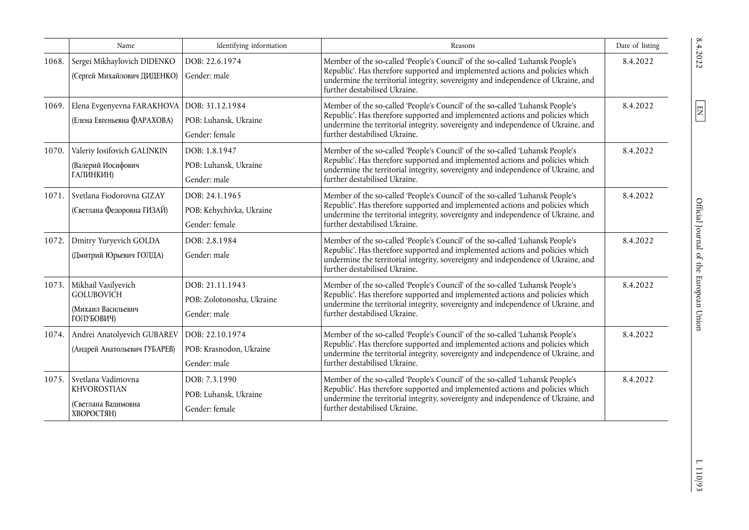| | Name | Identifying information | Reasons | Date of listing |
|---|---|---|---|---|
| 1068. | Sergei Mikhaylovich DIDENKO (Сергей Михайлович ДИДЕНКО) | DOB: 22.6.1974 Gender: male | Member of the so-called 'People's Council' of the so-called 'Luhansk People's Republic'. Has therefore supported and implemented actions and policies which undermine the territorial integrity, sovereignty and independence of Ukraine, and further destabilised Ukraine. | 8.4.2022 |
| 1069. | Elena Evgenyevna FARAKHOVA (Елена Евгеньевна ФАРАХОВА) | DOB: 31.12.1984 POB: Luhansk, Ukraine Gender: female | Member of the so-called 'People's Council' of the so-called 'Luhansk People's Republic'. Has therefore supported and implemented actions and policies which undermine the territorial integrity, sovereignty and independence of Ukraine, and further destabilised Ukraine. | 8.4.2022 |
| 1070. | Valeriy Iosifovich GALINKIN (Валерий Иосифович ГАЛИНКИН) | DOB: 1.8.1947 POB: Luhansk, Ukraine Gender: male | Member of the so-called 'People's Council' of the so-called 'Luhansk People's Republic'. Has therefore supported and implemented actions and policies which undermine the territorial integrity, sovereignty and independence of Ukraine, and further destabilised Ukraine. | 8.4.2022 |
| 1071. | Svetlana Fiodorovna GIZAY (Светлана Федоровна ГИЗАЙ) | DOB: 24.1.1965 POB: Kehychivka, Ukraine Gender: female | Member of the so-called 'People's Council' of the so-called 'Luhansk People's Republic'. Has therefore supported and implemented actions and policies which undermine the territorial integrity, sovereignty and independence of Ukraine, and further destabilised Ukraine. | 8.4.2022 |
| 1072. | Dmitry Yuryevich GOLDA (Дмитрий Юрьевич ГОЛДА) | DOB: 2.8.1984 Gender: male | Member of the so-called 'People's Council' of the so-called 'Luhansk People's Republic'. Has therefore supported and implemented actions and policies which undermine the territorial integrity, sovereignty and independence of Ukraine, and further destabilised Ukraine. | 8.4.2022 |
| 1073. | Mikhail Vasilyevich GOLUBOVICH (Михаил Васильевич ГОЛУБОВИЧ) | DOB: 21.11.1943 POB: Zolotonosha, Ukraine Gender: male | Member of the so-called 'People's Council' of the so-called 'Luhansk People's Republic'. Has therefore supported and implemented actions and policies which undermine the territorial integrity, sovereignty and independence of Ukraine, and further destabilised Ukraine. | 8.4.2022 |
| 1074. | Andrei Anatolyevich GUBAREV (Андрей Анатольевич ГУБАРЕВ) | DOB: 22.10.1974 POB: Krasnodon, Ukraine Gender: male | Member of the so-called 'People's Council' of the so-called 'Luhansk People's Republic'. Has therefore supported and implemented actions and policies which undermine the territorial integrity, sovereignty and independence of Ukraine, and further destabilised Ukraine. | 8.4.2022 |
| 1075. | Svetlana Vadimovna KHVOROSTIAN (Светлана Вадимовна ХВОРОСТЯН) | DOB: 7.3.1990 POB: Luhansk, Ukraine Gender: female | Member of the so-called 'People's Council' of the so-called 'Luhansk People's Republic'. Has therefore supported and implemented actions and policies which undermine the territorial integrity, sovereignty and independence of Ukraine, and further destabilised Ukraine. | 8.4.2022 |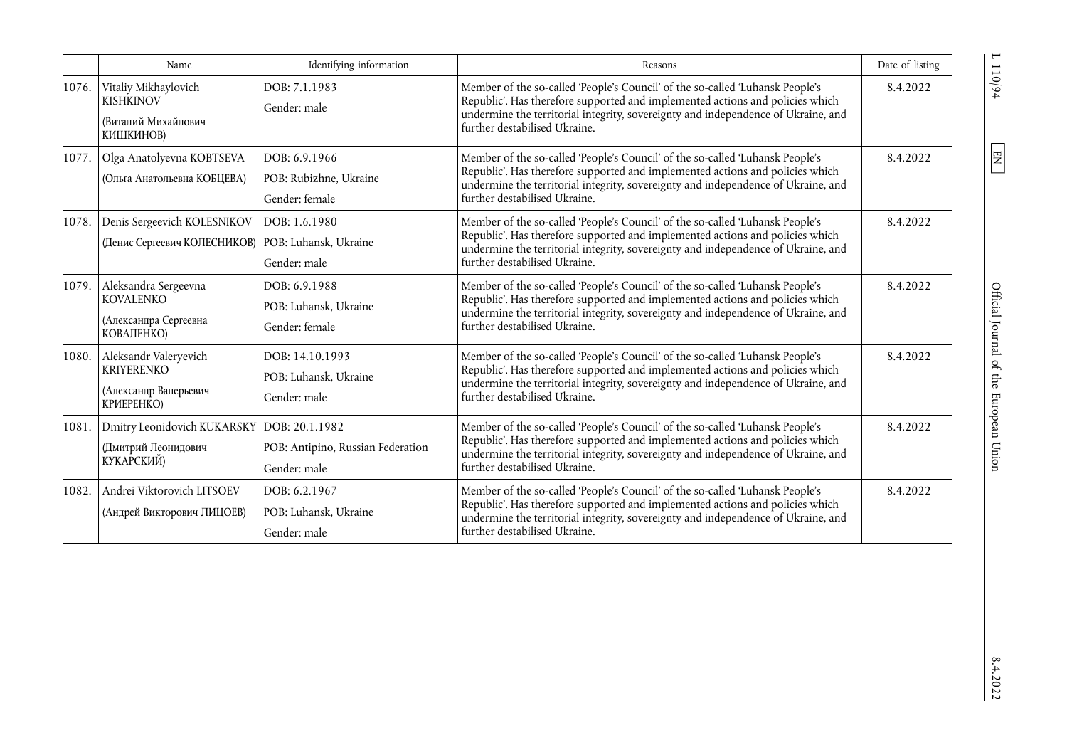| | Name | Identifying information | Reasons | Date of listing |
|---|---|---|---|---|
| 1076. | Vitaliy Mikhaylovich KISHKINOV (Виталий Михайлович КИШКИНОВ) | DOB: 7.1.1983 Gender: male | Member of the so-called 'People's Council' of the so-called 'Luhansk People's Republic'. Has therefore supported and implemented actions and policies which undermine the territorial integrity, sovereignty and independence of Ukraine, and further destabilised Ukraine. | 8.4.2022 |
| 1077. | Olga Anatolyevna KOBTSEVA (Ольга Анатольевна КОБЦЕВА) | DOB: 6.9.1966 POB: Rubizhne, Ukraine Gender: female | Member of the so-called 'People's Council' of the so-called 'Luhansk People's Republic'. Has therefore supported and implemented actions and policies which undermine the territorial integrity, sovereignty and independence of Ukraine, and further destabilised Ukraine. | 8.4.2022 |
| 1078. | Denis Sergeevich KOLESNIKOV (Денис Сергеевич КОЛЕСНИКОВ) | DOB: 1.6.1980 POB: Luhansk, Ukraine Gender: male | Member of the so-called 'People's Council' of the so-called 'Luhansk People's Republic'. Has therefore supported and implemented actions and policies which undermine the territorial integrity, sovereignty and independence of Ukraine, and further destabilised Ukraine. | 8.4.2022 |
| 1079. | Aleksandra Sergeevna KOVALENKO (Александра Сергеевна КОВАЛЕНКО) | DOB: 6.9.1988 POB: Luhansk, Ukraine Gender: female | Member of the so-called 'People's Council' of the so-called 'Luhansk People's Republic'. Has therefore supported and implemented actions and policies which undermine the territorial integrity, sovereignty and independence of Ukraine, and further destabilised Ukraine. | 8.4.2022 |
| 1080. | Aleksandr Valeryevich KRIYERENKO (Александр Валерьевич КРИЕРЕНКО) | DOB: 14.10.1993 POB: Luhansk, Ukraine Gender: male | Member of the so-called 'People's Council' of the so-called 'Luhansk People's Republic'. Has therefore supported and implemented actions and policies which undermine the territorial integrity, sovereignty and independence of Ukraine, and further destabilised Ukraine. | 8.4.2022 |
| 1081. | Dmitry Leonidovich KUKARSKY (Дмитрий Леонидович КУКАРСКИЙ) | DOB: 20.1.1982 POB: Antipino, Russian Federation Gender: male | Member of the so-called 'People's Council' of the so-called 'Luhansk People's Republic'. Has therefore supported and implemented actions and policies which undermine the territorial integrity, sovereignty and independence of Ukraine, and further destabilised Ukraine. | 8.4.2022 |
| 1082. | Andrei Viktorovich LITSOEV (Андрей Викторович ЛИЦОЕВ) | DOB: 6.2.1967 POB: Luhansk, Ukraine Gender: male | Member of the so-called 'People's Council' of the so-called 'Luhansk People's Republic'. Has therefore supported and implemented actions and policies which undermine the territorial integrity, sovereignty and independence of Ukraine, and further destabilised Ukraine. | 8.4.2022 |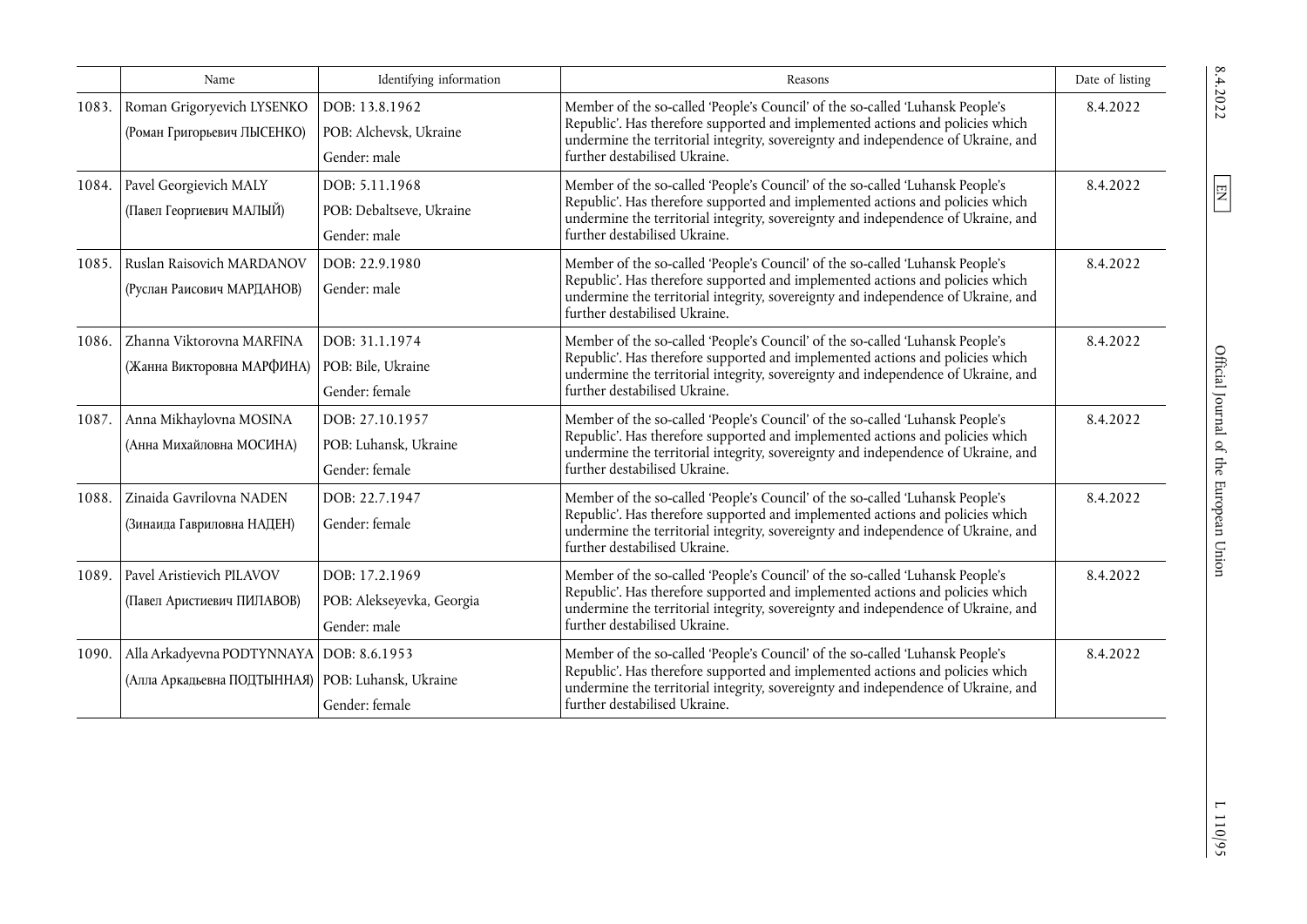| | Name | Identifying information | Reasons | Date of listing |
|---|---|---|---|---|
| 1083. | Roman Grigoryevich LYSENKO (Роман Григорьевич ЛЫСЕНКО) | DOB: 13.8.1962 POB: Alchevsk, Ukraine Gender: male | Member of the so-called 'People's Council' of the so-called 'Luhansk People's Republic'. Has therefore supported and implemented actions and policies which undermine the territorial integrity, sovereignty and independence of Ukraine, and further destabilised Ukraine. | 8.4.2022 |
| 1084. | Pavel Georgievich MALY (Павел Георгиевич МАЛЫЙ) | DOB: 5.11.1968 POB: Debaltseve, Ukraine Gender: male | Member of the so-called 'People's Council' of the so-called 'Luhansk People's Republic'. Has therefore supported and implemented actions and policies which undermine the territorial integrity, sovereignty and independence of Ukraine, and further destabilised Ukraine. | 8.4.2022 |
| 1085. | Ruslan Raisovich MARDANOV (Руслан Раисович МАРДАНОВ) | DOB: 22.9.1980 Gender: male | Member of the so-called 'People's Council' of the so-called 'Luhansk People's Republic'. Has therefore supported and implemented actions and policies which undermine the territorial integrity, sovereignty and independence of Ukraine, and further destabilised Ukraine. | 8.4.2022 |
| 1086. | Zhanna Viktorovna MARFINA (Жанна Викторовна МАРФИНА) | DOB: 31.1.1974 POB: Bile, Ukraine Gender: female | Member of the so-called 'People's Council' of the so-called 'Luhansk People's Republic'. Has therefore supported and implemented actions and policies which undermine the territorial integrity, sovereignty and independence of Ukraine, and further destabilised Ukraine. | 8.4.2022 |
| 1087. | Anna Mikhaylovna MOSINA (Анна Михайловна МОСИНА) | DOB: 27.10.1957 POB: Luhansk, Ukraine Gender: female | Member of the so-called 'People's Council' of the so-called 'Luhansk People's Republic'. Has therefore supported and implemented actions and policies which undermine the territorial integrity, sovereignty and independence of Ukraine, and further destabilised Ukraine. | 8.4.2022 |
| 1088. | Zinaida Gavrilovna NADEN (Зинаида Гавриловна НАДЕН) | DOB: 22.7.1947 Gender: female | Member of the so-called 'People's Council' of the so-called 'Luhansk People's Republic'. Has therefore supported and implemented actions and policies which undermine the territorial integrity, sovereignty and independence of Ukraine, and further destabilised Ukraine. | 8.4.2022 |
| 1089. | Pavel Aristievich PILAVOV (Павел Аристиевич ПИЛАВОВ) | DOB: 17.2.1969 POB: Alekseyevka, Georgia Gender: male | Member of the so-called 'People's Council' of the so-called 'Luhansk People's Republic'. Has therefore supported and implemented actions and policies which undermine the territorial integrity, sovereignty and independence of Ukraine, and further destabilised Ukraine. | 8.4.2022 |
| 1090. | Alla Arkadyevna PODTYNNAYA (Алла Аркадьевна ПОДТЫННАЯ) | DOB: 8.6.1953 POB: Luhansk, Ukraine Gender: female | Member of the so-called 'People's Council' of the so-called 'Luhansk People's Republic'. Has therefore supported and implemented actions and policies which undermine the territorial integrity, sovereignty and independence of Ukraine, and further destabilised Ukraine. | 8.4.2022 |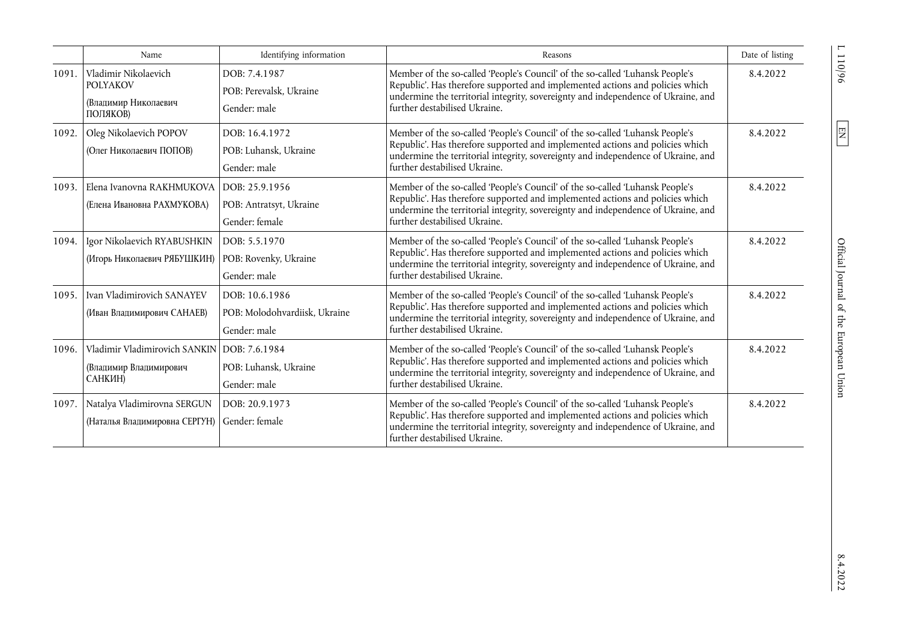| | Name | Identifying information | Reasons | Date of listing |
|---|---|---|---|---|
| 1091. | Vladimir Nikolaevich POLYAKOV<br><br>(Владимир Николаевич ПОЛЯКОВ) | DOB: 7.4.1987<br><br>POB: Perevalsk, Ukraine<br><br>Gender: male | Member of the so-called 'People's Council' of the so-called 'Luhansk People's Republic'. Has therefore supported and implemented actions and policies which undermine the territorial integrity, sovereignty and independence of Ukraine, and further destabilised Ukraine. | 8.4.2022 |
| 1092. | Oleg Nikolaevich POPOV<br><br>(Олег Николаевич ПОПОВ) | DOB: 16.4.1972<br><br>POB: Luhansk, Ukraine<br><br>Gender: male | Member of the so-called 'People's Council' of the so-called 'Luhansk People's Republic'. Has therefore supported and implemented actions and policies which undermine the territorial integrity, sovereignty and independence of Ukraine, and further destabilised Ukraine. | 8.4.2022 |
| 1093. | Elena Ivanovna RAKHMUKOVA<br><br>(Елена Ивановна РАХМУКОВА) | DOB: 25.9.1956<br><br>POB: Antratsyt, Ukraine<br><br>Gender: female | Member of the so-called 'People's Council' of the so-called 'Luhansk People's Republic'. Has therefore supported and implemented actions and policies which undermine the territorial integrity, sovereignty and independence of Ukraine, and further destabilised Ukraine. | 8.4.2022 |
| 1094. | Igor Nikolaevich RYABUSHKIN<br><br>(Игорь Николаевич РЯБУШКИН) | DOB: 5.5.1970<br><br>POB: Rovenky, Ukraine<br><br>Gender: male | Member of the so-called 'People's Council' of the so-called 'Luhansk People's Republic'. Has therefore supported and implemented actions and policies which undermine the territorial integrity, sovereignty and independence of Ukraine, and further destabilised Ukraine. | 8.4.2022 |
| 1095. | Ivan Vladimirovich SANAYEV<br><br>(Иван Владимирович САНАЕВ) | DOB: 10.6.1986<br><br>POB: Molodohvardiisk, Ukraine<br><br>Gender: male | Member of the so-called 'People's Council' of the so-called 'Luhansk People's Republic'. Has therefore supported and implemented actions and policies which undermine the territorial integrity, sovereignty and independence of Ukraine, and further destabilised Ukraine. | 8.4.2022 |
| 1096. | Vladimir Vladimirovich SANKIN<br><br>(Владимир Владимирович САНКИН) | DOB: 7.6.1984<br><br>POB: Luhansk, Ukraine<br><br>Gender: male | Member of the so-called 'People's Council' of the so-called 'Luhansk People's Republic'. Has therefore supported and implemented actions and policies which undermine the territorial integrity, sovereignty and independence of Ukraine, and further destabilised Ukraine. | 8.4.2022 |
| 1097. | Natalya Vladimirovna SERGUN<br><br>(Наталья Владимировна СЕРГУН) | DOB: 20.9.1973<br><br>Gender: female | Member of the so-called 'People's Council' of the so-called 'Luhansk People's Republic'. Has therefore supported and implemented actions and policies which undermine the territorial integrity, sovereignty and independence of Ukraine, and further destabilised Ukraine. | 8.4.2022 |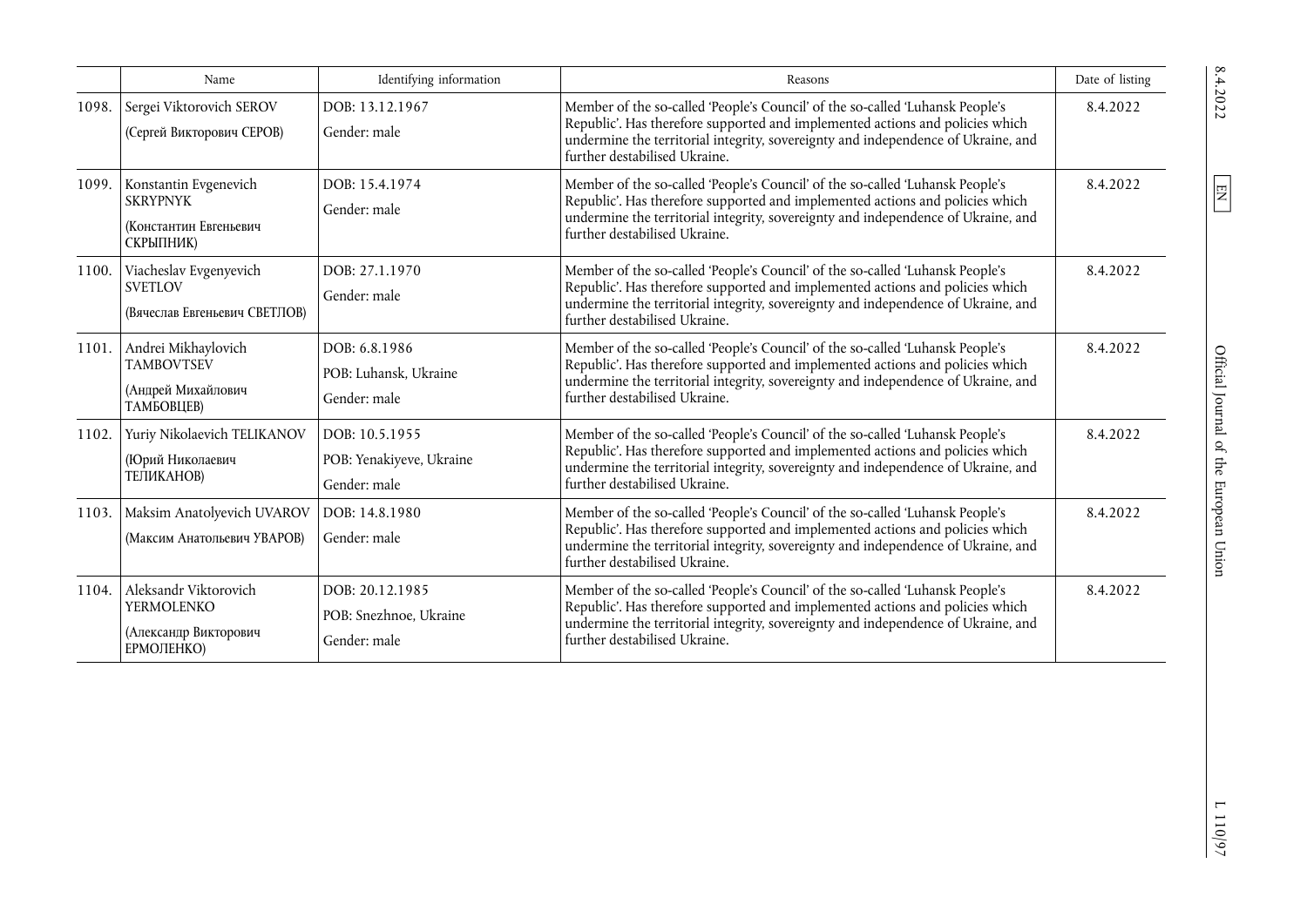| | Name | Identifying information | Reasons | Date of listing |
|---|---|---|---|---|
| 1098. | Sergei Viktorovich SEROV (Сергей Викторович СЕРОВ) | DOB: 13.12.1967 Gender: male | Member of the so-called 'People's Council' of the so-called 'Luhansk People's Republic'. Has therefore supported and implemented actions and policies which undermine the territorial integrity, sovereignty and independence of Ukraine, and further destabilised Ukraine. | 8.4.2022 |
| 1099. | Konstantin Evgenevich SKRYPNYK (Константин Евгеньевич СКРЫПНИК) | DOB: 15.4.1974 Gender: male | Member of the so-called 'People's Council' of the so-called 'Luhansk People's Republic'. Has therefore supported and implemented actions and policies which undermine the territorial integrity, sovereignty and independence of Ukraine, and further destabilised Ukraine. | 8.4.2022 |
| 1100. | Viacheslav Evgenyevich SVETLOV (Вячеслав Евгеньевич СВЕТЛОВ) | DOB: 27.1.1970 Gender: male | Member of the so-called 'People's Council' of the so-called 'Luhansk People's Republic'. Has therefore supported and implemented actions and policies which undermine the territorial integrity, sovereignty and independence of Ukraine, and further destabilised Ukraine. | 8.4.2022 |
| 1101. | Andrei Mikhaylovich TAMBOVTSEV (Андрей Михайлович ТАМБОВЦЕВ) | DOB: 6.8.1986 POB: Luhansk, Ukraine Gender: male | Member of the so-called 'People's Council' of the so-called 'Luhansk People's Republic'. Has therefore supported and implemented actions and policies which undermine the territorial integrity, sovereignty and independence of Ukraine, and further destabilised Ukraine. | 8.4.2022 |
| 1102. | Yuriy Nikolaevich TELIKANOV (Юрий Николаевич ТЕЛИКАНОВ) | DOB: 10.5.1955 POB: Yenakiyeve, Ukraine Gender: male | Member of the so-called 'People's Council' of the so-called 'Luhansk People's Republic'. Has therefore supported and implemented actions and policies which undermine the territorial integrity, sovereignty and independence of Ukraine, and further destabilised Ukraine. | 8.4.2022 |
| 1103. | Maksim Anatolyevich UVAROV (Максим Анатольевич УВАРОВ) | DOB: 14.8.1980 Gender: male | Member of the so-called 'People's Council' of the so-called 'Luhansk People's Republic'. Has therefore supported and implemented actions and policies which undermine the territorial integrity, sovereignty and independence of Ukraine, and further destabilised Ukraine. | 8.4.2022 |
| 1104. | Aleksandr Viktorovich YERMOLENKO (Александр Викторович ЕРМОЛЕНКО) | DOB: 20.12.1985 POB: Snezhnoe, Ukraine Gender: male | Member of the so-called 'People's Council' of the so-called 'Luhansk People's Republic'. Has therefore supported and implemented actions and policies which undermine the territorial integrity, sovereignty and independence of Ukraine, and further destabilised Ukraine. | 8.4.2022 |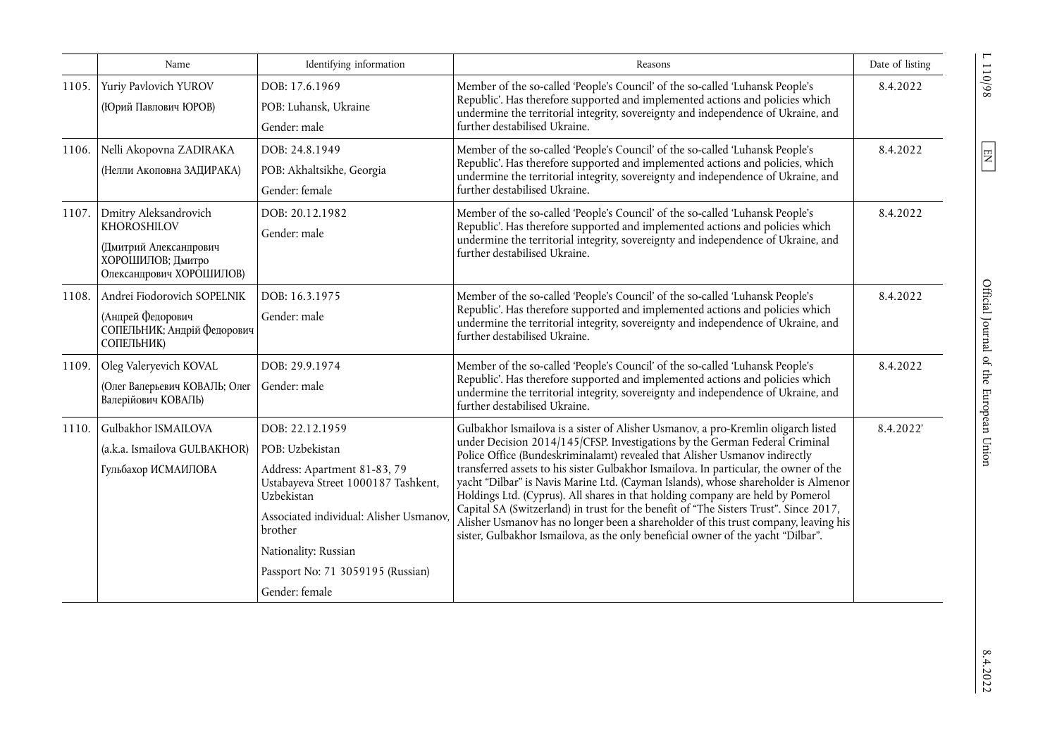|  | Name | Identifying information | Reasons | Date of listing |
|---|---|---|---|---|
| 1105. | Yuriy Pavlovich YUROV<br>(Юрий Павлович ЮРОВ) | DOB: 17.6.1969<br>POB: Luhansk, Ukraine<br>Gender: male | Member of the so-called 'People's Council' of the so-called 'Luhansk People's Republic'. Has therefore supported and implemented actions and policies which undermine the territorial integrity, sovereignty and independence of Ukraine, and further destabilised Ukraine. | 8.4.2022 |
| 1106. | Nelli Akopovna ZADIRAKA<br>(Нелли Акоповна ЗАДИРАКА) | DOB: 24.8.1949<br>POB: Akhaltsikhe, Georgia<br>Gender: female | Member of the so-called 'People's Council' of the so-called 'Luhansk People's Republic'. Has therefore supported and implemented actions and policies, which undermine the territorial integrity, sovereignty and independence of Ukraine, and further destabilised Ukraine. | 8.4.2022 |
| 1107. | Dmitry Aleksandrovich KHOROSHILOV<br>(Дмитрий Александрович ХОРОШИЛОВ; Дмитро Олександрович ХОРОШИЛОВ) | DOB: 20.12.1982<br>Gender: male | Member of the so-called 'People's Council' of the so-called 'Luhansk People's Republic'. Has therefore supported and implemented actions and policies which undermine the territorial integrity, sovereignty and independence of Ukraine, and further destabilised Ukraine. | 8.4.2022 |
| 1108. | Andrei Fiodorovich SOPELNIK<br>(Андрей Федорович СОПЕЛЬНИК; Андрій Федорович СОПЕЛЬНИК) | DOB: 16.3.1975<br>Gender: male | Member of the so-called 'People's Council' of the so-called 'Luhansk People's Republic'. Has therefore supported and implemented actions and policies which undermine the territorial integrity, sovereignty and independence of Ukraine, and further destabilised Ukraine. | 8.4.2022 |
| 1109. | Oleg Valeryevich KOVAL<br>(Олег Валерьевич КОВАЛЬ; Олег Валерійович КОВАЛЬ) | DOB: 29.9.1974<br>Gender: male | Member of the so-called 'People's Council' of the so-called 'Luhansk People's Republic'. Has therefore supported and implemented actions and policies which undermine the territorial integrity, sovereignty and independence of Ukraine, and further destabilised Ukraine. | 8.4.2022 |
| 1110. | Gulbakhor ISMAILOVA<br>(a.k.a. Ismailova GULBAKHOR)<br>Гульбахор ИСМАИЛОВА | DOB: 22.12.1959<br>POB: Uzbekistan<br>Address: Apartment 81-83, 79 Ustabayeva Street 1000187 Tashkent, Uzbekistan<br>Associated individual: Alisher Usmanov, brother<br>Nationality: Russian<br>Passport No: 71 3059195 (Russian)<br>Gender: female | Gulbakhor Ismailova is a sister of Alisher Usmanov, a pro-Kremlin oligarch listed under Decision 2014/145/CFSP. Investigations by the German Federal Criminal Police Office (Bundeskriminalamt) revealed that Alisher Usmanov indirectly transferred assets to his sister Gulbakhor Ismailova. In particular, the owner of the yacht "Dilbar" is Navis Marine Ltd. (Cayman Islands), whose shareholder is Almenor Holdings Ltd. (Cyprus). All shares in that holding company are held by Pomerol Capital SA (Switzerland) in trust for the benefit of "The Sisters Trust". Since 2017, Alisher Usmanov has no longer been a shareholder of this trust company, leaving his sister, Gulbakhor Ismailova, as the only beneficial owner of the yacht "Dilbar". | 8.4.2022' |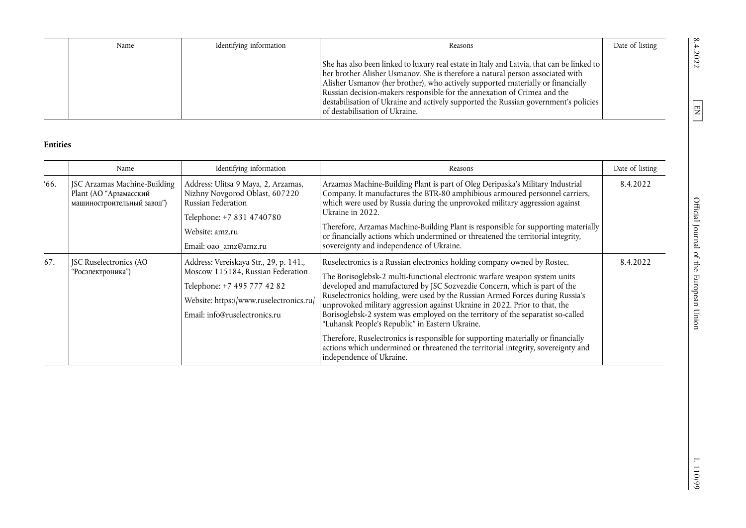| | Name | Identifying information | Reasons | Date of listing |
|---|---|---|---|---|
| | | | She has also been linked to luxury real estate in Italy and Latvia, that can be linked to her brother Alisher Usmanov. She is therefore a natural person associated with Alisher Usmanov (her brother), who actively supported materially or financially Russian decision-makers responsible for the annexation of Crimea and the destabilisation of Ukraine and actively supported the Russian government's policies of destabilisation of Ukraine. | |

**Entities**

| | Name | Identifying information | Reasons | Date of listing |
|---|---|---|---|---|
| '66. | JSC Arzamas Machine-Building Plant (АО "Арзамасский машиностроительный завод") | Address: Ulitsa 9 Maya, 2, Arzamas, Nizhny Novgorod Oblast, 607220 Russian Federation<br>Telephone: +7 831 4740780<br>Website: amz.ru<br>Email: oao_amz@amz.ru | Arzamas Machine-Building Plant is part of Oleg Deripaska's Military Industrial Company. It manufactures the BTR-80 amphibious armoured personnel carriers, which were used by Russia during the unprovoked military aggression against Ukraine in 2022.<br>Therefore, Arzamas Machine-Building Plant is responsible for supporting materially or financially actions which undermined or threatened the territorial integrity, sovereignty and independence of Ukraine. | 8.4.2022 |
| 67. | JSC Ruselectronics (АО "Росэлектроника") | Address: Vereiskaya Str., 29, p. 141., Moscow 115184, Russian Federation<br>Telephone: +7 495 777 42 82<br>Website: https://www.ruselectronics.ru/<br>Email: info@ruselectronics.ru | Ruselectronics is a Russian electronics holding company owned by Rostec.<br>The Borisoglebsk-2 multi-functional electronic warfare weapon system units developed and manufactured by JSC Sozvezdie Concern, which is part of the Ruselectronics holding, were used by the Russian Armed Forces during Russia's unprovoked military aggression against Ukraine in 2022. Prior to that, the Borisoglebsk-2 system was employed on the territory of the separatist so-called "Luhansk People's Republic" in Eastern Ukraine.<br>Therefore, Ruselectronics is responsible for supporting materially or financially actions which undermined or threatened the territorial integrity, sovereignty and independence of Ukraine. | 8.4.2022 |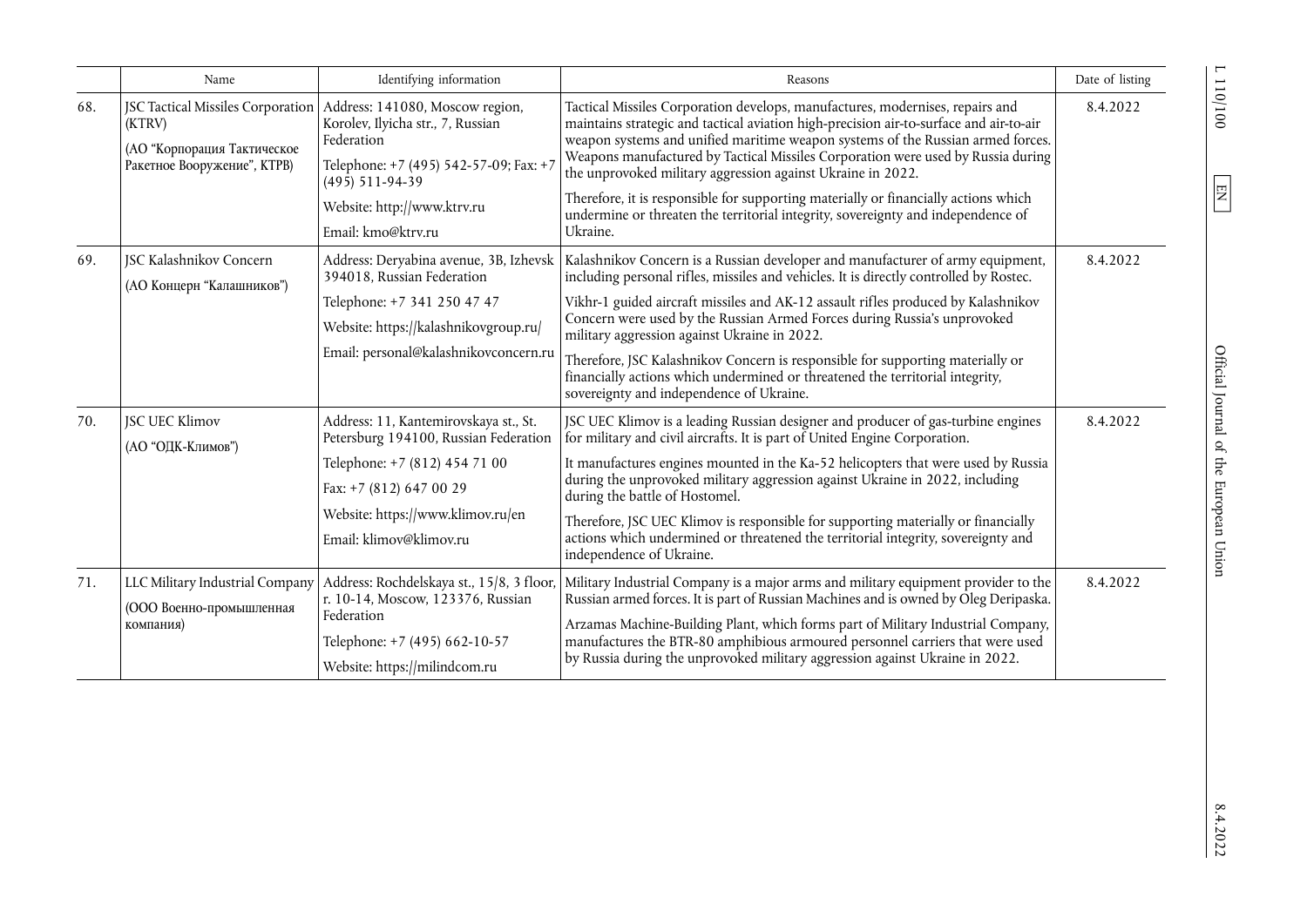|  | Name | Identifying information | Reasons | Date of listing |
|---|---|---|---|---|
| 68. | JSC Tactical Missiles Corporation (KTRV)<br>(АО "Корпорация Тактическое Ракетное Вооружение", КТРВ) | Address: 141080, Moscow region, Korolev, Ilyicha str., 7, Russian Federation<br>Telephone: +7 (495) 542-57-09; Fax: +7 (495) 511-94-39<br>Website: http://www.ktrv.ru<br>Email: kmo@ktrv.ru | Tactical Missiles Corporation develops, manufactures, modernises, repairs and maintains strategic and tactical aviation high-precision air-to-surface and air-to-air weapon systems and unified maritime weapon systems of the Russian armed forces. Weapons manufactured by Tactical Missiles Corporation were used by Russia during the unprovoked military aggression against Ukraine in 2022.<br>Therefore, it is responsible for supporting materially or financially actions which undermine or threaten the territorial integrity, sovereignty and independence of Ukraine. | 8.4.2022 |
| 69. | JSC Kalashnikov Concern<br>(АО Концерн "Калашников") | Address: Deryabina avenue, 3B, Izhevsk 394018, Russian Federation<br>Telephone: +7 341 250 47 47<br>Website: https://kalashnikovgroup.ru/<br>Email: personal@kalashnikovconcern.ru | Kalashnikov Concern is a Russian developer and manufacturer of army equipment, including personal rifles, missiles and vehicles. It is directly controlled by Rostec.<br>Vikhr-1 guided aircraft missiles and AK-12 assault rifles produced by Kalashnikov Concern were used by the Russian Armed Forces during Russia's unprovoked military aggression against Ukraine in 2022.<br>Therefore, JSC Kalashnikov Concern is responsible for supporting materially or financially actions which undermined or threatened the territorial integrity, sovereignty and independence of Ukraine. | 8.4.2022 |
| 70. | JSC UEC Klimov<br>(АО "ОДК-Климов") | Address: 11, Kantemirovskaya st., St. Petersburg 194100, Russian Federation<br>Telephone: +7 (812) 454 71 00<br>Fax: +7 (812) 647 00 29<br>Website: https://www.klimov.ru/en<br>Email: klimov@klimov.ru | JSC UEC Klimov is a leading Russian designer and producer of gas-turbine engines for military and civil aircrafts. It is part of United Engine Corporation.<br>It manufactures engines mounted in the Ka-52 helicopters that were used by Russia during the unprovoked military aggression against Ukraine in 2022, including during the battle of Hostomel.<br>Therefore, JSC UEC Klimov is responsible for supporting materially or financially actions which undermined or threatened the territorial integrity, sovereignty and independence of Ukraine. | 8.4.2022 |
| 71. | LLC Military Industrial Company<br>(ООО Военно-промышленная компания) | Address: Rochdelskaya st., 15/8, 3 floor, r. 10-14, Moscow, 123376, Russian Federation<br>Telephone: +7 (495) 662-10-57<br>Website: https://milindcom.ru | Military Industrial Company is a major arms and military equipment provider to the Russian armed forces. It is part of Russian Machines and is owned by Oleg Deripaska.<br>Arzamas Machine-Building Plant, which forms part of Military Industrial Company, manufactures the BTR-80 amphibious armoured personnel carriers that were used by Russia during the unprovoked military aggression against Ukraine in 2022. | 8.4.2022 |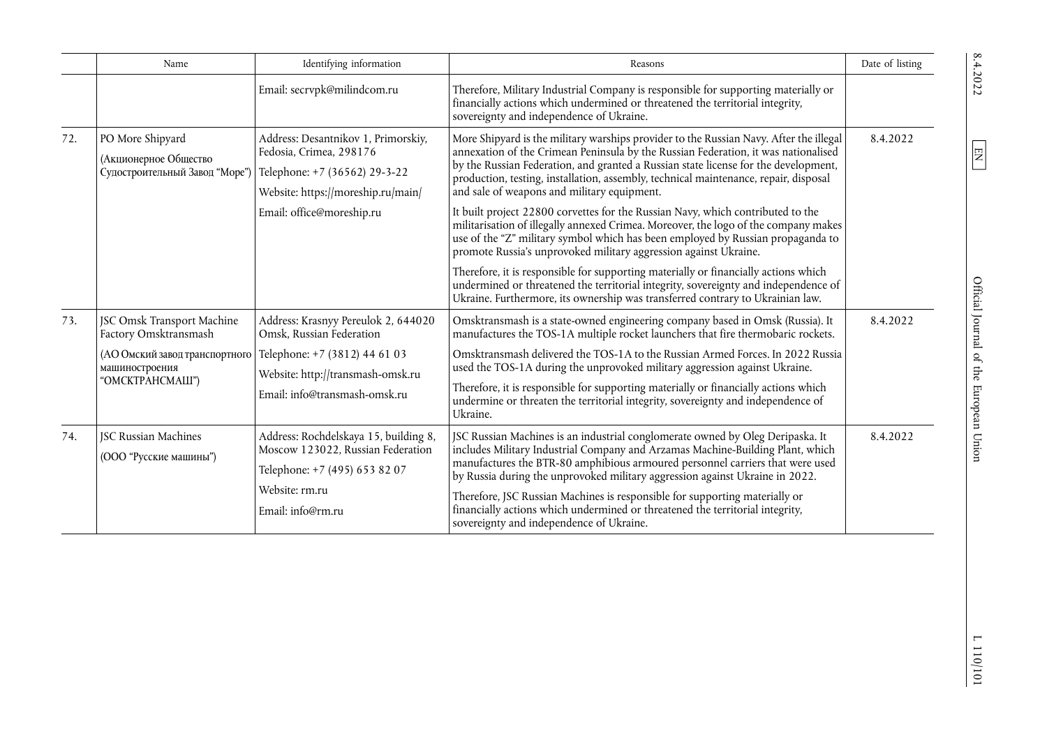| | Name | Identifying information | Reasons | Date of listing |
|---|---|---|---|---|
| | | Email: secrvpk@milindcom.ru | Therefore, Military Industrial Company is responsible for supporting materially or financially actions which undermined or threatened the territorial integrity, sovereignty and independence of Ukraine. | |
| 72. | PO More Shipyard<br>(Акционерное Общество Судостроительный Завод "Море") | Address: Desantnikov 1, Primorskiy, Fedosia, Crimea, 298176<br>Telephone: +7 (36562) 29-3-22<br>Website: https://moreship.ru/main/<br>Email: office@moreship.ru | More Shipyard is the military warships provider to the Russian Navy. After the illegal annexation of the Crimean Peninsula by the Russian Federation, it was nationalised by the Russian Federation, and granted a Russian state license for the development, production, testing, installation, assembly, technical maintenance, repair, disposal and sale of weapons and military equipment.<br>It built project 22800 corvettes for the Russian Navy, which contributed to the militarisation of illegally annexed Crimea. Moreover, the logo of the company makes use of the "Z" military symbol which has been employed by Russian propaganda to promote Russia's unprovoked military aggression against Ukraine.<br>Therefore, it is responsible for supporting materially or financially actions which undermined or threatened the territorial integrity, sovereignty and independence of Ukraine. Furthermore, its ownership was transferred contrary to Ukrainian law. | 8.4.2022 |
| 73. | JSC Omsk Transport Machine Factory Omsktransmash<br>(АО Омский завод транспортного машиностроения "ОМСКТРАНСМАШ") | Address: Krasnyy Pereulok 2, 644020 Omsk, Russian Federation<br>Telephone: +7 (3812) 44 61 03<br>Website: http://transmash-omsk.ru<br>Email: info@transmash-omsk.ru | Omsktransmash is a state-owned engineering company based in Omsk (Russia). It manufactures the TOS-1A multiple rocket launchers that fire thermobaric rockets.<br>Omsktransmash delivered the TOS-1A to the Russian Armed Forces. In 2022 Russia used the TOS-1A during the unprovoked military aggression against Ukraine.<br>Therefore, it is responsible for supporting materially or financially actions which undermine or threaten the territorial integrity, sovereignty and independence of Ukraine. | 8.4.2022 |
| 74. | JSC Russian Machines<br>(ООО "Русские машины") | Address: Rochdelskaya 15, building 8, Moscow 123022, Russian Federation<br>Telephone: +7 (495) 653 82 07<br>Website: rm.ru<br>Email: info@rm.ru | JSC Russian Machines is an industrial conglomerate owned by Oleg Deripaska. It includes Military Industrial Company and Arzamas Machine-Building Plant, which manufactures the BTR-80 amphibious armoured personnel carriers that were used by Russia during the unprovoked military aggression against Ukraine in 2022.<br>Therefore, JSC Russian Machines is responsible for supporting materially or financially actions which undermined or threatened the territorial integrity, sovereignty and independence of Ukraine. | 8.4.2022 |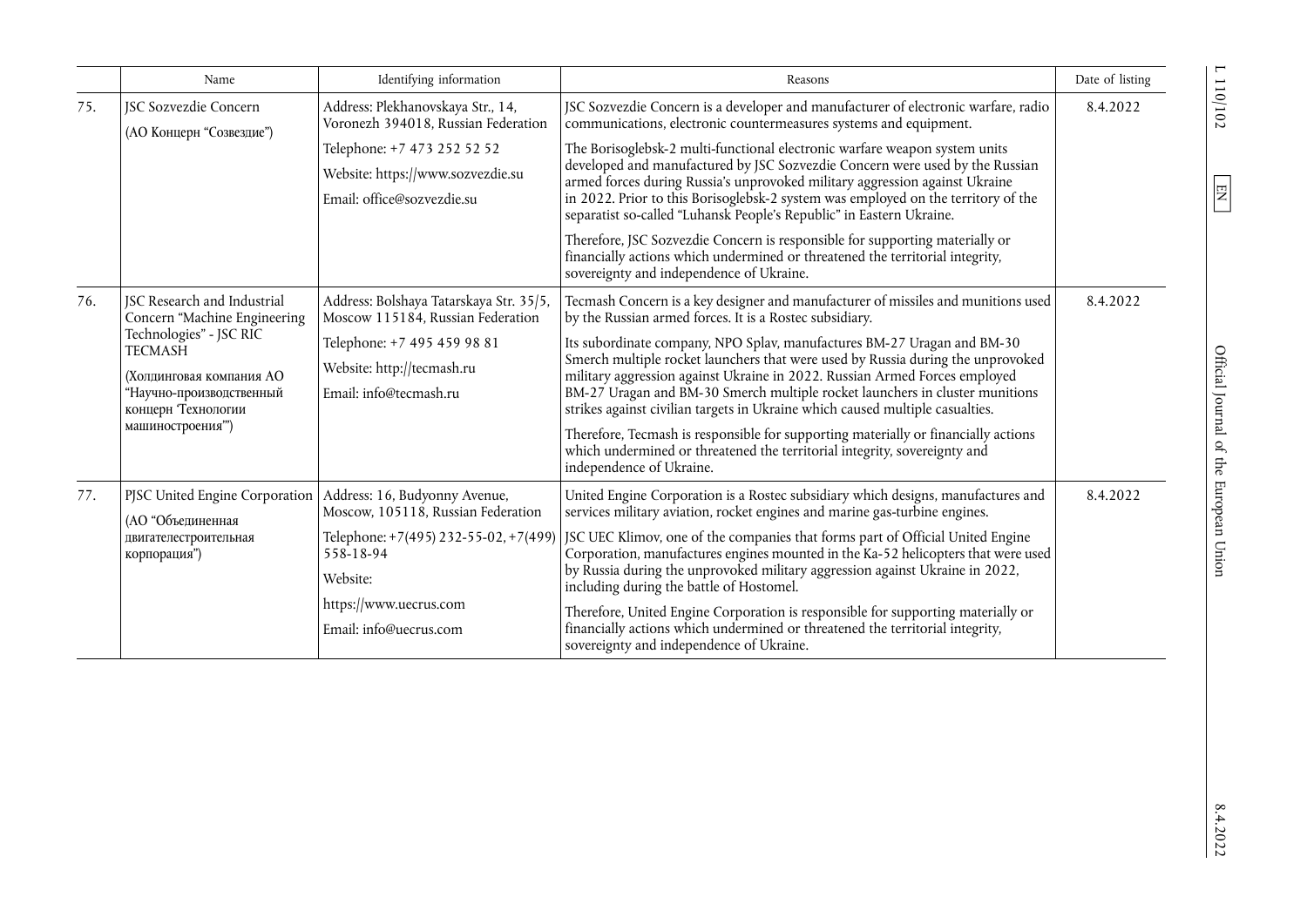| | Name | Identifying information | Reasons | Date of listing |
|---|---|---|---|---|
| 75. | JSC Sozvezdie Concern (АО Концерн "Созвездие") | Address: Plekhanovskaya Str., 14, Voronezh 394018, Russian Federation<br>Telephone: +7 473 252 52 52<br>Website: https://www.sozvezdie.su<br>Email: office@sozvezdie.su | JSC Sozvezdie Concern is a developer and manufacturer of electronic warfare, radio communications, electronic countermeasures systems and equipment.<br>The Borisoglebsk-2 multi-functional electronic warfare weapon system units developed and manufactured by JSC Sozvezdie Concern were used by the Russian armed forces during Russia's unprovoked military aggression against Ukraine in 2022. Prior to this Borisoglebsk-2 system was employed on the territory of the separatist so-called "Luhansk People's Republic" in Eastern Ukraine.<br>Therefore, JSC Sozvezdie Concern is responsible for supporting materially or financially actions which undermined or threatened the territorial integrity, sovereignty and independence of Ukraine. | 8.4.2022 |
| 76. | JSC Research and Industrial Concern "Machine Engineering Technologies" - JSC RIC TECMASH (Холдинговая компания АО "Научно-производственный концерн 'Технологии машиностроения'") | Address: Bolshaya Tatarskaya Str. 35/5, Moscow 115184, Russian Federation<br>Telephone: +7 495 459 98 81<br>Website: http://tecmash.ru<br>Email: info@tecmash.ru | Tecmash Concern is a key designer and manufacturer of missiles and munitions used by the Russian armed forces. It is a Rostec subsidiary.<br>Its subordinate company, NPO Splav, manufactures BM-27 Uragan and BM-30 Smerch multiple rocket launchers that were used by Russia during the unprovoked military aggression against Ukraine in 2022. Russian Armed Forces employed BM-27 Uragan and BM-30 Smerch multiple rocket launchers in cluster munitions strikes against civilian targets in Ukraine which caused multiple casualties.<br>Therefore, Tecmash is responsible for supporting materially or financially actions which undermined or threatened the territorial integrity, sovereignty and independence of Ukraine. | 8.4.2022 |
| 77. | PJSC United Engine Corporation (АО "Объединенная двигателестроительная корпорация") | Address: 16, Budyonny Avenue, Moscow, 105118, Russian Federation<br>Telephone: +7(495) 232-55-02, +7(499) 558-18-94<br>Website:<br>https://www.uecrus.com<br>Email: info@uecrus.com | United Engine Corporation is a Rostec subsidiary which designs, manufactures and services military aviation, rocket engines and marine gas-turbine engines.<br>JSC UEC Klimov, one of the companies that forms part of Official United Engine Corporation, manufactures engines mounted in the Ka-52 helicopters that were used by Russia during the unprovoked military aggression against Ukraine in 2022, including during the battle of Hostomel.<br>Therefore, United Engine Corporation is responsible for supporting materially or financially actions which undermined or threatened the territorial integrity, sovereignty and independence of Ukraine. | 8.4.2022 |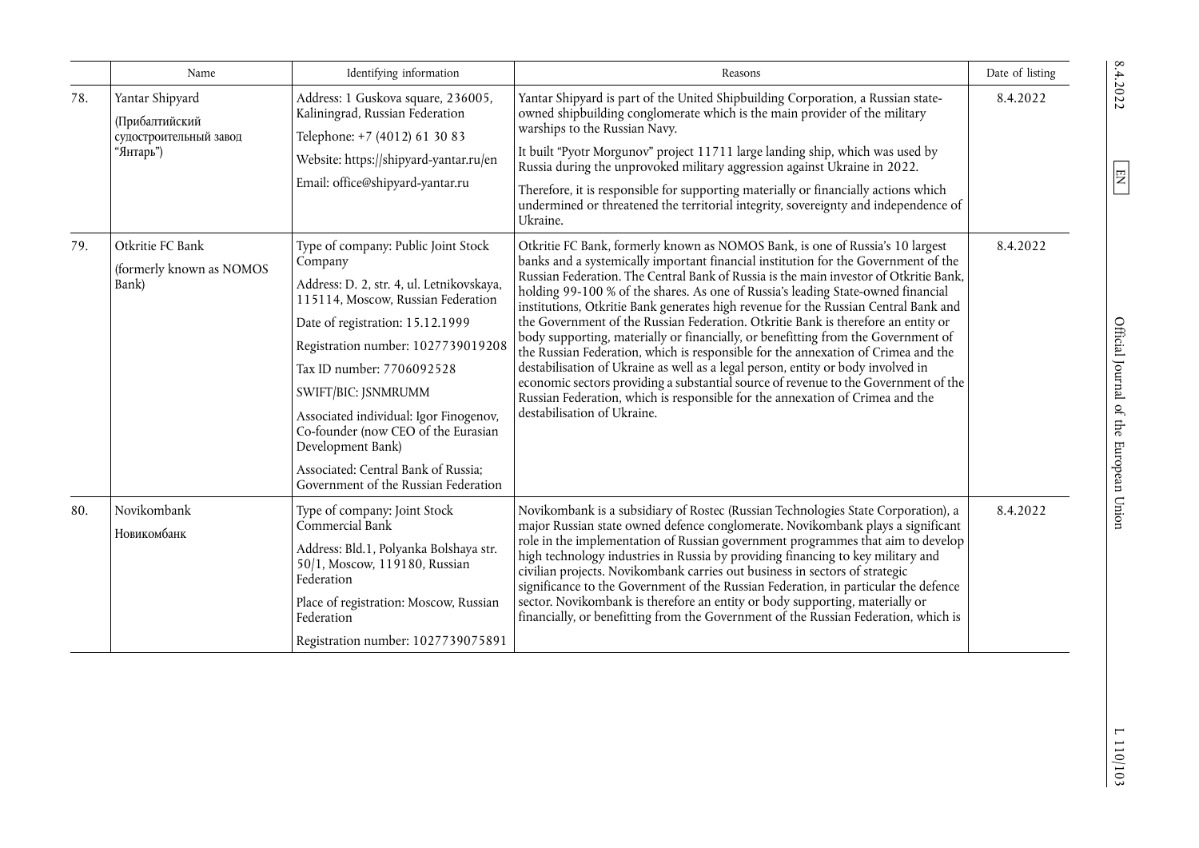|  | Name | Identifying information | Reasons | Date of listing |
|---|---|---|---|---|
| 78. | Yantar Shipyard<br>(Прибалтийский судостроительный завод “Янтарь”) | Address: 1 Guskova square, 236005, Kaliningrad, Russian Federation<br>Telephone: +7 (4012) 61 30 83<br>Website: https://shipyard-yantar.ru/en<br>Email: office@shipyard-yantar.ru | Yantar Shipyard is part of the United Shipbuilding Corporation, a Russian state-owned shipbuilding conglomerate which is the main provider of the military warships to the Russian Navy.<br>It built “Pyotr Morgunov” project 11711 large landing ship, which was used by Russia during the unprovoked military aggression against Ukraine in 2022.<br>Therefore, it is responsible for supporting materially or financially actions which undermined or threatened the territorial integrity, sovereignty and independence of Ukraine. | 8.4.2022 |
| 79. | Otkritie FC Bank<br>(formerly known as NOMOS Bank) | Type of company: Public Joint Stock Company<br>Address: D. 2, str. 4, ul. Letnikovskaya, 115114, Moscow, Russian Federation<br>Date of registration: 15.12.1999<br>Registration number: 1027739019208<br>Tax ID number: 7706092528<br>SWIFT/BIC: JSNMRUMM<br>Associated individual: Igor Finogenov, Co-founder (now CEO of the Eurasian Development Bank)<br>Associated: Central Bank of Russia; Government of the Russian Federation | Otkritie FC Bank, formerly known as NOMOS Bank, is one of Russia’s 10 largest banks and a systemically important financial institution for the Government of the Russian Federation. The Central Bank of Russia is the main investor of Otkritie Bank, holding 99-100 % of the shares. As one of Russia’s leading State-owned financial institutions, Otkritie Bank generates high revenue for the Russian Central Bank and the Government of the Russian Federation. Otkritie Bank is therefore an entity or body supporting, materially or financially, or benefitting from the Government of the Russian Federation, which is responsible for the annexation of Crimea and the destabilisation of Ukraine as well as a legal person, entity or body involved in economic sectors providing a substantial source of revenue to the Government of the Russian Federation, which is responsible for the annexation of Crimea and the destabilisation of Ukraine. | 8.4.2022 |
| 80. | Novikombank<br>Новикомбанк | Type of company: Joint Stock Commercial Bank<br>Address: Bld.1, Polyanka Bolshaya str. 50/1, Moscow, 119180, Russian Federation<br>Place of registration: Moscow, Russian Federation<br>Registration number: 1027739075891 | Novikombank is a subsidiary of Rostec (Russian Technologies State Corporation), a major Russian state owned defence conglomerate. Novikombank plays a significant role in the implementation of Russian government programmes that aim to develop high technology industries in Russia by providing financing to key military and civilian projects. Novikombank carries out business in sectors of strategic significance to the Government of the Russian Federation, in particular the defence sector. Novikombank is therefore an entity or body supporting, materially or financially, or benefitting from the Government of the Russian Federation, which is | 8.4.2022 |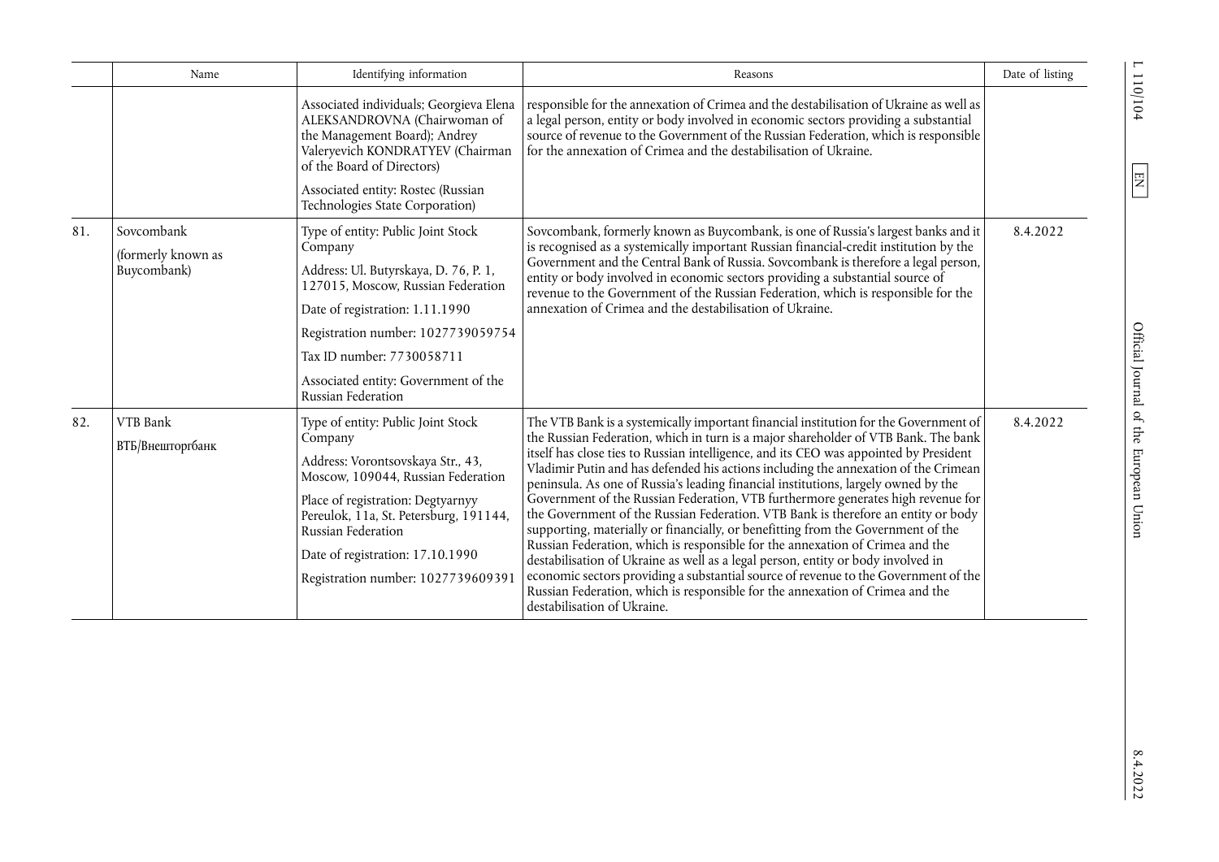| | Name | Identifying information | Reasons | Date of listing |
|---|---|---|---|---|
| | | Associated individuals; Georgieva Elena ALEKSANDROVNA (Chairwoman of the Management Board); Andrey Valeryevich KONDRATYEV (Chairman of the Board of Directors)<br><br>Associated entity: Rostec (Russian Technologies State Corporation) | responsible for the annexation of Crimea and the destabilisation of Ukraine as well as a legal person, entity or body involved in economic sectors providing a substantial source of revenue to the Government of the Russian Federation, which is responsible for the annexation of Crimea and the destabilisation of Ukraine. | |
| 81. | Sovcombank<br><br>(formerly known as Buycombank) | Type of entity: Public Joint Stock Company<br><br>Address: Ul. Butyrskaya, D. 76, P. 1, 127015, Moscow, Russian Federation<br><br>Date of registration: 1.11.1990<br><br>Registration number: 1027739059754<br><br>Tax ID number: 7730058711<br><br>Associated entity: Government of the Russian Federation | Sovcombank, formerly known as Buycombank, is one of Russia's largest banks and it is recognised as a systemically important Russian financial-credit institution by the Government and the Central Bank of Russia. Sovcombank is therefore a legal person, entity or body involved in economic sectors providing a substantial source of revenue to the Government of the Russian Federation, which is responsible for the annexation of Crimea and the destabilisation of Ukraine. | 8.4.2022 |
| 82. | VTB Bank<br><br>ВТБ/Внешторгбанк | Type of entity: Public Joint Stock Company<br><br>Address: Vorontsovskaya Str., 43, Moscow, 109044, Russian Federation<br><br>Place of registration: Degtyarnyy Pereulok, 11a, St. Petersburg, 191144, Russian Federation<br><br>Date of registration: 17.10.1990<br><br>Registration number: 1027739609391 | The VTB Bank is a systemically important financial institution for the Government of the Russian Federation, which in turn is a major shareholder of VTB Bank. The bank itself has close ties to Russian intelligence, and its CEO was appointed by President Vladimir Putin and has defended his actions including the annexation of the Crimean peninsula. As one of Russia's leading financial institutions, largely owned by the Government of the Russian Federation, VTB furthermore generates high revenue for the Government of the Russian Federation. VTB Bank is therefore an entity or body supporting, materially or financially, or benefitting from the Government of the Russian Federation, which is responsible for the annexation of Crimea and the destabilisation of Ukraine as well as a legal person, entity or body involved in economic sectors providing a substantial source of revenue to the Government of the Russian Federation, which is responsible for the annexation of Crimea and the destabilisation of Ukraine. | 8.4.2022 |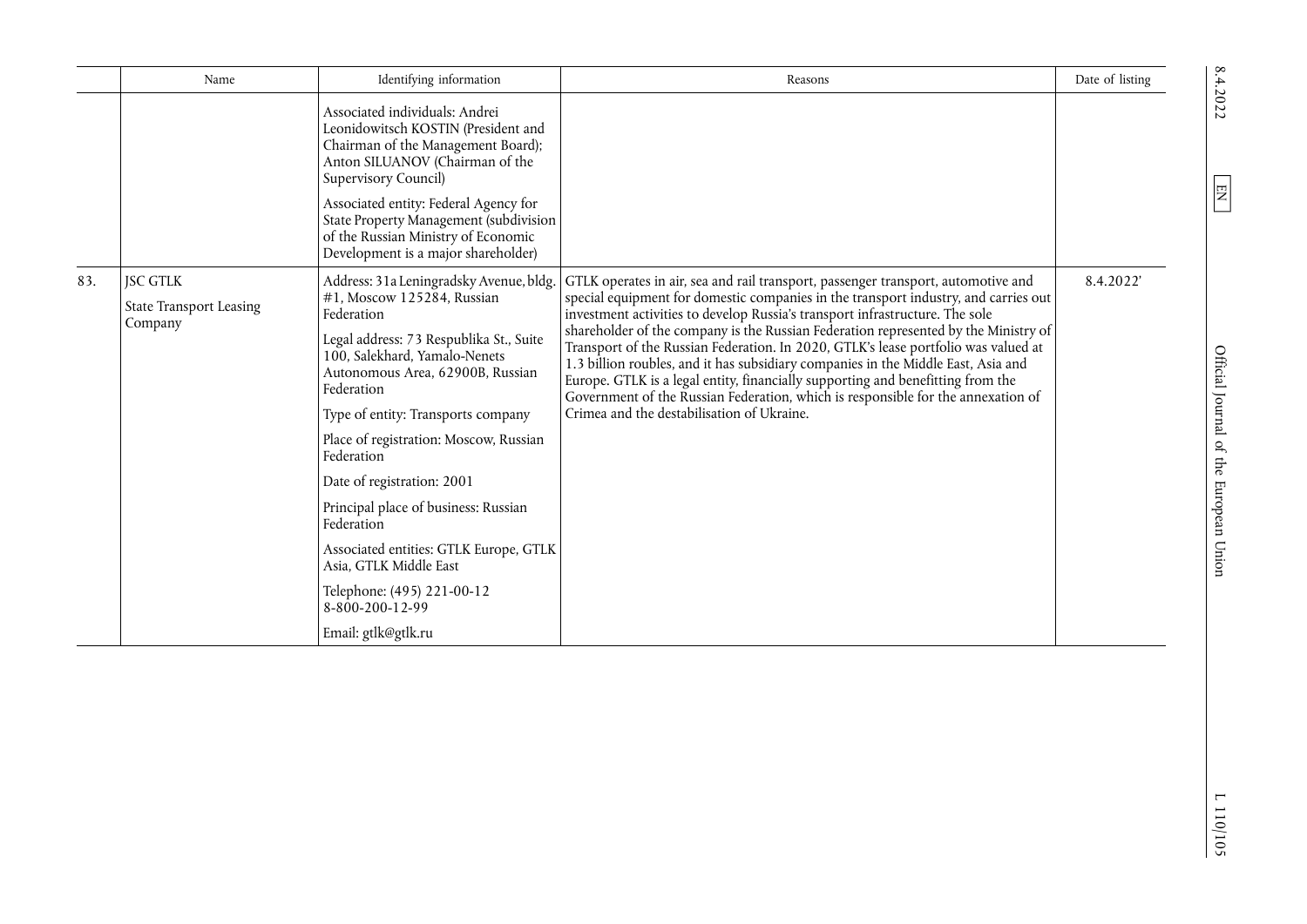| | Name | Identifying information | Reasons | Date of listing |
|---|---|---|---|---|
| | | Associated individuals: Andrei Leonidowitsch KOSTIN (President and Chairman of the Management Board); Anton SILUANOV (Chairman of the Supervisory Council)<br><br>Associated entity: Federal Agency for State Property Management (subdivision of the Russian Ministry of Economic Development is a major shareholder) | | |
| 83. | JSC GTLK<br><br>State Transport Leasing Company | Address: 31a Leningradsky Avenue, bldg. #1, Moscow 125284, Russian Federation<br><br>Legal address: 73 Respublika St., Suite 100, Salekhard, Yamalo-Nenets Autonomous Area, 62900B, Russian Federation<br><br>Type of entity: Transports company<br><br>Place of registration: Moscow, Russian Federation<br><br>Date of registration: 2001<br><br>Principal place of business: Russian Federation<br><br>Associated entities: GTLK Europe, GTLK Asia, GTLK Middle East<br><br>Telephone: (495) 221-00-12<br>8-800-200-12-99<br><br>Email: gtlk@gtlk.ru | GTLK operates in air, sea and rail transport, passenger transport, automotive and special equipment for domestic companies in the transport industry, and carries out investment activities to develop Russia's transport infrastructure. The sole shareholder of the company is the Russian Federation represented by the Ministry of Transport of the Russian Federation. In 2020, GTLK's lease portfolio was valued at 1.3 billion roubles, and it has subsidiary companies in the Middle East, Asia and Europe. GTLK is a legal entity, financially supporting and benefitting from the Government of the Russian Federation, which is responsible for the annexation of Crimea and the destabilisation of Ukraine. | 8.4.2022' |